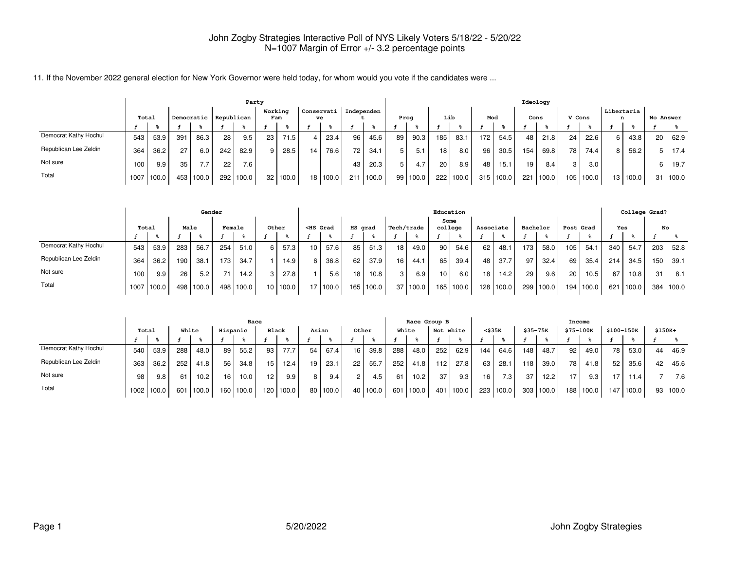# John Zogby Strategies Interactive Poll of NYS Likely Voters 5/18/22 - 5/20/22
N=1007 Margin of Error +/- 3.2 percentage points

11. If the November 2022 general election for New York Governor were held today, for whom would you vote if the candidates were ...

| | Total | | Party | | | | | | | | | | | | Ideology | | | | | | | | | | | | | |
|---|---|---|---|---|---|---|---|---|---|---|---|---|---|---|---|---|---|---|---|---|---|---|---|---|---|---|---|---|
| | | | Democratic | | Republican | | Working Fam | | Conservative | | Independent | | Prog | | Lib | | Mod | | Cons | | V Cons | | Libertarian | | No Answer | |
| | f | % | f | % | f | % | f | % | f | % | f | % | f | % | f | % | f | % | f | % | f | % | f | % | f | % |
| Democrat Kathy Hochul | 543 | 53.9 | 391 | 86.3 | 28 | 9.5 | 23 | 71.5 | 4 | 23.4 | 96 | 45.6 | 89 | 90.3 | 185 | 83.1 | 172 | 54.5 | 48 | 21.8 | 24 | 22.6 | 6 | 43.8 | 20 | 62.9 |
| Republican Lee Zeldin | 364 | 36.2 | 27 | 6.0 | 242 | 82.9 | 9 | 28.5 | 14 | 76.6 | 72 | 34.1 | 5 | 5.1 | 18 | 8.0 | 96 | 30.5 | 154 | 69.8 | 78 | 74.4 | 8 | 56.2 | 5 | 17.4 |
| Not sure | 100 | 9.9 | 35 | 7.7 | 22 | 7.6 | | | | | 43 | 20.3 | 5 | 4.7 | 20 | 8.9 | 48 | 15.1 | 19 | 8.4 | 3 | 3.0 | | | 6 | 19.7 |
| Total | 1007 | 100.0 | 453 | 100.0 | 292 | 100.0 | 32 | 100.0 | 18 | 100.0 | 211 | 100.0 | 99 | 100.0 | 222 | 100.0 | 315 | 100.0 | 221 | 100.0 | 105 | 100.0 | 13 | 100.0 | 31 | 100.0 |

| | Total | | Gender | | | | | | Education | | | | | | | | | | | | | | College Grad? | | | |
|---|---|---|---|---|---|---|---|---|---|---|---|---|---|---|---|---|---|---|---|---|---|---|---|---|---|---|
| | | | Male | | Female | | Other | | <HS Grad | | HS grad | | Tech/trade | | Some college | | Associate | | Bachelor | | Post Grad | | Yes | | No | |
| | f | % | f | % | f | % | f | % | f | % | f | % | f | % | f | % | f | % | f | % | f | % | f | % | f | % |
| Democrat Kathy Hochul | 543 | 53.9 | 283 | 56.7 | 254 | 51.0 | 6 | 57.3 | 10 | 57.6 | 85 | 51.3 | 18 | 49.0 | 90 | 54.6 | 62 | 48.1 | 173 | 58.0 | 105 | 54.1 | 340 | 54.7 | 203 | 52.8 |
| Republican Lee Zeldin | 364 | 36.2 | 190 | 38.1 | 173 | 34.7 | 1 | 14.9 | 6 | 36.8 | 62 | 37.9 | 16 | 44.1 | 65 | 39.4 | 48 | 37.7 | 97 | 32.4 | 69 | 35.4 | 214 | 34.5 | 150 | 39.1 |
| Not sure | 100 | 9.9 | 26 | 5.2 | 71 | 14.2 | 3 | 27.8 | 1 | 5.6 | 18 | 10.8 | 3 | 6.9 | 10 | 6.0 | 18 | 14.2 | 29 | 9.6 | 20 | 10.5 | 67 | 10.8 | 31 | 8.1 |
| Total | 1007 | 100.0 | 498 | 100.0 | 498 | 100.0 | 10 | 100.0 | 17 | 100.0 | 165 | 100.0 | 37 | 100.0 | 165 | 100.0 | 128 | 100.0 | 299 | 100.0 | 194 | 100.0 | 621 | 100.0 | 384 | 100.0 |

| | Total | | Race | | | | | | | | | | Race Group B | | | | Income | | | | | | | | | |
|---|---|---|---|---|---|---|---|---|---|---|---|---|---|---|---|---|---|---|---|---|---|---|---|---|---|---|
| | | | White | | Hispanic | | Black | | Asian | | Other | | White | | Not white | | <$35K | | $35-75K | | $75-100K | | $100-150K | | $150K+ | |
| | f | % | f | % | f | % | f | % | f | % | f | % | f | % | f | % | f | % | f | % | f | % | f | % | f | % |
| Democrat Kathy Hochul | 540 | 53.9 | 288 | 48.0 | 89 | 55.2 | 93 | 77.7 | 54 | 67.4 | 16 | 39.8 | 288 | 48.0 | 252 | 62.9 | 144 | 64.6 | 148 | 48.7 | 92 | 49.0 | 78 | 53.0 | 44 | 46.9 |
| Republican Lee Zeldin | 363 | 36.2 | 252 | 41.8 | 56 | 34.8 | 15 | 12.4 | 19 | 23.1 | 22 | 55.7 | 252 | 41.8 | 112 | 27.8 | 63 | 28.1 | 118 | 39.0 | 78 | 41.8 | 52 | 35.6 | 42 | 45.6 |
| Not sure | 98 | 9.8 | 61 | 10.2 | 16 | 10.0 | 12 | 9.9 | 8 | 9.4 | 2 | 4.5 | 61 | 10.2 | 37 | 9.3 | 16 | 7.3 | 37 | 12.2 | 17 | 9.3 | 17 | 11.4 | 7 | 7.6 |
| Total | 1002 | 100.0 | 601 | 100.0 | 160 | 100.0 | 120 | 100.0 | 80 | 100.0 | 40 | 100.0 | 601 | 100.0 | 401 | 100.0 | 223 | 100.0 | 303 | 100.0 | 188 | 100.0 | 147 | 100.0 | 93 | 100.0 |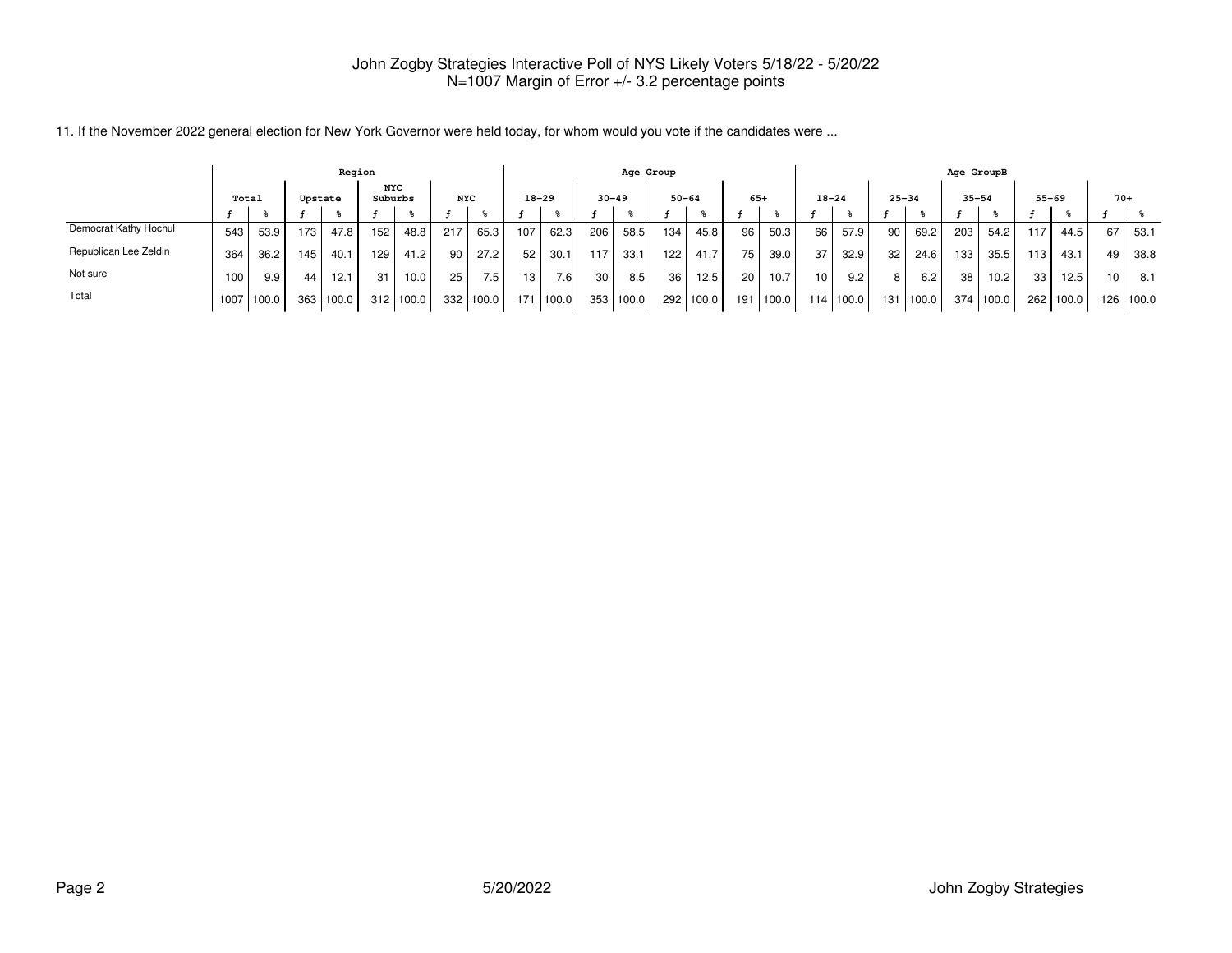John Zogby Strategies Interactive Poll of NYS Likely Voters 5/18/22 - 5/20/22
N=1007 Margin of Error +/- 3.2 percentage points

11. If the November 2022 general election for New York Governor were held today, for whom would you vote if the candidates were ...

| | Total | | Region | | | | | | Age Group | | | | | | | | Age GroupB | | | | | | | | | |
|---|---|---|---|---|---|---|---|---|---|---|---|---|---|---|---|---|---|---|---|---|---|---|---|---|---|---|
| | | | Upstate | | NYC Suburbs | | NYC | | 18-29 | | 30-49 | | 50-64 | | 65+ | | 18-24 | | 25-34 | | 35-54 | | 55-69 | | 70+ | |
| | f | % | f | % | f | % | f | % | f | % | f | % | f | % | f | % | f | % | f | % | f | % | f | % | f | % |
| Democrat Kathy Hochul | 543 | 53.9 | 173 | 47.8 | 152 | 48.8 | 217 | 65.3 | 107 | 62.3 | 206 | 58.5 | 134 | 45.8 | 96 | 50.3 | 66 | 57.9 | 90 | 69.2 | 203 | 54.2 | 117 | 44.5 | 67 | 53.1 |
| Republican Lee Zeldin | 364 | 36.2 | 145 | 40.1 | 129 | 41.2 | 90 | 27.2 | 52 | 30.1 | 117 | 33.1 | 122 | 41.7 | 75 | 39.0 | 37 | 32.9 | 32 | 24.6 | 133 | 35.5 | 113 | 43.1 | 49 | 38.8 |
| Not sure | 100 | 9.9 | 44 | 12.1 | 31 | 10.0 | 25 | 7.5 | 13 | 7.6 | 30 | 8.5 | 36 | 12.5 | 20 | 10.7 | 10 | 9.2 | 8 | 6.2 | 38 | 10.2 | 33 | 12.5 | 10 | 8.1 |
| Total | 1007 | 100.0 | 363 | 100.0 | 312 | 100.0 | 332 | 100.0 | 171 | 100.0 | 353 | 100.0 | 292 | 100.0 | 191 | 100.0 | 114 | 100.0 | 131 | 100.0 | 374 | 100.0 | 262 | 100.0 | 126 | 100.0 |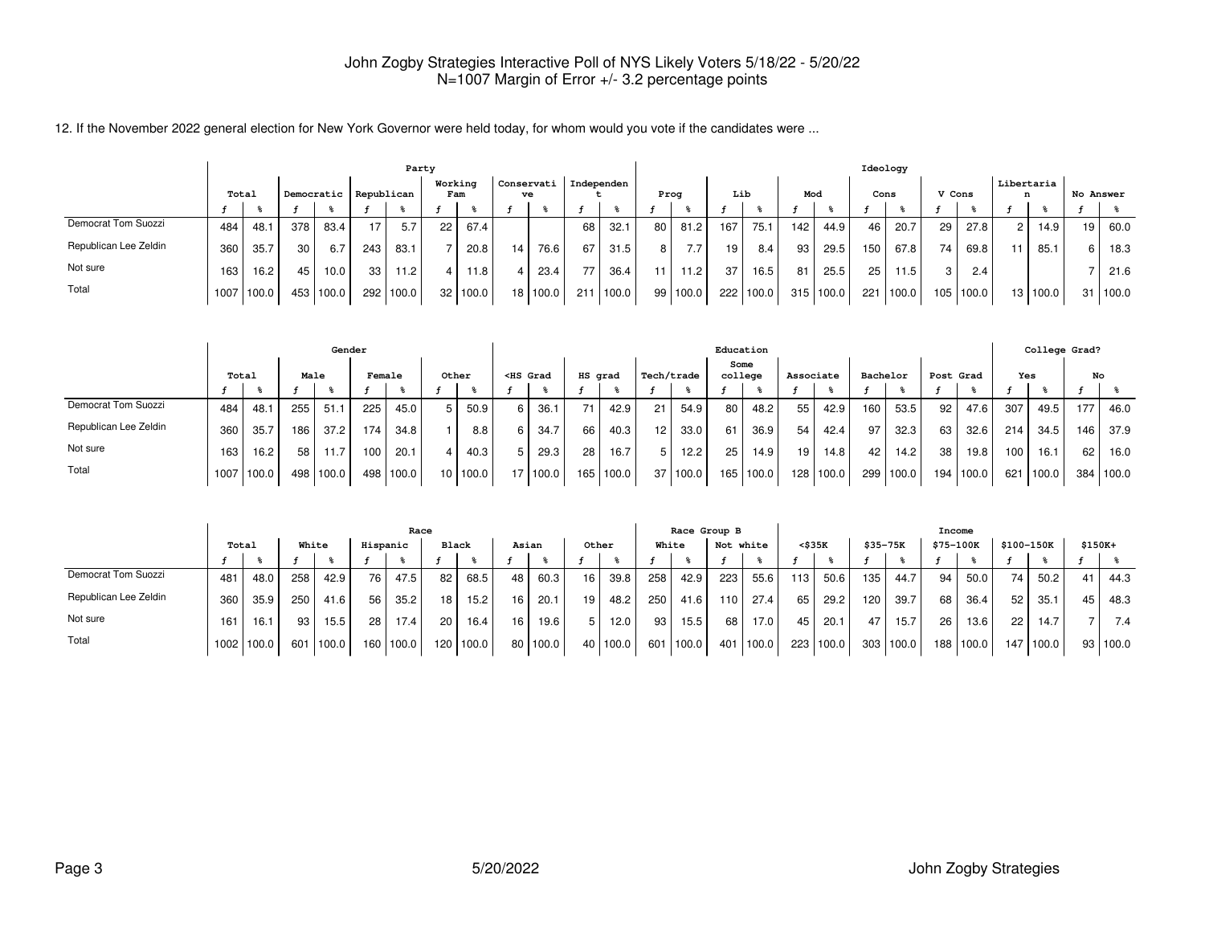John Zogby Strategies Interactive Poll of NYS Likely Voters 5/18/22 - 5/20/22
N=1007 Margin of Error +/- 3.2 percentage points

12. If the November 2022 general election for New York Governor were held today, for whom would you vote if the candidates were ...

| | Total | | Party | | | | | | | | | | | | Ideology | | | | | | | | | | | | | |
|---|---|---|---|---|---|---|---|---|---|---|---|---|---|---|---|---|---|---|---|---|---|---|---|---|---|---|---|---|
| | | | Democratic | | Republican | | Working Fam | | Conservative | | Independent | | Prog | | Lib | | Mod | | Cons | | V Cons | | Libertarian | | No Answer | |
| | f | % | f | % | f | % | f | % | f | % | f | % | f | % | f | % | f | % | f | % | f | % | f | % | f | % |
| Democrat Tom Suozzi | 484 | 48.1 | 378 | 83.4 | 17 | 5.7 | 22 | 67.4 | | | 68 | 32.1 | 80 | 81.2 | 167 | 75.1 | 142 | 44.9 | 46 | 20.7 | 29 | 27.8 | 2 | 14.9 | 19 | 60.0 |
| Republican Lee Zeldin | 360 | 35.7 | 30 | 6.7 | 243 | 83.1 | 7 | 20.8 | 14 | 76.6 | 67 | 31.5 | 8 | 7.7 | 19 | 8.4 | 93 | 29.5 | 150 | 67.8 | 74 | 69.8 | 11 | 85.1 | 6 | 18.3 |
| Not sure | 163 | 16.2 | 45 | 10.0 | 33 | 11.2 | 4 | 11.8 | 4 | 23.4 | 77 | 36.4 | 11 | 11.2 | 37 | 16.5 | 81 | 25.5 | 25 | 11.5 | 3 | 2.4 | | | 7 | 21.6 |
| Total | 1007 | 100.0 | 453 | 100.0 | 292 | 100.0 | 32 | 100.0 | 18 | 100.0 | 211 | 100.0 | 99 | 100.0 | 222 | 100.0 | 315 | 100.0 | 221 | 100.0 | 105 | 100.0 | 13 | 100.0 | 31 | 100.0 |

| | Total | | Gender | | | | | | Education | | | | | | | | | | | | | | College Grad? | | | |
|---|---|---|---|---|---|---|---|---|---|---|---|---|---|---|---|---|---|---|---|---|---|---|---|---|---|---|
| | | | Male | | Female | | Other | | <HS Grad | | HS grad | | Tech/trade | | Some college | | Associate | | Bachelor | | Post Grad | | Yes | | No | |
| | f | % | f | % | f | % | f | % | f | % | f | % | f | % | f | % | f | % | f | % | f | % | f | % | f | % |
| Democrat Tom Suozzi | 484 | 48.1 | 255 | 51.1 | 225 | 45.0 | 5 | 50.9 | 6 | 36.1 | 71 | 42.9 | 21 | 54.9 | 80 | 48.2 | 55 | 42.9 | 160 | 53.5 | 92 | 47.6 | 307 | 49.5 | 177 | 46.0 |
| Republican Lee Zeldin | 360 | 35.7 | 186 | 37.2 | 174 | 34.8 | 1 | 8.8 | 6 | 34.7 | 66 | 40.3 | 12 | 33.0 | 61 | 36.9 | 54 | 42.4 | 97 | 32.3 | 63 | 32.6 | 214 | 34.5 | 146 | 37.9 |
| Not sure | 163 | 16.2 | 58 | 11.7 | 100 | 20.1 | 4 | 40.3 | 5 | 29.3 | 28 | 16.7 | 5 | 12.2 | 25 | 14.9 | 19 | 14.8 | 42 | 14.2 | 38 | 19.8 | 100 | 16.1 | 62 | 16.0 |
| Total | 1007 | 100.0 | 498 | 100.0 | 498 | 100.0 | 10 | 100.0 | 17 | 100.0 | 165 | 100.0 | 37 | 100.0 | 165 | 100.0 | 128 | 100.0 | 299 | 100.0 | 194 | 100.0 | 621 | 100.0 | 384 | 100.0 |

| | Total | | Race | | | | | | | | | | Race Group B | | | | Income | | | | | | | | | |
|---|---|---|---|---|---|---|---|---|---|---|---|---|---|---|---|---|---|---|---|---|---|---|---|---|---|---|
| | | | White | | Hispanic | | Black | | Asian | | Other | | White | | Not white | | <$35K | | $35-75K | | $75-100K | | $100-150K | | $150K+ | |
| | f | % | f | % | f | % | f | % | f | % | f | % | f | % | f | % | f | % | f | % | f | % | f | % | f | % |
| Democrat Tom Suozzi | 481 | 48.0 | 258 | 42.9 | 76 | 47.5 | 82 | 68.5 | 48 | 60.3 | 16 | 39.8 | 258 | 42.9 | 223 | 55.6 | 113 | 50.6 | 135 | 44.7 | 94 | 50.0 | 74 | 50.2 | 41 | 44.3 |
| Republican Lee Zeldin | 360 | 35.9 | 250 | 41.6 | 56 | 35.2 | 18 | 15.2 | 16 | 20.1 | 19 | 48.2 | 250 | 41.6 | 110 | 27.4 | 65 | 29.2 | 120 | 39.7 | 68 | 36.4 | 52 | 35.1 | 45 | 48.3 |
| Not sure | 161 | 16.1 | 93 | 15.5 | 28 | 17.4 | 20 | 16.4 | 16 | 19.6 | 5 | 12.0 | 93 | 15.5 | 68 | 17.0 | 45 | 20.1 | 47 | 15.7 | 26 | 13.6 | 22 | 14.7 | 7 | 7.4 |
| Total | 1002 | 100.0 | 601 | 100.0 | 160 | 100.0 | 120 | 100.0 | 80 | 100.0 | 40 | 100.0 | 601 | 100.0 | 401 | 100.0 | 223 | 100.0 | 303 | 100.0 | 188 | 100.0 | 147 | 100.0 | 93 | 100.0 |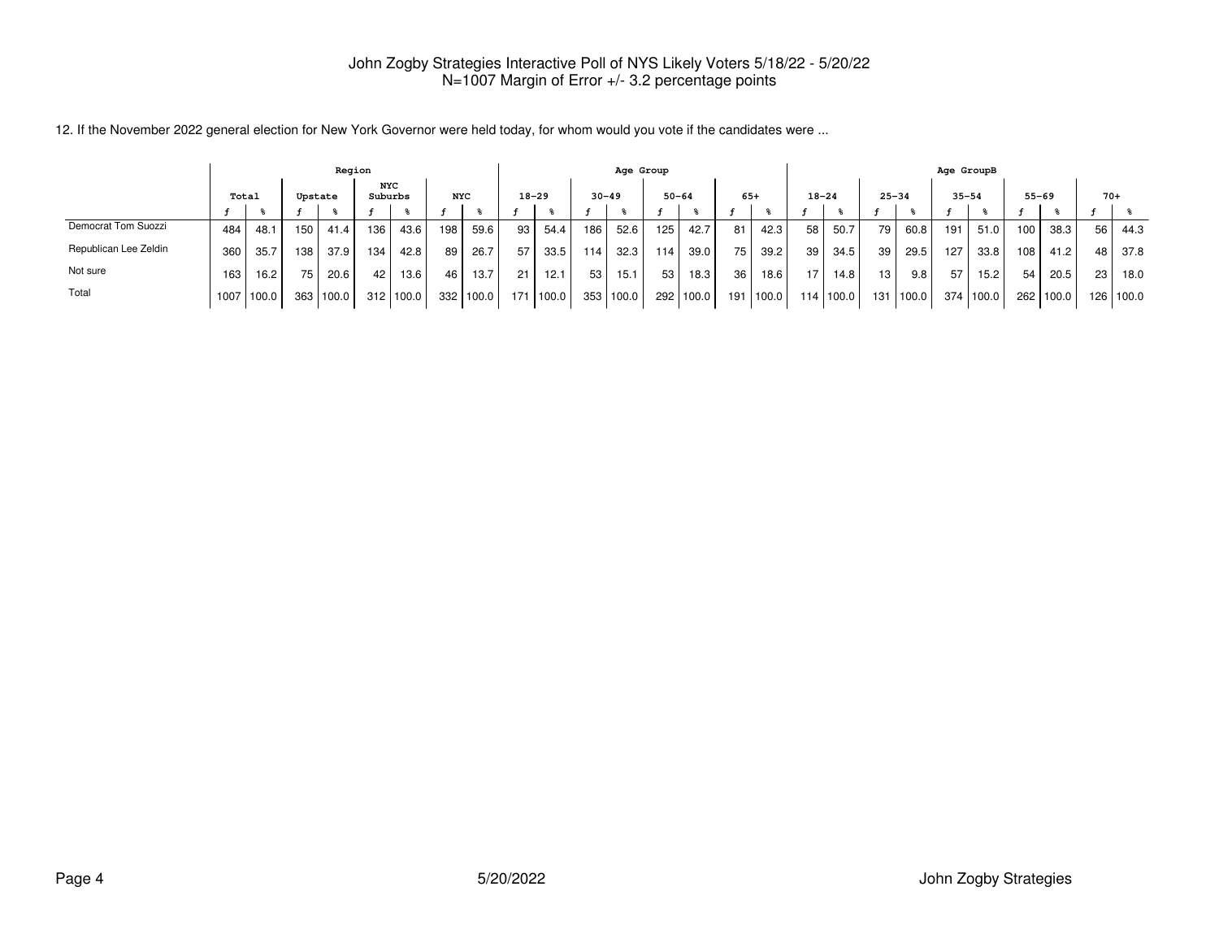John Zogby Strategies Interactive Poll of NYS Likely Voters 5/18/22 - 5/20/22
N=1007 Margin of Error +/- 3.2 percentage points

12. If the November 2022 general election for New York Governor were held today, for whom would you vote if the candidates were ...

| | Region | | | | | | | | Age Group | | | | | | | | Age GroupB | | | | | | | | | |
|---|---|---|---|---|---|---|---|---|---|---|---|---|---|---|---|---|---|---|---|---|---|---|---|---|---|---|
| | Total | | Upstate | | NYC Suburbs | | NYC | | 18-29 | | 30-49 | | 50-64 | | 65+ | | 18-24 | | 25-34 | | 35-54 | | 55-69 | | 70+ | |
| | f | % | f | % | f | % | f | % | f | % | f | % | f | % | f | % | f | % | f | % | f | % | f | % | f | % |
| Democrat Tom Suozzi | 484 | 48.1 | 150 | 41.4 | 136 | 43.6 | 198 | 59.6 | 93 | 54.4 | 186 | 52.6 | 125 | 42.7 | 81 | 42.3 | 58 | 50.7 | 79 | 60.8 | 191 | 51.0 | 100 | 38.3 | 56 | 44.3 |
| Republican Lee Zeldin | 360 | 35.7 | 138 | 37.9 | 134 | 42.8 | 89 | 26.7 | 57 | 33.5 | 114 | 32.3 | 114 | 39.0 | 75 | 39.2 | 39 | 34.5 | 39 | 29.5 | 127 | 33.8 | 108 | 41.2 | 48 | 37.8 |
| Not sure | 163 | 16.2 | 75 | 20.6 | 42 | 13.6 | 46 | 13.7 | 21 | 12.1 | 53 | 15.1 | 53 | 18.3 | 36 | 18.6 | 17 | 14.8 | 13 | 9.8 | 57 | 15.2 | 54 | 20.5 | 23 | 18.0 |
| Total | 1007 | 100.0 | 363 | 100.0 | 312 | 100.0 | 332 | 100.0 | 171 | 100.0 | 353 | 100.0 | 292 | 100.0 | 191 | 100.0 | 114 | 100.0 | 131 | 100.0 | 374 | 100.0 | 262 | 100.0 | 126 | 100.0 |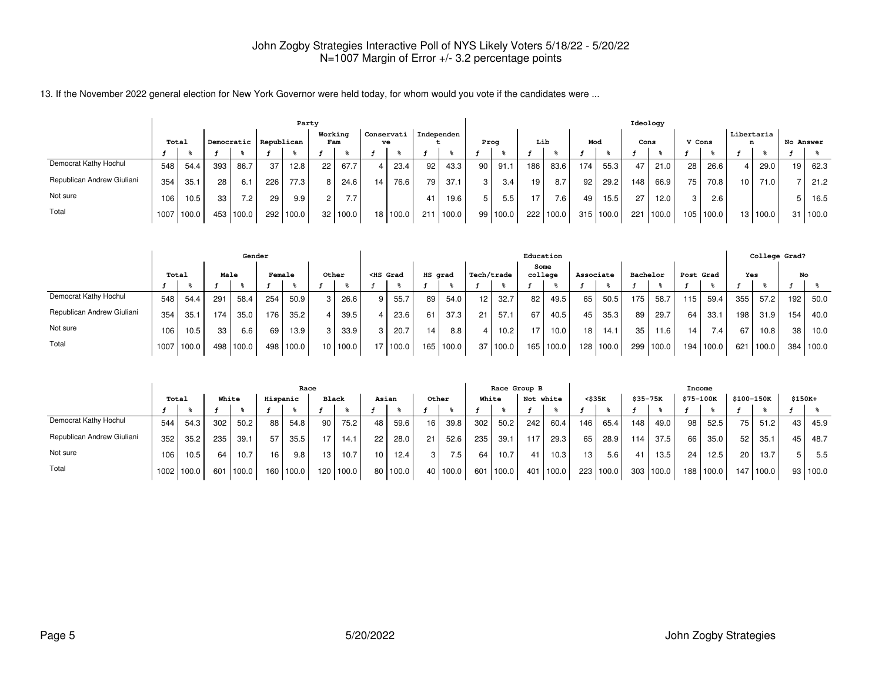John Zogby Strategies Interactive Poll of NYS Likely Voters 5/18/22 - 5/20/22
N=1007 Margin of Error +/- 3.2 percentage points

13. If the November 2022 general election for New York Governor were held today, for whom would you vote if the candidates were ...

| | Total | | Party | | | | | | | | | | | | Ideology | | | | | | | | | | | | | |
|---|---|---|---|---|---|---|---|---|---|---|---|---|---|---|---|---|---|---|---|---|---|---|---|---|---|---|---|---|
| | | | Democratic | | Republican | | Working Fam | | Conservative | | Independent | | Prog | | Lib | | Mod | | Cons | | V Cons | | Libertarian | | No Answer | | | |
| | f | % | f | % | f | % | f | % | f | % | f | % | f | % | f | % | f | % | f | % | f | % | f | % | f | % | | |
| Democrat Kathy Hochul | 548 | 54.4 | 393 | 86.7 | 37 | 12.8 | 22 | 67.7 | 4 | 23.4 | 92 | 43.3 | 90 | 91.1 | 186 | 83.6 | 174 | 55.3 | 47 | 21.0 | 28 | 26.6 | 4 | 29.0 | 19 | 62.3 | | |
| Republican Andrew Giuliani | 354 | 35.1 | 28 | 6.1 | 226 | 77.3 | 8 | 24.6 | 14 | 76.6 | 79 | 37.1 | 3 | 3.4 | 19 | 8.7 | 92 | 29.2 | 148 | 66.9 | 75 | 70.8 | 10 | 71.0 | 7 | 21.2 | | |
| Not sure | 106 | 10.5 | 33 | 7.2 | 29 | 9.9 | 2 | 7.7 | | | 41 | 19.6 | 5 | 5.5 | 17 | 7.6 | 49 | 15.5 | 27 | 12.0 | 3 | 2.6 | | | 5 | 16.5 | | |
| Total | 1007 | 100.0 | 453 | 100.0 | 292 | 100.0 | 32 | 100.0 | 18 | 100.0 | 211 | 100.0 | 99 | 100.0 | 222 | 100.0 | 315 | 100.0 | 221 | 100.0 | 105 | 100.0 | 13 | 100.0 | 31 | 100.0 | | |

| | Total | | Gender | | | | | | Education | | | | | | | | | | | | | | College Grad? | | | |
|---|---|---|---|---|---|---|---|---|---|---|---|---|---|---|---|---|---|---|---|---|---|---|---|---|---|---|
| | | | Male | | Female | | Other | | <HS Grad | | HS grad | | Tech/trade | | Some college | | Associate | | Bachelor | | Post Grad | | Yes | | No | |
| | f | % | f | % | f | % | f | % | f | % | f | % | f | % | f | % | f | % | f | % | f | % | f | % | f | % |
| Democrat Kathy Hochul | 548 | 54.4 | 291 | 58.4 | 254 | 50.9 | 3 | 26.6 | 9 | 55.7 | 89 | 54.0 | 12 | 32.7 | 82 | 49.5 | 65 | 50.5 | 175 | 58.7 | 115 | 59.4 | 355 | 57.2 | 192 | 50.0 |
| Republican Andrew Giuliani | 354 | 35.1 | 174 | 35.0 | 176 | 35.2 | 4 | 39.5 | 4 | 23.6 | 61 | 37.3 | 21 | 57.1 | 67 | 40.5 | 45 | 35.3 | 89 | 29.7 | 64 | 33.1 | 198 | 31.9 | 154 | 40.0 |
| Not sure | 106 | 10.5 | 33 | 6.6 | 69 | 13.9 | 3 | 33.9 | 3 | 20.7 | 14 | 8.8 | 4 | 10.2 | 17 | 10.0 | 18 | 14.1 | 35 | 11.6 | 14 | 7.4 | 67 | 10.8 | 38 | 10.0 |
| Total | 1007 | 100.0 | 498 | 100.0 | 498 | 100.0 | 10 | 100.0 | 17 | 100.0 | 165 | 100.0 | 37 | 100.0 | 165 | 100.0 | 128 | 100.0 | 299 | 100.0 | 194 | 100.0 | 621 | 100.0 | 384 | 100.0 |

| | Total | | Race | | | | | | | | | | Race Group B | | | | Income | | | | | | | | | |
|---|---|---|---|---|---|---|---|---|---|---|---|---|---|---|---|---|---|---|---|---|---|---|---|---|---|---|
| | | | White | | Hispanic | | Black | | Asian | | Other | | White | | Not white | | <$35K | | $35-75K | | $75-100K | | $100-150K | | $150K+ | |
| | f | % | f | % | f | % | f | % | f | % | f | % | f | % | f | % | f | % | f | % | f | % | f | % | f | % |
| Democrat Kathy Hochul | 544 | 54.3 | 302 | 50.2 | 88 | 54.8 | 90 | 75.2 | 48 | 59.6 | 16 | 39.8 | 302 | 50.2 | 242 | 60.4 | 146 | 65.4 | 148 | 49.0 | 98 | 52.5 | 75 | 51.2 | 43 | 45.9 |
| Republican Andrew Giuliani | 352 | 35.2 | 235 | 39.1 | 57 | 35.5 | 17 | 14.1 | 22 | 28.0 | 21 | 52.6 | 235 | 39.1 | 117 | 29.3 | 65 | 28.9 | 114 | 37.5 | 66 | 35.0 | 52 | 35.1 | 45 | 48.7 |
| Not sure | 106 | 10.5 | 64 | 10.7 | 16 | 9.8 | 13 | 10.7 | 10 | 12.4 | 3 | 7.5 | 64 | 10.7 | 41 | 10.3 | 13 | 5.6 | 41 | 13.5 | 24 | 12.5 | 20 | 13.7 | 5 | 5.5 |
| Total | 1002 | 100.0 | 601 | 100.0 | 160 | 100.0 | 120 | 100.0 | 80 | 100.0 | 40 | 100.0 | 601 | 100.0 | 401 | 100.0 | 223 | 100.0 | 303 | 100.0 | 188 | 100.0 | 147 | 100.0 | 93 | 100.0 |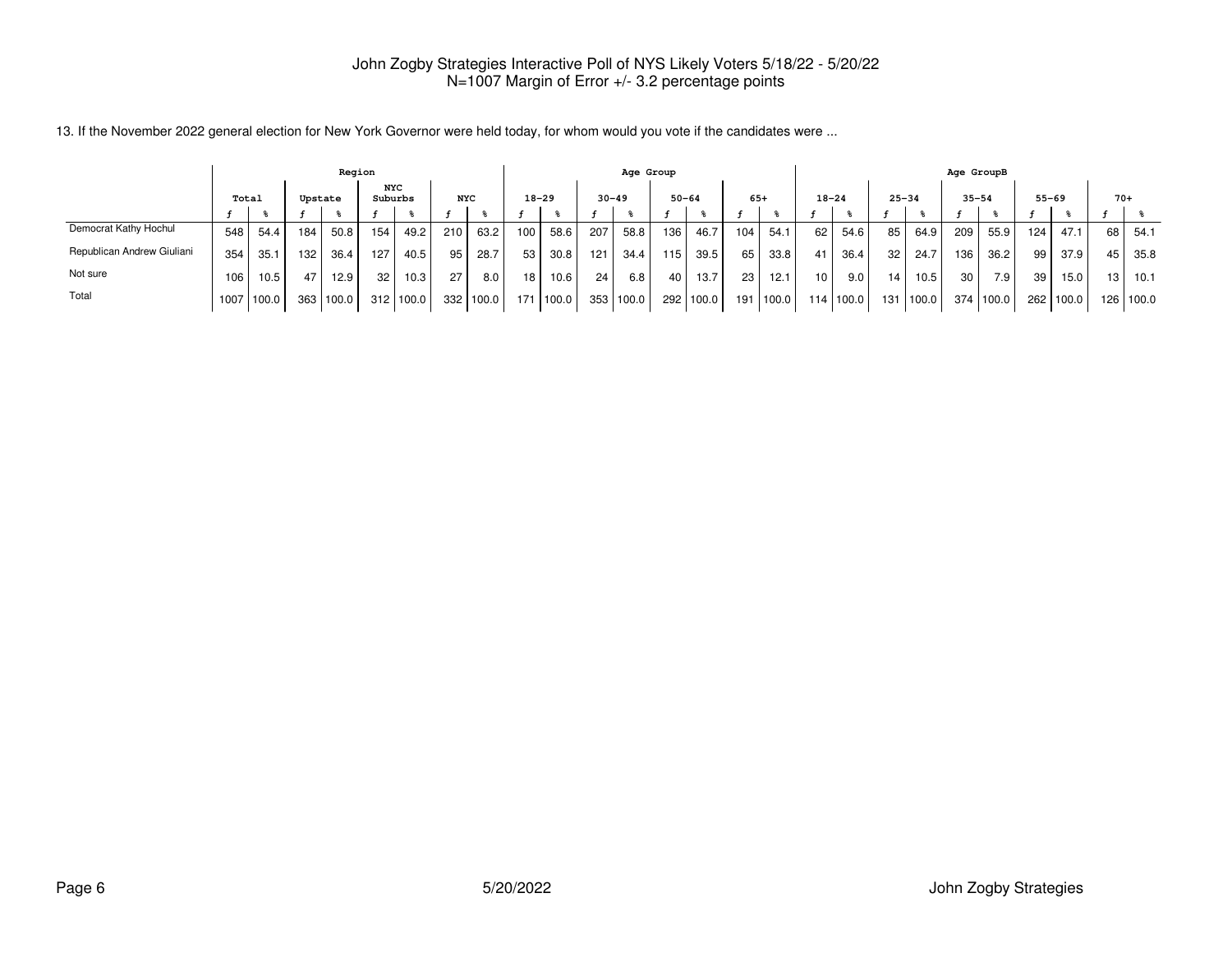John Zogby Strategies Interactive Poll of NYS Likely Voters 5/18/22 - 5/20/22
N=1007 Margin of Error +/- 3.2 percentage points

13. If the November 2022 general election for New York Governor were held today, for whom would you vote if the candidates were ...

| | Total | | Region | | | | | | Age Group | | | | | | | | Age GroupB | | | | | | | | | |
|---|---|---|---|---|---|---|---|---|---|---|---|---|---|---|---|---|---|---|---|---|---|---|---|---|---|---|
| | | | Upstate | | NYC Suburbs | | NYC | | 18-29 | | 30-49 | | 50-64 | | 65+ | | 18-24 | | 25-34 | | 35-54 | | 55-69 | | 70+ | |
| | f | % | f | % | f | % | f | % | f | % | f | % | f | % | f | % | f | % | f | % | f | % | f | % | f | % |
| Democrat Kathy Hochul | 548 | 54.4 | 184 | 50.8 | 154 | 49.2 | 210 | 63.2 | 100 | 58.6 | 207 | 58.8 | 136 | 46.7 | 104 | 54.1 | 62 | 54.6 | 85 | 64.9 | 209 | 55.9 | 124 | 47.1 | 68 | 54.1 |
| Republican Andrew Giuliani | 354 | 35.1 | 132 | 36.4 | 127 | 40.5 | 95 | 28.7 | 53 | 30.8 | 121 | 34.4 | 115 | 39.5 | 65 | 33.8 | 41 | 36.4 | 32 | 24.7 | 136 | 36.2 | 99 | 37.9 | 45 | 35.8 |
| Not sure | 106 | 10.5 | 47 | 12.9 | 32 | 10.3 | 27 | 8.0 | 18 | 10.6 | 24 | 6.8 | 40 | 13.7 | 23 | 12.1 | 10 | 9.0 | 14 | 10.5 | 30 | 7.9 | 39 | 15.0 | 13 | 10.1 |
| Total | 1007 | 100.0 | 363 | 100.0 | 312 | 100.0 | 332 | 100.0 | 171 | 100.0 | 353 | 100.0 | 292 | 100.0 | 191 | 100.0 | 114 | 100.0 | 131 | 100.0 | 374 | 100.0 | 262 | 100.0 | 126 | 100.0 |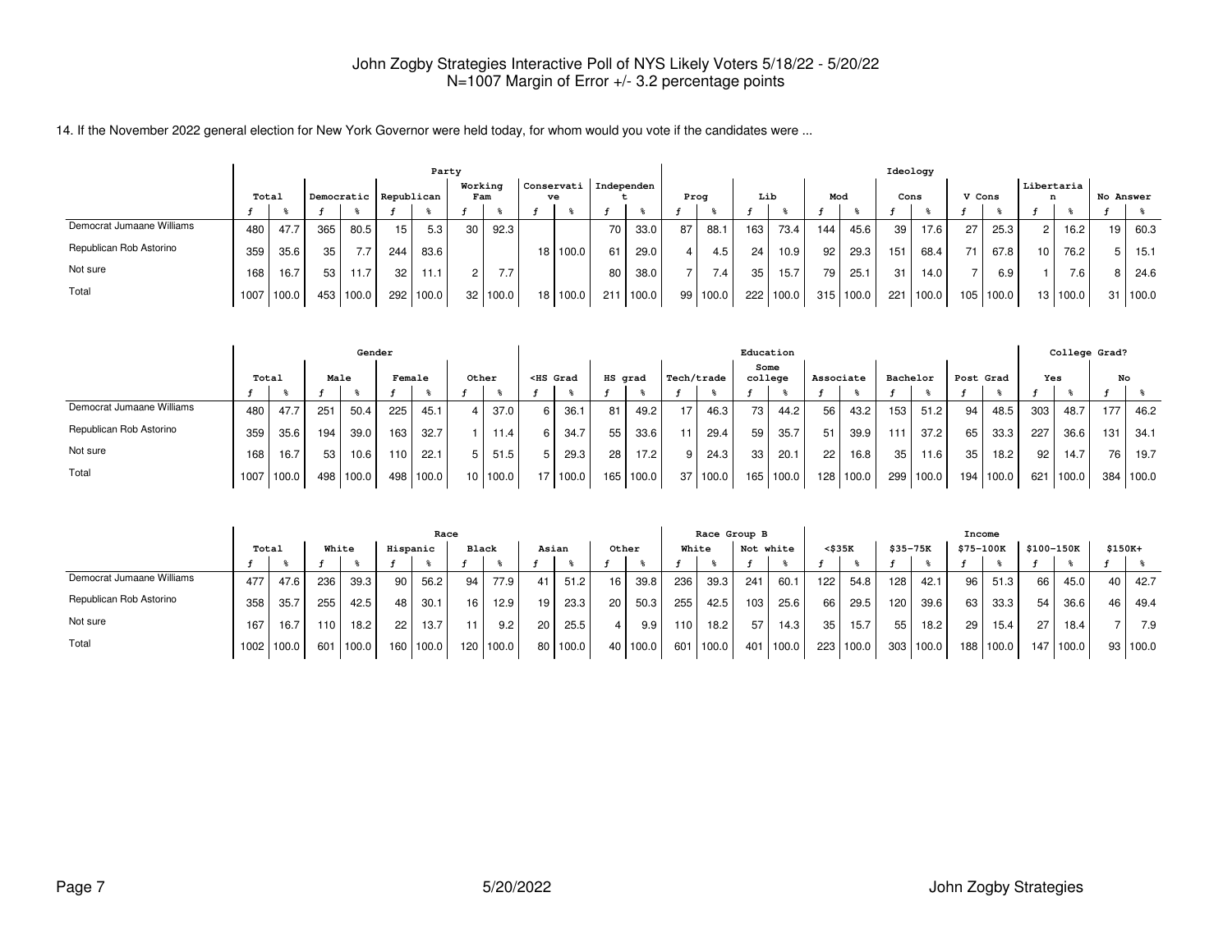John Zogby Strategies Interactive Poll of NYS Likely Voters 5/18/22 - 5/20/22
N=1007 Margin of Error +/- 3.2 percentage points

14. If the November 2022 general election for New York Governor were held today, for whom would you vote if the candidates were ...

| | Total | | Party | | | | | | | | | | Ideology | | | | | | | | | | | | | |
|---|---|---|---|---|---|---|---|---|---|---|---|---|---|---|---|---|---|---|---|---|---|---|---|---|---|---|
| | | | Democratic | | Republican | | Working Fam | | Conservative | | Independent | | Prog | | Lib | | Mod | | Cons | | V Cons | | Libertarian | | No Answer | |
| | f | % | f | % | f | % | f | % | f | % | f | % | f | % | f | % | f | % | f | % | f | % | f | % | f | % |
| Democrat Jumaane Williams | 480 | 47.7 | 365 | 80.5 | 15 | 5.3 | 30 | 92.3 | | | 70 | 33.0 | 87 | 88.1 | 163 | 73.4 | 144 | 45.6 | 39 | 17.6 | 27 | 25.3 | 2 | 16.2 | 19 | 60.3 |
| Republican Rob Astorino | 359 | 35.6 | 35 | 7.7 | 244 | 83.6 | | | 18 | 100.0 | 61 | 29.0 | 4 | 4.5 | 24 | 10.9 | 92 | 29.3 | 151 | 68.4 | 71 | 67.8 | 10 | 76.2 | 5 | 15.1 |
| Not sure | 168 | 16.7 | 53 | 11.7 | 32 | 11.1 | 2 | 7.7 | | | 80 | 38.0 | 7 | 7.4 | 35 | 15.7 | 79 | 25.1 | 31 | 14.0 | 7 | 6.9 | 1 | 7.6 | 8 | 24.6 |
| Total | 1007 | 100.0 | 453 | 100.0 | 292 | 100.0 | 32 | 100.0 | 18 | 100.0 | 211 | 100.0 | 99 | 100.0 | 222 | 100.0 | 315 | 100.0 | 221 | 100.0 | 105 | 100.0 | 13 | 100.0 | 31 | 100.0 |

| | Total | | Gender | | | | | | Education | | | | | | | | | | | | | | College Grad? | | | |
|---|---|---|---|---|---|---|---|---|---|---|---|---|---|---|---|---|---|---|---|---|---|---|---|---|---|---|
| | | | Male | | Female | | Other | | <HS Grad | | HS grad | | Tech/trade | | Some college | | Associate | | Bachelor | | Post Grad | | Yes | | No | |
| | f | % | f | % | f | % | f | % | f | % | f | % | f | % | f | % | f | % | f | % | f | % | f | % | f | % |
| Democrat Jumaane Williams | 480 | 47.7 | 251 | 50.4 | 225 | 45.1 | 4 | 37.0 | 6 | 36.1 | 81 | 49.2 | 17 | 46.3 | 73 | 44.2 | 56 | 43.2 | 153 | 51.2 | 94 | 48.5 | 303 | 48.7 | 177 | 46.2 |
| Republican Rob Astorino | 359 | 35.6 | 194 | 39.0 | 163 | 32.7 | 1 | 11.4 | 6 | 34.7 | 55 | 33.6 | 11 | 29.4 | 59 | 35.7 | 51 | 39.9 | 111 | 37.2 | 65 | 33.3 | 227 | 36.6 | 131 | 34.1 |
| Not sure | 168 | 16.7 | 53 | 10.6 | 110 | 22.1 | 5 | 51.5 | 5 | 29.3 | 28 | 17.2 | 9 | 24.3 | 33 | 20.1 | 22 | 16.8 | 35 | 11.6 | 35 | 18.2 | 92 | 14.7 | 76 | 19.7 |
| Total | 1007 | 100.0 | 498 | 100.0 | 498 | 100.0 | 10 | 100.0 | 17 | 100.0 | 165 | 100.0 | 37 | 100.0 | 165 | 100.0 | 128 | 100.0 | 299 | 100.0 | 194 | 100.0 | 621 | 100.0 | 384 | 100.0 |

| | Total | | Race | | | | | | | | | | Race Group B | | | | Income | | | | | | | | | |
|---|---|---|---|---|---|---|---|---|---|---|---|---|---|---|---|---|---|---|---|---|---|---|---|---|---|---|
| | | | White | | Hispanic | | Black | | Asian | | Other | | White | | Not white | | <$35K | | $35-75K | | $75-100K | | $100-150K | | $150K+ | |
| | f | % | f | % | f | % | f | % | f | % | f | % | f | % | f | % | f | % | f | % | f | % | f | % | f | % |
| Democrat Jumaane Williams | 477 | 47.6 | 236 | 39.3 | 90 | 56.2 | 94 | 77.9 | 41 | 51.2 | 16 | 39.8 | 236 | 39.3 | 241 | 60.1 | 122 | 54.8 | 128 | 42.1 | 96 | 51.3 | 66 | 45.0 | 40 | 42.7 |
| Republican Rob Astorino | 358 | 35.7 | 255 | 42.5 | 48 | 30.1 | 16 | 12.9 | 19 | 23.3 | 20 | 50.3 | 255 | 42.5 | 103 | 25.6 | 66 | 29.5 | 120 | 39.6 | 63 | 33.3 | 54 | 36.6 | 46 | 49.4 |
| Not sure | 167 | 16.7 | 110 | 18.2 | 22 | 13.7 | 11 | 9.2 | 20 | 25.5 | 4 | 9.9 | 110 | 18.2 | 57 | 14.3 | 35 | 15.7 | 55 | 18.2 | 29 | 15.4 | 27 | 18.4 | 7 | 7.9 |
| Total | 1002 | 100.0 | 601 | 100.0 | 160 | 100.0 | 120 | 100.0 | 80 | 100.0 | 40 | 100.0 | 601 | 100.0 | 401 | 100.0 | 223 | 100.0 | 303 | 100.0 | 188 | 100.0 | 147 | 100.0 | 93 | 100.0 |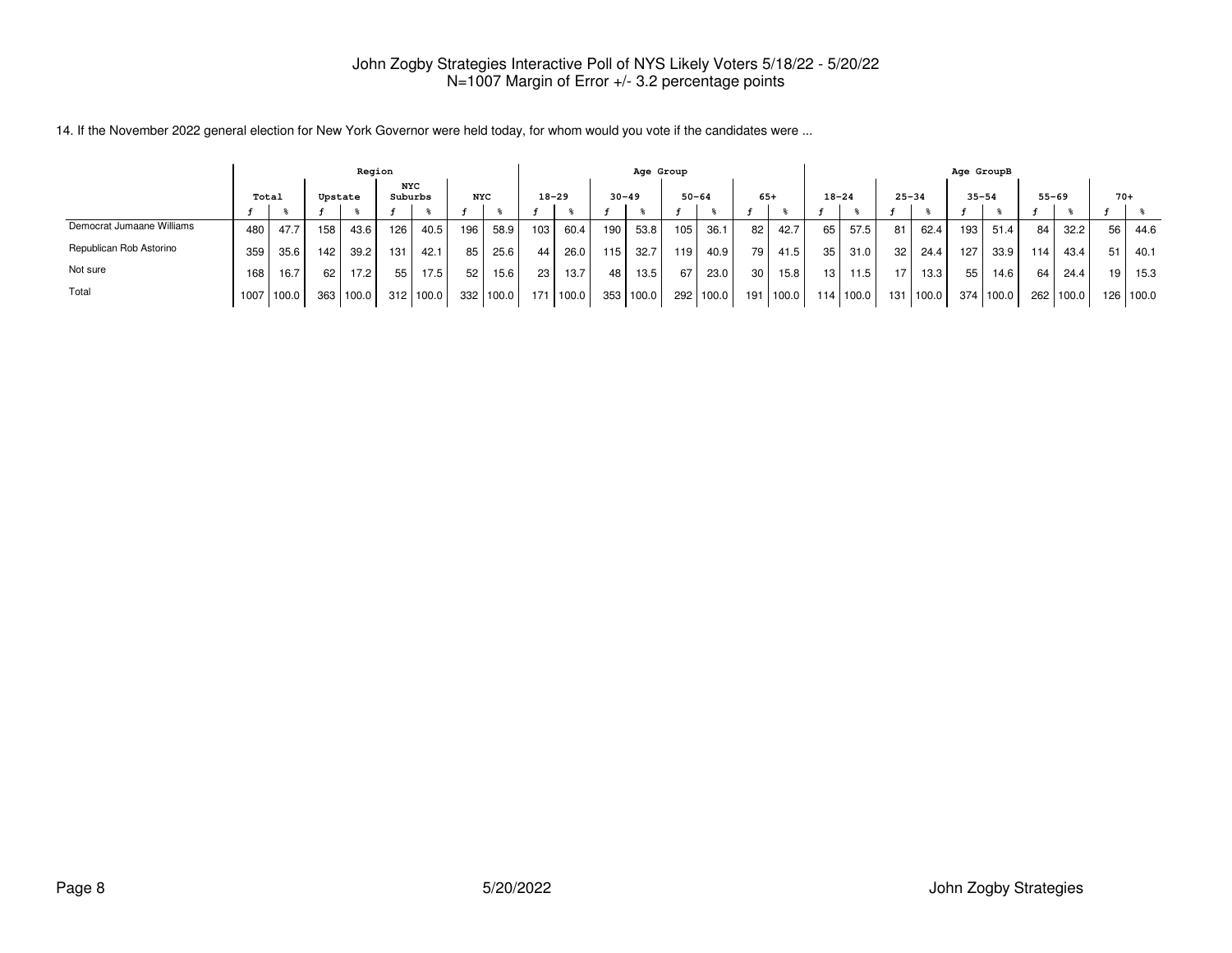John Zogby Strategies Interactive Poll of NYS Likely Voters 5/18/22 - 5/20/22
N=1007 Margin of Error +/- 3.2 percentage points

14. If the November 2022 general election for New York Governor were held today, for whom would you vote if the candidates were ...

| | Total | | Region | | | | | | Age Group | | | | | | | | Age GroupB | | | | | | | | | |
|---|---|---|---|---|---|---|---|---|---|---|---|---|---|---|---|---|---|---|---|---|---|---|---|---|---|---|
| | | | Upstate | | NYC Suburbs | | NYC | | 18-29 | | 30-49 | | 50-64 | | 65+ | | 18-24 | | 25-34 | | 35-54 | | 55-69 | | 70+ | |
| | f | % | f | % | f | % | f | % | f | % | f | % | f | % | f | % | f | % | f | % | f | % | f | % | f | % |
| Democrat Jumaane Williams | 480 | 47.7 | 158 | 43.6 | 126 | 40.5 | 196 | 58.9 | 103 | 60.4 | 190 | 53.8 | 105 | 36.1 | 82 | 42.7 | 65 | 57.5 | 81 | 62.4 | 193 | 51.4 | 84 | 32.2 | 56 | 44.6 |
| Republican Rob Astorino | 359 | 35.6 | 142 | 39.2 | 131 | 42.1 | 85 | 25.6 | 44 | 26.0 | 115 | 32.7 | 119 | 40.9 | 79 | 41.5 | 35 | 31.0 | 32 | 24.4 | 127 | 33.9 | 114 | 43.4 | 51 | 40.1 |
| Not sure | 168 | 16.7 | 62 | 17.2 | 55 | 17.5 | 52 | 15.6 | 23 | 13.7 | 48 | 13.5 | 67 | 23.0 | 30 | 15.8 | 13 | 11.5 | 17 | 13.3 | 55 | 14.6 | 64 | 24.4 | 19 | 15.3 |
| Total | 1007 | 100.0 | 363 | 100.0 | 312 | 100.0 | 332 | 100.0 | 171 | 100.0 | 353 | 100.0 | 292 | 100.0 | 191 | 100.0 | 114 | 100.0 | 131 | 100.0 | 374 | 100.0 | 262 | 100.0 | 126 | 100.0 |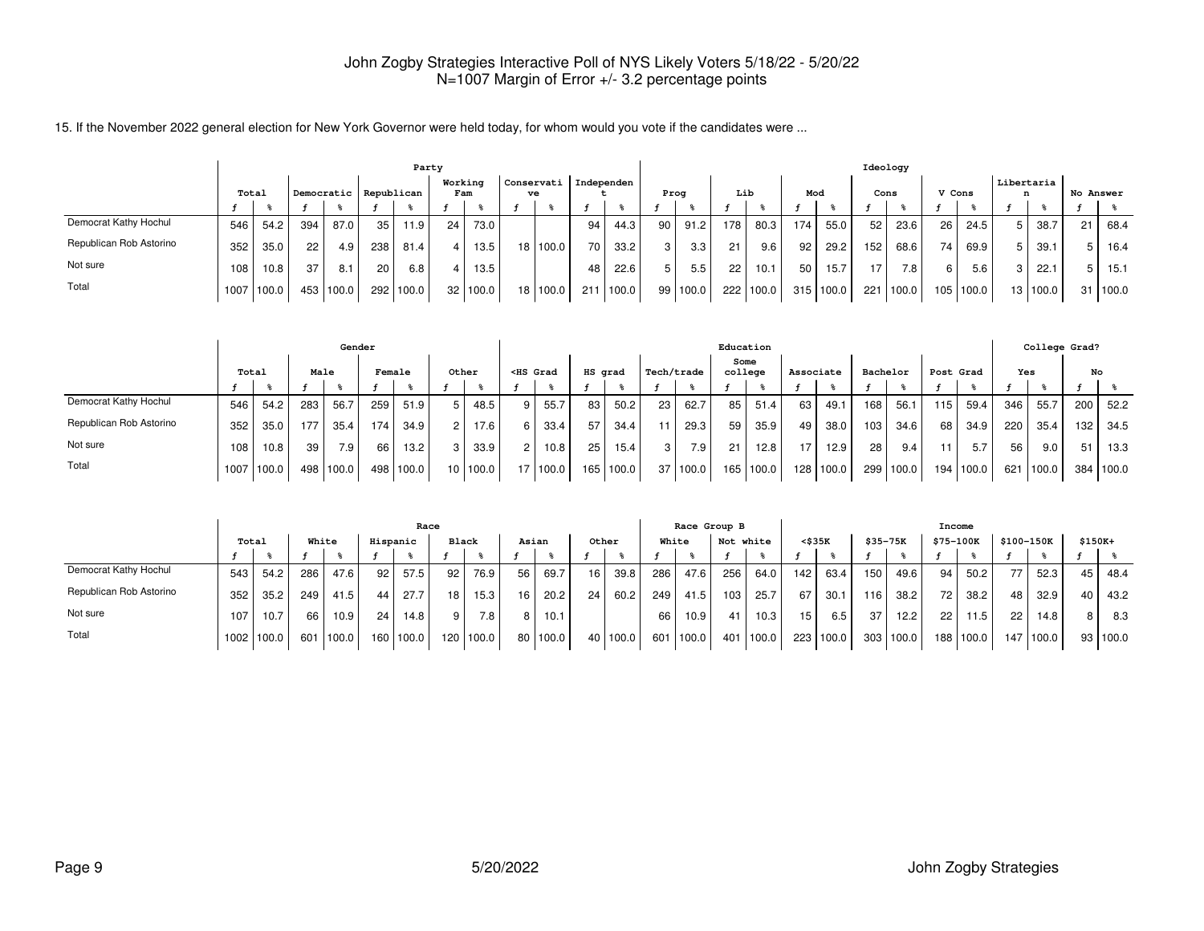John Zogby Strategies Interactive Poll of NYS Likely Voters 5/18/22 - 5/20/22
N=1007 Margin of Error +/- 3.2 percentage points

15. If the November 2022 general election for New York Governor were held today, for whom would you vote if the candidates were ...

| | Total | | Party | | | | | | | | | | | | Ideology | | | | | | | | | | | | | |
|---|---|---|---|---|---|---|---|---|---|---|---|---|---|---|---|---|---|---|---|---|---|---|---|---|---|---|---|---|
| | | | Democratic | | Republican | | Working Fam | | Conservative | | Independent | | Prog | | Lib | | Mod | | Cons | | V Cons | | Libertarian | | No Answer | |
| | f | % | f | % | f | % | f | % | f | % | f | % | f | % | f | % | f | % | f | % | f | % | f | % | f | % |
| Democrat Kathy Hochul | 546 | 54.2 | 394 | 87.0 | 35 | 11.9 | 24 | 73.0 | | | 94 | 44.3 | 90 | 91.2 | 178 | 80.3 | 174 | 55.0 | 52 | 23.6 | 26 | 24.5 | 5 | 38.7 | 21 | 68.4 |
| Republican Rob Astorino | 352 | 35.0 | 22 | 4.9 | 238 | 81.4 | 4 | 13.5 | 18 | 100.0 | 70 | 33.2 | 3 | 3.3 | 21 | 9.6 | 92 | 29.2 | 152 | 68.6 | 74 | 69.9 | 5 | 39.1 | 5 | 16.4 |
| Not sure | 108 | 10.8 | 37 | 8.1 | 20 | 6.8 | 4 | 13.5 | | | 48 | 22.6 | 5 | 5.5 | 22 | 10.1 | 50 | 15.7 | 17 | 7.8 | 6 | 5.6 | 3 | 22.1 | 5 | 15.1 |
| Total | 1007 | 100.0 | 453 | 100.0 | 292 | 100.0 | 32 | 100.0 | 18 | 100.0 | 211 | 100.0 | 99 | 100.0 | 222 | 100.0 | 315 | 100.0 | 221 | 100.0 | 105 | 100.0 | 13 | 100.0 | 31 | 100.0 |

| | Total | | Gender | | | | | | Education | | | | | | | | | | | | | | College Grad? | | | |
|---|---|---|---|---|---|---|---|---|---|---|---|---|---|---|---|---|---|---|---|---|---|---|---|---|---|---|
| | | | Male | | Female | | Other | | <HS Grad | | HS grad | | Tech/trade | | Some college | | Associate | | Bachelor | | Post Grad | | Yes | | No | |
| | f | % | f | % | f | % | f | % | f | % | f | % | f | % | f | % | f | % | f | % | f | % | f | % | f | % |
| Democrat Kathy Hochul | 546 | 54.2 | 283 | 56.7 | 259 | 51.9 | 5 | 48.5 | 9 | 55.7 | 83 | 50.2 | 23 | 62.7 | 85 | 51.4 | 63 | 49.1 | 168 | 56.1 | 115 | 59.4 | 346 | 55.7 | 200 | 52.2 |
| Republican Rob Astorino | 352 | 35.0 | 177 | 35.4 | 174 | 34.9 | 2 | 17.6 | 6 | 33.4 | 57 | 34.4 | 11 | 29.3 | 59 | 35.9 | 49 | 38.0 | 103 | 34.6 | 68 | 34.9 | 220 | 35.4 | 132 | 34.5 |
| Not sure | 108 | 10.8 | 39 | 7.9 | 66 | 13.2 | 3 | 33.9 | 2 | 10.8 | 25 | 15.4 | 3 | 7.9 | 21 | 12.8 | 17 | 12.9 | 28 | 9.4 | 11 | 5.7 | 56 | 9.0 | 51 | 13.3 |
| Total | 1007 | 100.0 | 498 | 100.0 | 498 | 100.0 | 10 | 100.0 | 17 | 100.0 | 165 | 100.0 | 37 | 100.0 | 165 | 100.0 | 128 | 100.0 | 299 | 100.0 | 194 | 100.0 | 621 | 100.0 | 384 | 100.0 |

| | Total | | Race | | | | | | | | | | Race Group B | | | | Income | | | | | | | | | |
|---|---|---|---|---|---|---|---|---|---|---|---|---|---|---|---|---|---|---|---|---|---|---|---|---|---|---|
| | | | White | | Hispanic | | Black | | Asian | | Other | | White | | Not white | | <$35K | | $35-75K | | $75-100K | | $100-150K | | $150K+ | |
| | f | % | f | % | f | % | f | % | f | % | f | % | f | % | f | % | f | % | f | % | f | % | f | % | f | % |
| Democrat Kathy Hochul | 543 | 54.2 | 286 | 47.6 | 92 | 57.5 | 92 | 76.9 | 56 | 69.7 | 16 | 39.8 | 286 | 47.6 | 256 | 64.0 | 142 | 63.4 | 150 | 49.6 | 94 | 50.2 | 77 | 52.3 | 45 | 48.4 |
| Republican Rob Astorino | 352 | 35.2 | 249 | 41.5 | 44 | 27.7 | 18 | 15.3 | 16 | 20.2 | 24 | 60.2 | 249 | 41.5 | 103 | 25.7 | 67 | 30.1 | 116 | 38.2 | 72 | 38.2 | 48 | 32.9 | 40 | 43.2 |
| Not sure | 107 | 10.7 | 66 | 10.9 | 24 | 14.8 | 9 | 7.8 | 8 | 10.1 | | | 66 | 10.9 | 41 | 10.3 | 15 | 6.5 | 37 | 12.2 | 22 | 11.5 | 22 | 14.8 | 8 | 8.3 |
| Total | 1002 | 100.0 | 601 | 100.0 | 160 | 100.0 | 120 | 100.0 | 80 | 100.0 | 40 | 100.0 | 601 | 100.0 | 401 | 100.0 | 223 | 100.0 | 303 | 100.0 | 188 | 100.0 | 147 | 100.0 | 93 | 100.0 |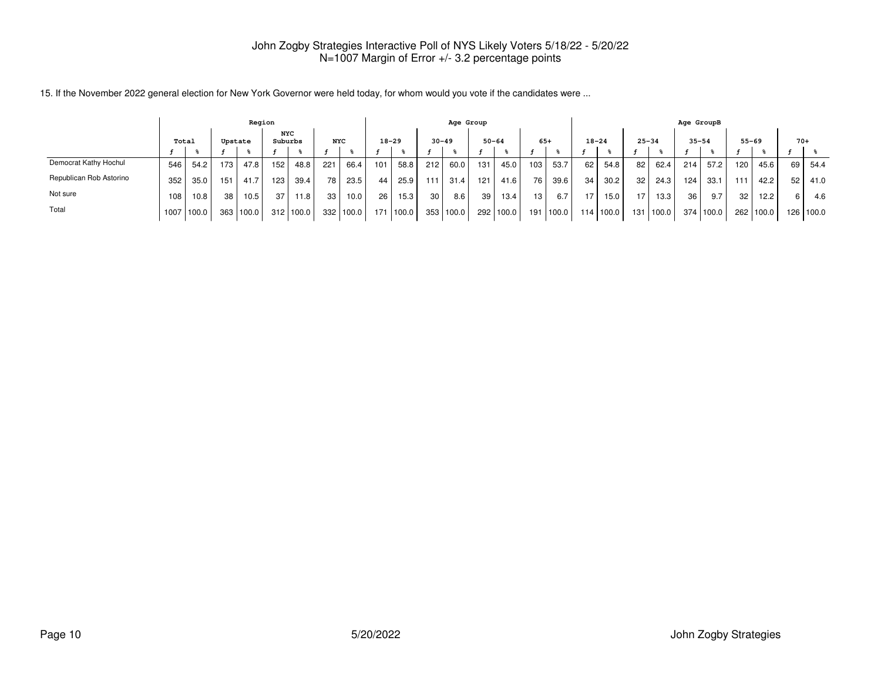John Zogby Strategies Interactive Poll of NYS Likely Voters 5/18/22 - 5/20/22
N=1007 Margin of Error +/- 3.2 percentage points

15. If the November 2022 general election for New York Governor were held today, for whom would you vote if the candidates were ...

| | Total | | Region | | | | | | Age Group | | | | | | | | Age GroupB | | | | | | | | | |
|---|---|---|---|---|---|---|---|---|---|---|---|---|---|---|---|---|---|---|---|---|---|---|---|---|---|---|
| | | | Upstate | | NYC Suburbs | | NYC | | 18-29 | | 30-49 | | 50-64 | | 65+ | | 18-24 | | 25-34 | | 35-54 | | 55-69 | | 70+ | |
| | f | % | f | % | f | % | f | % | f | % | f | % | f | % | f | % | f | % | f | % | f | % | f | % | f | % |
| Democrat Kathy Hochul | 546 | 54.2 | 173 | 47.8 | 152 | 48.8 | 221 | 66.4 | 101 | 58.8 | 212 | 60.0 | 131 | 45.0 | 103 | 53.7 | 62 | 54.8 | 82 | 62.4 | 214 | 57.2 | 120 | 45.6 | 69 | 54.4 |
| Republican Rob Astorino | 352 | 35.0 | 151 | 41.7 | 123 | 39.4 | 78 | 23.5 | 44 | 25.9 | 111 | 31.4 | 121 | 41.6 | 76 | 39.6 | 34 | 30.2 | 32 | 24.3 | 124 | 33.1 | 111 | 42.2 | 52 | 41.0 |
| Not sure | 108 | 10.8 | 38 | 10.5 | 37 | 11.8 | 33 | 10.0 | 26 | 15.3 | 30 | 8.6 | 39 | 13.4 | 13 | 6.7 | 17 | 15.0 | 17 | 13.3 | 36 | 9.7 | 32 | 12.2 | 6 | 4.6 |
| Total | 1007 | 100.0 | 363 | 100.0 | 312 | 100.0 | 332 | 100.0 | 171 | 100.0 | 353 | 100.0 | 292 | 100.0 | 191 | 100.0 | 114 | 100.0 | 131 | 100.0 | 374 | 100.0 | 262 | 100.0 | 126 | 100.0 |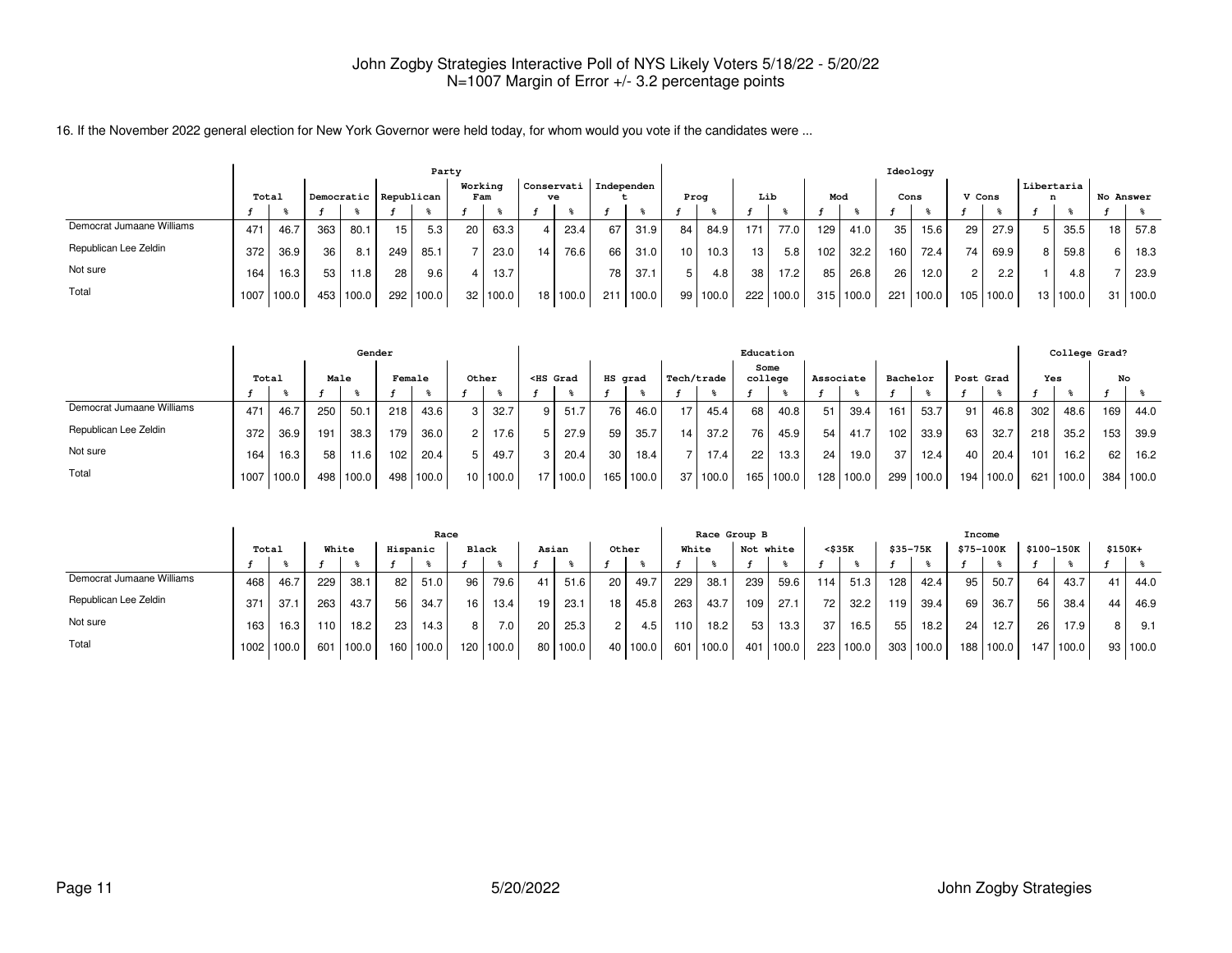John Zogby Strategies Interactive Poll of NYS Likely Voters 5/18/22 - 5/20/22
N=1007 Margin of Error +/- 3.2 percentage points

16. If the November 2022 general election for New York Governor were held today, for whom would you vote if the candidates were ...

| | Total | | Party | | | | | | | | | | | | Ideology | | | | | | | | | | | | | |
|---|---|---|---|---|---|---|---|---|---|---|---|---|---|---|---|---|---|---|---|---|---|---|---|---|---|---|---|---|
| | | | Democratic | | Republican | | Working Fam | | Conservative | | Independent | | Prog | | Lib | | Mod | | Cons | | V Cons | | Libertarian | | No Answer | |
| | f | % | f | % | f | % | f | % | f | % | f | % | f | % | f | % | f | % | f | % | f | % | f | % | f | % |
| Democrat Jumaane Williams | 471 | 46.7 | 363 | 80.1 | 15 | 5.3 | 20 | 63.3 | 4 | 23.4 | 67 | 31.9 | 84 | 84.9 | 171 | 77.0 | 129 | 41.0 | 35 | 15.6 | 29 | 27.9 | 5 | 35.5 | 18 | 57.8 |
| Republican Lee Zeldin | 372 | 36.9 | 36 | 8.1 | 249 | 85.1 | 7 | 23.0 | 14 | 76.6 | 66 | 31.0 | 10 | 10.3 | 13 | 5.8 | 102 | 32.2 | 160 | 72.4 | 74 | 69.9 | 8 | 59.8 | 6 | 18.3 |
| Not sure | 164 | 16.3 | 53 | 11.8 | 28 | 9.6 | 4 | 13.7 | | | 78 | 37.1 | 5 | 4.8 | 38 | 17.2 | 85 | 26.8 | 26 | 12.0 | 2 | 2.2 | 1 | 4.8 | 7 | 23.9 |
| Total | 1007 | 100.0 | 453 | 100.0 | 292 | 100.0 | 32 | 100.0 | 18 | 100.0 | 211 | 100.0 | 99 | 100.0 | 222 | 100.0 | 315 | 100.0 | 221 | 100.0 | 105 | 100.0 | 13 | 100.0 | 31 | 100.0 |

| | Total | | Gender | | | | | | Education | | | | | | | | | | | | | | College Grad? | | | |
|---|---|---|---|---|---|---|---|---|---|---|---|---|---|---|---|---|---|---|---|---|---|---|---|---|---|---|
| | | | Male | | Female | | Other | | <HS Grad | | HS grad | | Tech/trade | | Some college | | Associate | | Bachelor | | Post Grad | | Yes | | No | |
| | f | % | f | % | f | % | f | % | f | % | f | % | f | % | f | % | f | % | f | % | f | % | f | % | f | % |
| Democrat Jumaane Williams | 471 | 46.7 | 250 | 50.1 | 218 | 43.6 | 3 | 32.7 | 9 | 51.7 | 76 | 46.0 | 17 | 45.4 | 68 | 40.8 | 51 | 39.4 | 161 | 53.7 | 91 | 46.8 | 302 | 48.6 | 169 | 44.0 |
| Republican Lee Zeldin | 372 | 36.9 | 191 | 38.3 | 179 | 36.0 | 2 | 17.6 | 5 | 27.9 | 59 | 35.7 | 14 | 37.2 | 76 | 45.9 | 54 | 41.7 | 102 | 33.9 | 63 | 32.7 | 218 | 35.2 | 153 | 39.9 |
| Not sure | 164 | 16.3 | 58 | 11.6 | 102 | 20.4 | 5 | 49.7 | 3 | 20.4 | 30 | 18.4 | 7 | 17.4 | 22 | 13.3 | 24 | 19.0 | 37 | 12.4 | 40 | 20.4 | 101 | 16.2 | 62 | 16.2 |
| Total | 1007 | 100.0 | 498 | 100.0 | 498 | 100.0 | 10 | 100.0 | 17 | 100.0 | 165 | 100.0 | 37 | 100.0 | 165 | 100.0 | 128 | 100.0 | 299 | 100.0 | 194 | 100.0 | 621 | 100.0 | 384 | 100.0 |

| | Total | | Race | | | | | | | | | | Race Group B | | | | Income | | | | | | | | | |
|---|---|---|---|---|---|---|---|---|---|---|---|---|---|---|---|---|---|---|---|---|---|---|---|---|---|---|
| | | | White | | Hispanic | | Black | | Asian | | Other | | White | | Not white | | <$35K | | $35-75K | | $75-100K | | $100-150K | | $150K+ | |
| | f | % | f | % | f | % | f | % | f | % | f | % | f | % | f | % | f | % | f | % | f | % | f | % | f | % |
| Democrat Jumaane Williams | 468 | 46.7 | 229 | 38.1 | 82 | 51.0 | 96 | 79.6 | 41 | 51.6 | 20 | 49.7 | 229 | 38.1 | 239 | 59.6 | 114 | 51.3 | 128 | 42.4 | 95 | 50.7 | 64 | 43.7 | 41 | 44.0 |
| Republican Lee Zeldin | 371 | 37.1 | 263 | 43.7 | 56 | 34.7 | 16 | 13.4 | 19 | 23.1 | 18 | 45.8 | 263 | 43.7 | 109 | 27.1 | 72 | 32.2 | 119 | 39.4 | 69 | 36.7 | 56 | 38.4 | 44 | 46.9 |
| Not sure | 163 | 16.3 | 110 | 18.2 | 23 | 14.3 | 8 | 7.0 | 20 | 25.3 | 2 | 4.5 | 110 | 18.2 | 53 | 13.3 | 37 | 16.5 | 55 | 18.2 | 24 | 12.7 | 26 | 17.9 | 8 | 9.1 |
| Total | 1002 | 100.0 | 601 | 100.0 | 160 | 100.0 | 120 | 100.0 | 80 | 100.0 | 40 | 100.0 | 601 | 100.0 | 401 | 100.0 | 223 | 100.0 | 303 | 100.0 | 188 | 100.0 | 147 | 100.0 | 93 | 100.0 |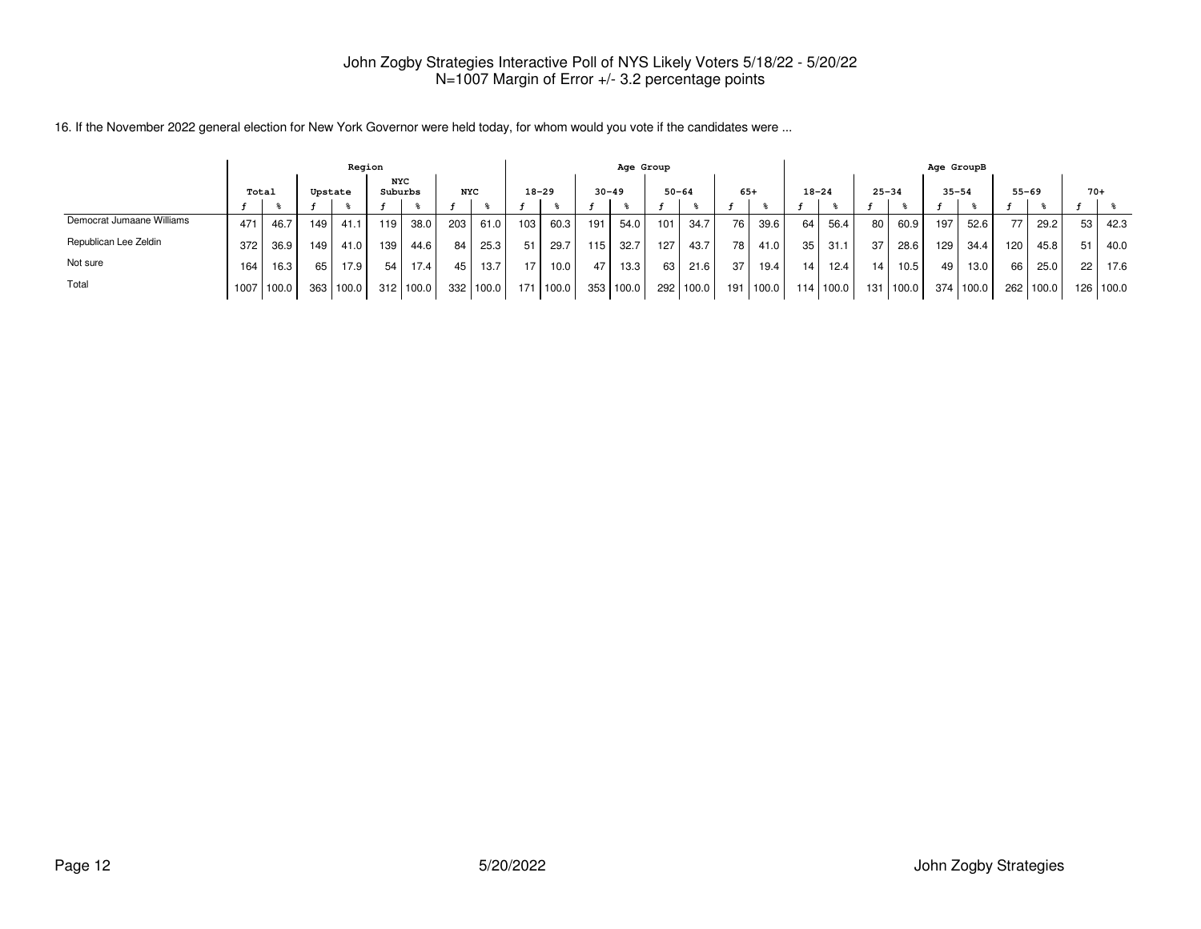John Zogby Strategies Interactive Poll of NYS Likely Voters 5/18/22 - 5/20/22
N=1007 Margin of Error +/- 3.2 percentage points

16. If the November 2022 general election for New York Governor were held today, for whom would you vote if the candidates were ...

| | Total | | Region | | | | | | Age Group | | | | | | | | Age GroupB | | | | | | | | | |
|---|---|---|---|---|---|---|---|---|---|---|---|---|---|---|---|---|---|---|---|---|---|---|---|---|---|---|
| | | | Upstate | | NYC Suburbs | | NYC | | 18-29 | | 30-49 | | 50-64 | | 65+ | | 18-24 | | 25-34 | | 35-54 | | 55-69 | | 70+ | |
| | f | % | f | % | f | % | f | % | f | % | f | % | f | % | f | % | f | % | f | % | f | % | f | % | f | % |
| Democrat Jumaane Williams | 471 | 46.7 | 149 | 41.1 | 119 | 38.0 | 203 | 61.0 | 103 | 60.3 | 191 | 54.0 | 101 | 34.7 | 76 | 39.6 | 64 | 56.4 | 80 | 60.9 | 197 | 52.6 | 77 | 29.2 | 53 | 42.3 |
| Republican Lee Zeldin | 372 | 36.9 | 149 | 41.0 | 139 | 44.6 | 84 | 25.3 | 51 | 29.7 | 115 | 32.7 | 127 | 43.7 | 78 | 41.0 | 35 | 31.1 | 37 | 28.6 | 129 | 34.4 | 120 | 45.8 | 51 | 40.0 |
| Not sure | 164 | 16.3 | 65 | 17.9 | 54 | 17.4 | 45 | 13.7 | 17 | 10.0 | 47 | 13.3 | 63 | 21.6 | 37 | 19.4 | 14 | 12.4 | 14 | 10.5 | 49 | 13.0 | 66 | 25.0 | 22 | 17.6 |
| Total | 1007 | 100.0 | 363 | 100.0 | 312 | 100.0 | 332 | 100.0 | 171 | 100.0 | 353 | 100.0 | 292 | 100.0 | 191 | 100.0 | 114 | 100.0 | 131 | 100.0 | 374 | 100.0 | 262 | 100.0 | 126 | 100.0 |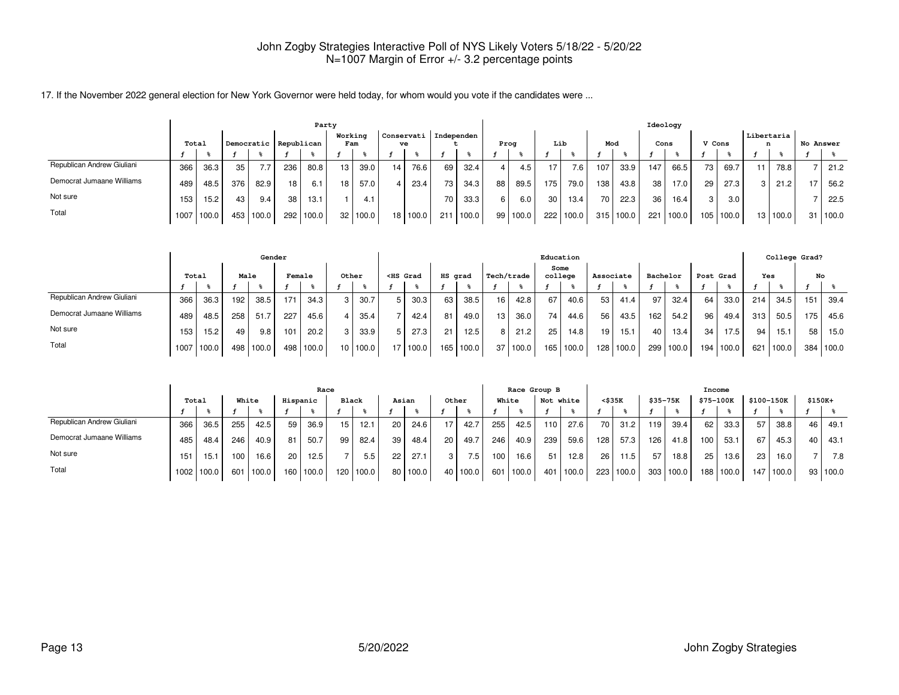John Zogby Strategies Interactive Poll of NYS Likely Voters 5/18/22 - 5/20/22
N=1007 Margin of Error +/- 3.2 percentage points

17. If the November 2022 general election for New York Governor were held today, for whom would you vote if the candidates were ...

| | Total | | Party | | | | | | | | | | | | Ideology | | | | | | | | | | | | | |
|---|---|---|---|---|---|---|---|---|---|---|---|---|---|---|---|---|---|---|---|---|---|---|---|---|---|---|---|---|
| | | | Democratic | | Republican | | Working Fam | | Conservative | | Independent | | Prog | | Lib | | Mod | | Cons | | V Cons | | Libertarian | | No Answer | |
| | f | % | f | % | f | % | f | % | f | % | f | % | f | % | f | % | f | % | f | % | f | % | f | % | f | % |
| Republican Andrew Giuliani | 366 | 36.3 | 35 | 7.7 | 236 | 80.8 | 13 | 39.0 | 14 | 76.6 | 69 | 32.4 | 4 | 4.5 | 17 | 7.6 | 107 | 33.9 | 147 | 66.5 | 73 | 69.7 | 11 | 78.8 | 7 | 21.2 |
| Democrat Jumaane Williams | 489 | 48.5 | 376 | 82.9 | 18 | 6.1 | 18 | 57.0 | 4 | 23.4 | 73 | 34.3 | 88 | 89.5 | 175 | 79.0 | 138 | 43.8 | 38 | 17.0 | 29 | 27.3 | 3 | 21.2 | 17 | 56.2 |
| Not sure | 153 | 15.2 | 43 | 9.4 | 38 | 13.1 | 1 | 4.1 | | | 70 | 33.3 | 6 | 6.0 | 30 | 13.4 | 70 | 22.3 | 36 | 16.4 | 3 | 3.0 | | | 7 | 22.5 |
| Total | 1007 | 100.0 | 453 | 100.0 | 292 | 100.0 | 32 | 100.0 | 18 | 100.0 | 211 | 100.0 | 99 | 100.0 | 222 | 100.0 | 315 | 100.0 | 221 | 100.0 | 105 | 100.0 | 13 | 100.0 | 31 | 100.0 |

| | Total | | Gender | | | | | | Education | | | | | | | | | | | | | | College Grad? | | | |
|---|---|---|---|---|---|---|---|---|---|---|---|---|---|---|---|---|---|---|---|---|---|---|---|---|---|---|
| | | | Male | | Female | | Other | | <HS Grad | | HS grad | | Tech/trade | | Some college | | Associate | | Bachelor | | Post Grad | | Yes | | No | |
| | f | % | f | % | f | % | f | % | f | % | f | % | f | % | f | % | f | % | f | % | f | % | f | % | f | % |
| Republican Andrew Giuliani | 366 | 36.3 | 192 | 38.5 | 171 | 34.3 | 3 | 30.7 | 5 | 30.3 | 63 | 38.5 | 16 | 42.8 | 67 | 40.6 | 53 | 41.4 | 97 | 32.4 | 64 | 33.0 | 214 | 34.5 | 151 | 39.4 |
| Democrat Jumaane Williams | 489 | 48.5 | 258 | 51.7 | 227 | 45.6 | 4 | 35.4 | 7 | 42.4 | 81 | 49.0 | 13 | 36.0 | 74 | 44.6 | 56 | 43.5 | 162 | 54.2 | 96 | 49.4 | 313 | 50.5 | 175 | 45.6 |
| Not sure | 153 | 15.2 | 49 | 9.8 | 101 | 20.2 | 3 | 33.9 | 5 | 27.3 | 21 | 12.5 | 8 | 21.2 | 25 | 14.8 | 19 | 15.1 | 40 | 13.4 | 34 | 17.5 | 94 | 15.1 | 58 | 15.0 |
| Total | 1007 | 100.0 | 498 | 100.0 | 498 | 100.0 | 10 | 100.0 | 17 | 100.0 | 165 | 100.0 | 37 | 100.0 | 165 | 100.0 | 128 | 100.0 | 299 | 100.0 | 194 | 100.0 | 621 | 100.0 | 384 | 100.0 |

| | Total | | Race | | | | | | | | | | Race Group B | | | | Income | | | | | | | | | |
|---|---|---|---|---|---|---|---|---|---|---|---|---|---|---|---|---|---|---|---|---|---|---|---|---|---|---|
| | | | White | | Hispanic | | Black | | Asian | | Other | | White | | Not white | | <$35K | | $35-75K | | $75-100K | | $100-150K | | $150K+ | |
| | f | % | f | % | f | % | f | % | f | % | f | % | f | % | f | % | f | % | f | % | f | % | f | % | f | % |
| Republican Andrew Giuliani | 366 | 36.5 | 255 | 42.5 | 59 | 36.9 | 15 | 12.1 | 20 | 24.6 | 17 | 42.7 | 255 | 42.5 | 110 | 27.6 | 70 | 31.2 | 119 | 39.4 | 62 | 33.3 | 57 | 38.8 | 46 | 49.1 |
| Democrat Jumaane Williams | 485 | 48.4 | 246 | 40.9 | 81 | 50.7 | 99 | 82.4 | 39 | 48.4 | 20 | 49.7 | 246 | 40.9 | 239 | 59.6 | 128 | 57.3 | 126 | 41.8 | 100 | 53.1 | 67 | 45.3 | 40 | 43.1 |
| Not sure | 151 | 15.1 | 100 | 16.6 | 20 | 12.5 | 7 | 5.5 | 22 | 27.1 | 3 | 7.5 | 100 | 16.6 | 51 | 12.8 | 26 | 11.5 | 57 | 18.8 | 25 | 13.6 | 23 | 16.0 | 7 | 7.8 |
| Total | 1002 | 100.0 | 601 | 100.0 | 160 | 100.0 | 120 | 100.0 | 80 | 100.0 | 40 | 100.0 | 601 | 100.0 | 401 | 100.0 | 223 | 100.0 | 303 | 100.0 | 188 | 100.0 | 147 | 100.0 | 93 | 100.0 |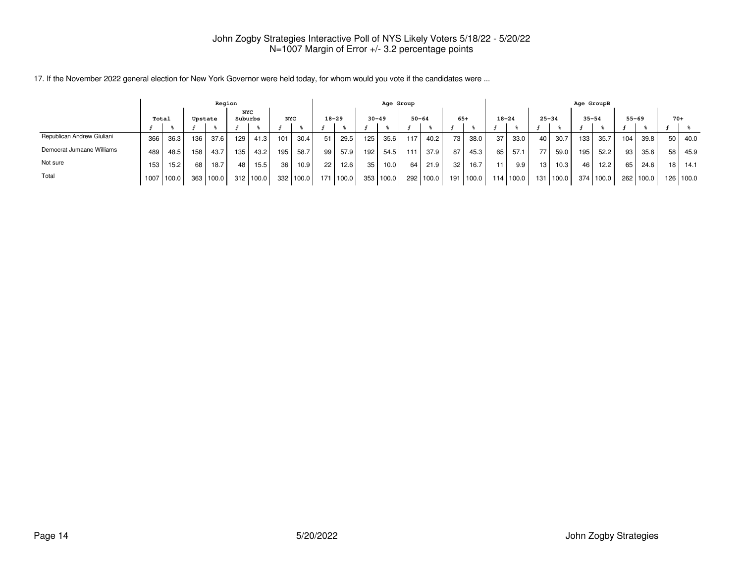John Zogby Strategies Interactive Poll of NYS Likely Voters 5/18/22 - 5/20/22
N=1007 Margin of Error +/- 3.2 percentage points

17. If the November 2022 general election for New York Governor were held today, for whom would you vote if the candidates were ...

| | Total | | Region | | | | | | Age Group | | | | | | | | Age GroupB | | | | | | | | | |
|---|---|---|---|---|---|---|---|---|---|---|---|---|---|---|---|---|---|---|---|---|---|---|---|---|---|---|
| | | | Upstate | | NYC Suburbs | | NYC | | 18-29 | | 30-49 | | 50-64 | | 65+ | | 18-24 | | 25-34 | | 35-54 | | 55-69 | | 70+ | |
| | f | % | f | % | f | % | f | % | f | % | f | % | f | % | f | % | f | % | f | % | f | % | f | % | f | % |
| Republican Andrew Giuliani | 366 | 36.3 | 136 | 37.6 | 129 | 41.3 | 101 | 30.4 | 51 | 29.5 | 125 | 35.6 | 117 | 40.2 | 73 | 38.0 | 37 | 33.0 | 40 | 30.7 | 133 | 35.7 | 104 | 39.8 | 50 | 40.0 |
| Democrat Jumaane Williams | 489 | 48.5 | 158 | 43.7 | 135 | 43.2 | 195 | 58.7 | 99 | 57.9 | 192 | 54.5 | 111 | 37.9 | 87 | 45.3 | 65 | 57.1 | 77 | 59.0 | 195 | 52.2 | 93 | 35.6 | 58 | 45.9 |
| Not sure | 153 | 15.2 | 68 | 18.7 | 48 | 15.5 | 36 | 10.9 | 22 | 12.6 | 35 | 10.0 | 64 | 21.9 | 32 | 16.7 | 11 | 9.9 | 13 | 10.3 | 46 | 12.2 | 65 | 24.6 | 18 | 14.1 |
| Total | 1007 | 100.0 | 363 | 100.0 | 312 | 100.0 | 332 | 100.0 | 171 | 100.0 | 353 | 100.0 | 292 | 100.0 | 191 | 100.0 | 114 | 100.0 | 131 | 100.0 | 374 | 100.0 | 262 | 100.0 | 126 | 100.0 |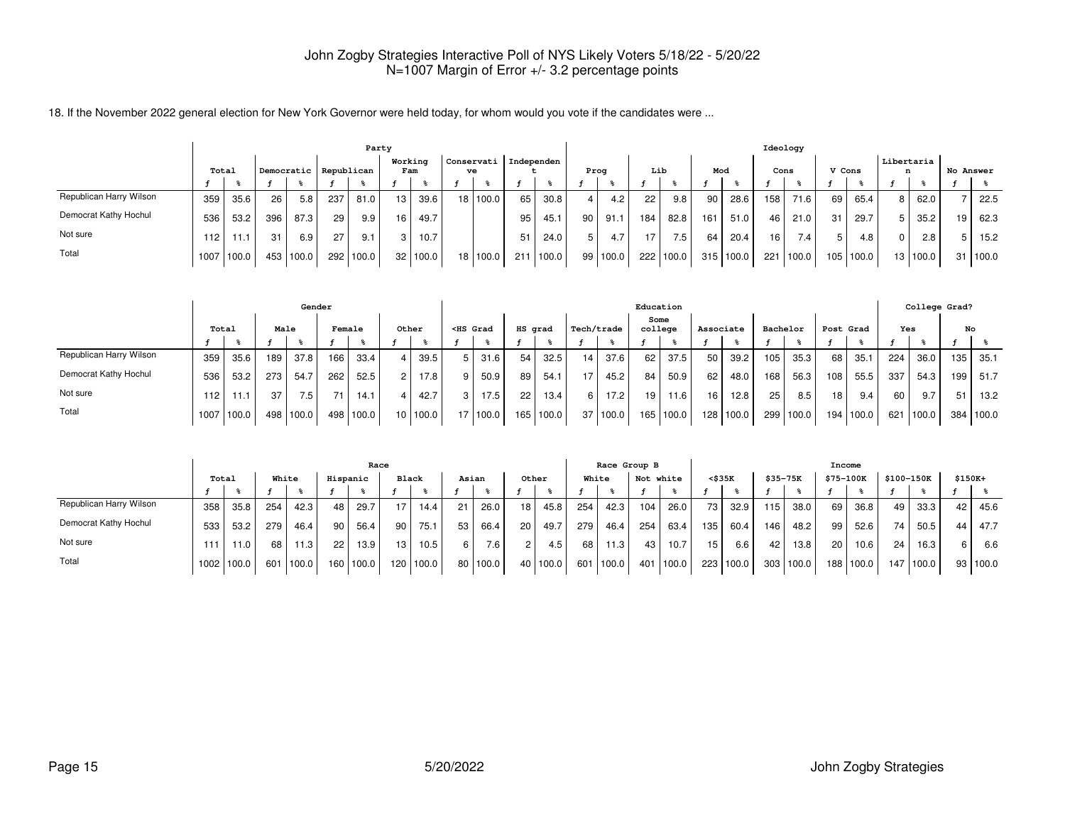John Zogby Strategies Interactive Poll of NYS Likely Voters 5/18/22 - 5/20/22
N=1007 Margin of Error +/- 3.2 percentage points

18. If the November 2022 general election for New York Governor were held today, for whom would you vote if the candidates were ...

| | Total | | Party | | | | | | | | | | Ideology | | | | | | | | | | | | | |
|---|---|---|---|---|---|---|---|---|---|---|---|---|---|---|---|---|---|---|---|---|---|---|---|---|---|---|
| | | | Democratic | | Republican | | Working Fam | | Conservative | | Independent | | Prog | | Lib | | Mod | | Cons | | V Cons | | Libertarian | | No Answer | |
| | f | % | f | % | f | % | f | % | f | % | f | % | f | % | f | % | f | % | f | % | f | % | f | % | f | % |
| Republican Harry Wilson | 359 | 35.6 | 26 | 5.8 | 237 | 81.0 | 13 | 39.6 | 18 | 100.0 | 65 | 30.8 | 4 | 4.2 | 22 | 9.8 | 90 | 28.6 | 158 | 71.6 | 69 | 65.4 | 8 | 62.0 | 7 | 22.5 |
| Democrat Kathy Hochul | 536 | 53.2 | 396 | 87.3 | 29 | 9.9 | 16 | 49.7 | | | 95 | 45.1 | 90 | 91.1 | 184 | 82.8 | 161 | 51.0 | 46 | 21.0 | 31 | 29.7 | 5 | 35.2 | 19 | 62.3 |
| Not sure | 112 | 11.1 | 31 | 6.9 | 27 | 9.1 | 3 | 10.7 | | | 51 | 24.0 | 5 | 4.7 | 17 | 7.5 | 64 | 20.4 | 16 | 7.4 | 5 | 4.8 | 0 | 2.8 | 5 | 15.2 |
| Total | 1007 | 100.0 | 453 | 100.0 | 292 | 100.0 | 32 | 100.0 | 18 | 100.0 | 211 | 100.0 | 99 | 100.0 | 222 | 100.0 | 315 | 100.0 | 221 | 100.0 | 105 | 100.0 | 13 | 100.0 | 31 | 100.0 |

| | Total | | Gender | | | | | | Education | | | | | | | | | | | | | | College Grad? | | | |
|---|---|---|---|---|---|---|---|---|---|---|---|---|---|---|---|---|---|---|---|---|---|---|---|---|---|---|
| | | | Male | | Female | | Other | | <HS Grad | | HS grad | | Tech/trade | | Some college | | Associate | | Bachelor | | Post Grad | | Yes | | No | |
| | f | % | f | % | f | % | f | % | f | % | f | % | f | % | f | % | f | % | f | % | f | % | f | % | f | % |
| Republican Harry Wilson | 359 | 35.6 | 189 | 37.8 | 166 | 33.4 | 4 | 39.5 | 5 | 31.6 | 54 | 32.5 | 14 | 37.6 | 62 | 37.5 | 50 | 39.2 | 105 | 35.3 | 68 | 35.1 | 224 | 36.0 | 135 | 35.1 |
| Democrat Kathy Hochul | 536 | 53.2 | 273 | 54.7 | 262 | 52.5 | 2 | 17.8 | 9 | 50.9 | 89 | 54.1 | 17 | 45.2 | 84 | 50.9 | 62 | 48.0 | 168 | 56.3 | 108 | 55.5 | 337 | 54.3 | 199 | 51.7 |
| Not sure | 112 | 11.1 | 37 | 7.5 | 71 | 14.1 | 4 | 42.7 | 3 | 17.5 | 22 | 13.4 | 6 | 17.2 | 19 | 11.6 | 16 | 12.8 | 25 | 8.5 | 18 | 9.4 | 60 | 9.7 | 51 | 13.2 |
| Total | 1007 | 100.0 | 498 | 100.0 | 498 | 100.0 | 10 | 100.0 | 17 | 100.0 | 165 | 100.0 | 37 | 100.0 | 165 | 100.0 | 128 | 100.0 | 299 | 100.0 | 194 | 100.0 | 621 | 100.0 | 384 | 100.0 |

| | Total | | Race | | | | | | | | | | Race Group B | | | | Income | | | | | | | | | |
|---|---|---|---|---|---|---|---|---|---|---|---|---|---|---|---|---|---|---|---|---|---|---|---|---|---|---|
| | | | White | | Hispanic | | Black | | Asian | | Other | | White | | Not white | | <$35K | | $35-75K | | $75-100K | | $100-150K | | $150K+ | |
| | f | % | f | % | f | % | f | % | f | % | f | % | f | % | f | % | f | % | f | % | f | % | f | % | f | % |
| Republican Harry Wilson | 358 | 35.8 | 254 | 42.3 | 48 | 29.7 | 17 | 14.4 | 21 | 26.0 | 18 | 45.8 | 254 | 42.3 | 104 | 26.0 | 73 | 32.9 | 115 | 38.0 | 69 | 36.8 | 49 | 33.3 | 42 | 45.6 |
| Democrat Kathy Hochul | 533 | 53.2 | 279 | 46.4 | 90 | 56.4 | 90 | 75.1 | 53 | 66.4 | 20 | 49.7 | 279 | 46.4 | 254 | 63.4 | 135 | 60.4 | 146 | 48.2 | 99 | 52.6 | 74 | 50.5 | 44 | 47.7 |
| Not sure | 111 | 11.0 | 68 | 11.3 | 22 | 13.9 | 13 | 10.5 | 6 | 7.6 | 2 | 4.5 | 68 | 11.3 | 43 | 10.7 | 15 | 6.6 | 42 | 13.8 | 20 | 10.6 | 24 | 16.3 | 6 | 6.6 |
| Total | 1002 | 100.0 | 601 | 100.0 | 160 | 100.0 | 120 | 100.0 | 80 | 100.0 | 40 | 100.0 | 601 | 100.0 | 401 | 100.0 | 223 | 100.0 | 303 | 100.0 | 188 | 100.0 | 147 | 100.0 | 93 | 100.0 |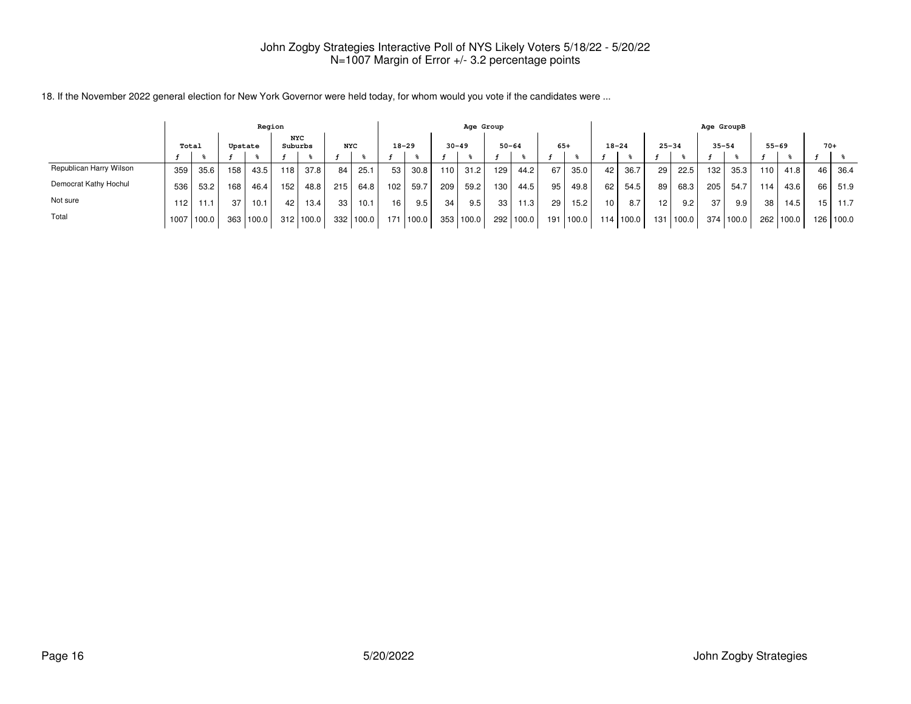John Zogby Strategies Interactive Poll of NYS Likely Voters 5/18/22 - 5/20/22
N=1007 Margin of Error +/- 3.2 percentage points

18. If the November 2022 general election for New York Governor were held today, for whom would you vote if the candidates were ...

| | Total | | Region | | | | | | Age Group | | | | | | | | Age GroupB | | | | | | | | | |
|---|---|---|---|---|---|---|---|---|---|---|---|---|---|---|---|---|---|---|---|---|---|---|---|---|---|---|
| | | | Upstate | | NYC Suburbs | | NYC | | 18-29 | | 30-49 | | 50-64 | | 65+ | | 18-24 | | 25-34 | | 35-54 | | 55-69 | | 70+ | |
| | f | % | f | % | f | % | f | % | f | % | f | % | f | % | f | % | f | % | f | % | f | % | f | % | f | % |
| Republican Harry Wilson | 359 | 35.6 | 158 | 43.5 | 118 | 37.8 | 84 | 25.1 | 53 | 30.8 | 110 | 31.2 | 129 | 44.2 | 67 | 35.0 | 42 | 36.7 | 29 | 22.5 | 132 | 35.3 | 110 | 41.8 | 46 | 36.4 |
| Democrat Kathy Hochul | 536 | 53.2 | 168 | 46.4 | 152 | 48.8 | 215 | 64.8 | 102 | 59.7 | 209 | 59.2 | 130 | 44.5 | 95 | 49.8 | 62 | 54.5 | 89 | 68.3 | 205 | 54.7 | 114 | 43.6 | 66 | 51.9 |
| Not sure | 112 | 11.1 | 37 | 10.1 | 42 | 13.4 | 33 | 10.1 | 16 | 9.5 | 34 | 9.5 | 33 | 11.3 | 29 | 15.2 | 10 | 8.7 | 12 | 9.2 | 37 | 9.9 | 38 | 14.5 | 15 | 11.7 |
| Total | 1007 | 100.0 | 363 | 100.0 | 312 | 100.0 | 332 | 100.0 | 171 | 100.0 | 353 | 100.0 | 292 | 100.0 | 191 | 100.0 | 114 | 100.0 | 131 | 100.0 | 374 | 100.0 | 262 | 100.0 | 126 | 100.0 |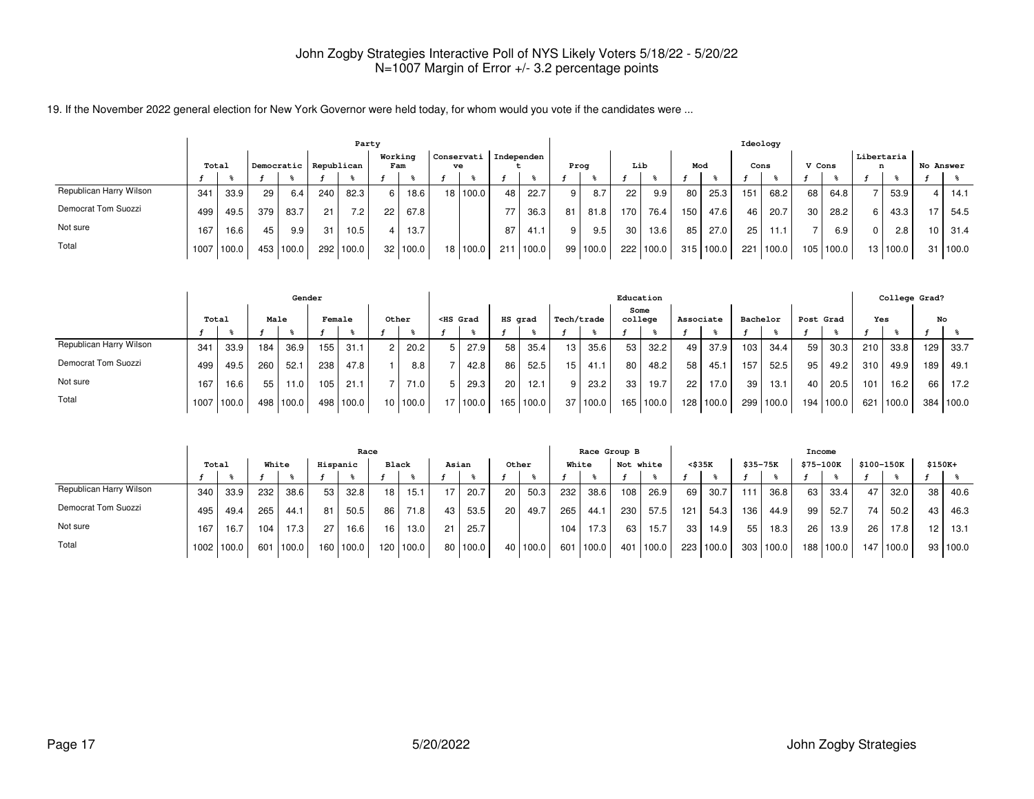John Zogby Strategies Interactive Poll of NYS Likely Voters 5/18/22 - 5/20/22
N=1007 Margin of Error +/- 3.2 percentage points

19. If the November 2022 general election for New York Governor were held today, for whom would you vote if the candidates were ...

| | Total | | Party | | | | | | | | | | Ideology | | | | | | | | | | | | | |
|---|---|---|---|---|---|---|---|---|---|---|---|---|---|---|---|---|---|---|---|---|---|---|---|---|---|---|
| | | | Democratic | | Republican | | Working Fam | | Conservative | | Independent | | Prog | | Lib | | Mod | | Cons | | V Cons | | Libertarian | | No Answer | |
| | f | % | f | % | f | % | f | % | f | % | f | % | f | % | f | % | f | % | f | % | f | % | f | % | f | % |
| Republican Harry Wilson | 341 | 33.9 | 29 | 6.4 | 240 | 82.3 | 6 | 18.6 | 18 | 100.0 | 48 | 22.7 | 9 | 8.7 | 22 | 9.9 | 80 | 25.3 | 151 | 68.2 | 68 | 64.8 | 7 | 53.9 | 4 | 14.1 |
| Democrat Tom Suozzi | 499 | 49.5 | 379 | 83.7 | 21 | 7.2 | 22 | 67.8 | | | 77 | 36.3 | 81 | 81.8 | 170 | 76.4 | 150 | 47.6 | 46 | 20.7 | 30 | 28.2 | 6 | 43.3 | 17 | 54.5 |
| Not sure | 167 | 16.6 | 45 | 9.9 | 31 | 10.5 | 4 | 13.7 | | | 87 | 41.1 | 9 | 9.5 | 30 | 13.6 | 85 | 27.0 | 25 | 11.1 | 7 | 6.9 | 0 | 2.8 | 10 | 31.4 |
| Total | 1007 | 100.0 | 453 | 100.0 | 292 | 100.0 | 32 | 100.0 | 18 | 100.0 | 211 | 100.0 | 99 | 100.0 | 222 | 100.0 | 315 | 100.0 | 221 | 100.0 | 105 | 100.0 | 13 | 100.0 | 31 | 100.0 |

| | Total | | Gender | | | | | | Education | | | | | | | | | | | | | | College Grad? | | | |
|---|---|---|---|---|---|---|---|---|---|---|---|---|---|---|---|---|---|---|---|---|---|---|---|---|---|---|
| | | | Male | | Female | | Other | | <HS Grad | | HS grad | | Tech/trade | | Some college | | Associate | | Bachelor | | Post Grad | | Yes | | No | |
| | f | % | f | % | f | % | f | % | f | % | f | % | f | % | f | % | f | % | f | % | f | % | f | % | f | % |
| Republican Harry Wilson | 341 | 33.9 | 184 | 36.9 | 155 | 31.1 | 2 | 20.2 | 5 | 27.9 | 58 | 35.4 | 13 | 35.6 | 53 | 32.2 | 49 | 37.9 | 103 | 34.4 | 59 | 30.3 | 210 | 33.8 | 129 | 33.7 |
| Democrat Tom Suozzi | 499 | 49.5 | 260 | 52.1 | 238 | 47.8 | 1 | 8.8 | 7 | 42.8 | 86 | 52.5 | 15 | 41.1 | 80 | 48.2 | 58 | 45.1 | 157 | 52.5 | 95 | 49.2 | 310 | 49.9 | 189 | 49.1 |
| Not sure | 167 | 16.6 | 55 | 11.0 | 105 | 21.1 | 7 | 71.0 | 5 | 29.3 | 20 | 12.1 | 9 | 23.2 | 33 | 19.7 | 22 | 17.0 | 39 | 13.1 | 40 | 20.5 | 101 | 16.2 | 66 | 17.2 |
| Total | 1007 | 100.0 | 498 | 100.0 | 498 | 100.0 | 10 | 100.0 | 17 | 100.0 | 165 | 100.0 | 37 | 100.0 | 165 | 100.0 | 128 | 100.0 | 299 | 100.0 | 194 | 100.0 | 621 | 100.0 | 384 | 100.0 |

| | Total | | Race | | | | | | | | | | Race Group B | | | | Income | | | | | | | | | |
|---|---|---|---|---|---|---|---|---|---|---|---|---|---|---|---|---|---|---|---|---|---|---|---|---|---|---|
| | | | White | | Hispanic | | Black | | Asian | | Other | | White | | Not white | | <$35K | | $35-75K | | $75-100K | | $100-150K | | $150K+ | |
| | f | % | f | % | f | % | f | % | f | % | f | % | f | % | f | % | f | % | f | % | f | % | f | % | f | % |
| Republican Harry Wilson | 340 | 33.9 | 232 | 38.6 | 53 | 32.8 | 18 | 15.1 | 17 | 20.7 | 20 | 50.3 | 232 | 38.6 | 108 | 26.9 | 69 | 30.7 | 111 | 36.8 | 63 | 33.4 | 47 | 32.0 | 38 | 40.6 |
| Democrat Tom Suozzi | 495 | 49.4 | 265 | 44.1 | 81 | 50.5 | 86 | 71.8 | 43 | 53.5 | 20 | 49.7 | 265 | 44.1 | 230 | 57.5 | 121 | 54.3 | 136 | 44.9 | 99 | 52.7 | 74 | 50.2 | 43 | 46.3 |
| Not sure | 167 | 16.7 | 104 | 17.3 | 27 | 16.6 | 16 | 13.0 | 21 | 25.7 | | | 104 | 17.3 | 63 | 15.7 | 33 | 14.9 | 55 | 18.3 | 26 | 13.9 | 26 | 17.8 | 12 | 13.1 |
| Total | 1002 | 100.0 | 601 | 100.0 | 160 | 100.0 | 120 | 100.0 | 80 | 100.0 | 40 | 100.0 | 601 | 100.0 | 401 | 100.0 | 223 | 100.0 | 303 | 100.0 | 188 | 100.0 | 147 | 100.0 | 93 | 100.0 |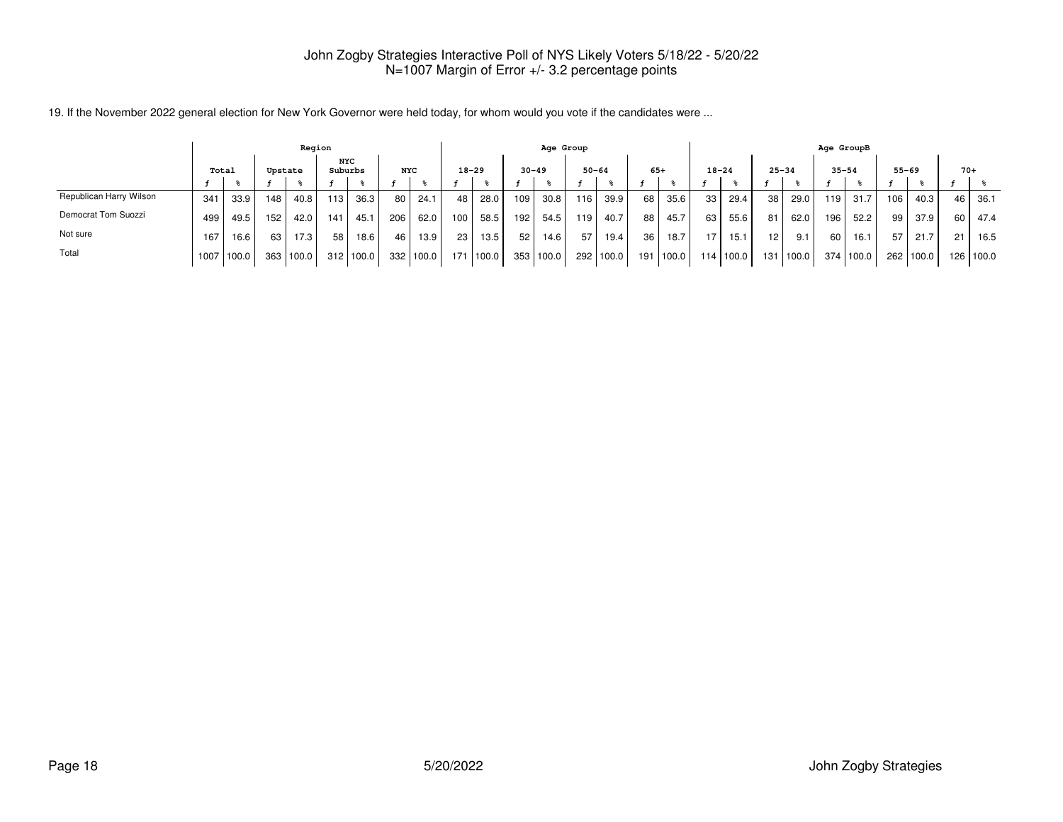John Zogby Strategies Interactive Poll of NYS Likely Voters 5/18/22 - 5/20/22
N=1007 Margin of Error +/- 3.2 percentage points

19. If the November 2022 general election for New York Governor were held today, for whom would you vote if the candidates were ...

| | Total | | Region | | | | | | Age Group | | | | | | | | Age GroupB | | | | | | | | | |
|---|---|---|---|---|---|---|---|---|---|---|---|---|---|---|---|---|---|---|---|---|---|---|---|---|---|---|
| | | | Upstate | | NYC Suburbs | | NYC | | 18-29 | | 30-49 | | 50-64 | | 65+ | | 18-24 | | 25-34 | | 35-54 | | 55-69 | | 70+ | |
| | f | % | f | % | f | % | f | % | f | % | f | % | f | % | f | % | f | % | f | % | f | % | f | % | f | % |
| Republican Harry Wilson | 341 | 33.9 | 148 | 40.8 | 113 | 36.3 | 80 | 24.1 | 48 | 28.0 | 109 | 30.8 | 116 | 39.9 | 68 | 35.6 | 33 | 29.4 | 38 | 29.0 | 119 | 31.7 | 106 | 40.3 | 46 | 36.1 |
| Democrat Tom Suozzi | 499 | 49.5 | 152 | 42.0 | 141 | 45.1 | 206 | 62.0 | 100 | 58.5 | 192 | 54.5 | 119 | 40.7 | 88 | 45.7 | 63 | 55.6 | 81 | 62.0 | 196 | 52.2 | 99 | 37.9 | 60 | 47.4 |
| Not sure | 167 | 16.6 | 63 | 17.3 | 58 | 18.6 | 46 | 13.9 | 23 | 13.5 | 52 | 14.6 | 57 | 19.4 | 36 | 18.7 | 17 | 15.1 | 12 | 9.1 | 60 | 16.1 | 57 | 21.7 | 21 | 16.5 |
| Total | 1007 | 100.0 | 363 | 100.0 | 312 | 100.0 | 332 | 100.0 | 171 | 100.0 | 353 | 100.0 | 292 | 100.0 | 191 | 100.0 | 114 | 100.0 | 131 | 100.0 | 374 | 100.0 | 262 | 100.0 | 126 | 100.0 |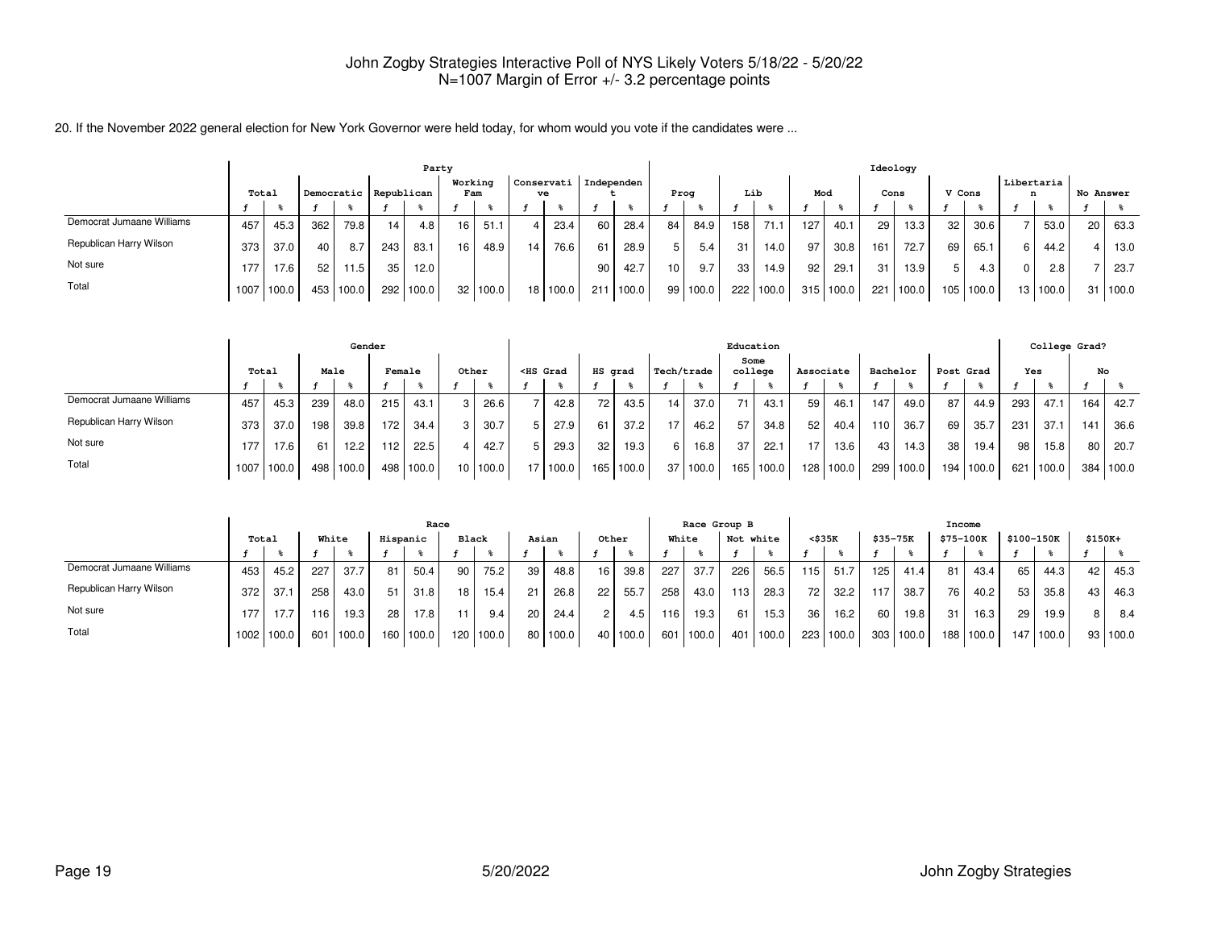John Zogby Strategies Interactive Poll of NYS Likely Voters 5/18/22 - 5/20/22
N=1007 Margin of Error +/- 3.2 percentage points

20. If the November 2022 general election for New York Governor were held today, for whom would you vote if the candidates were ...

| | Total | | Party | | | | | | | | | | Ideology | | | | | | | | | | | | | |
|---|---|---|---|---|---|---|---|---|---|---|---|---|---|---|---|---|---|---|---|---|---|---|---|---|---|---|
| | | | Democratic | | Republican | | Working Fam | | Conservative | | Independent | | Prog | | Lib | | Mod | | Cons | | V Cons | | Libertarian | | No Answer | |
| | f | % | f | % | f | % | f | % | f | % | f | % | f | % | f | % | f | % | f | % | f | % | f | % | f | % |
| Democrat Jumaane Williams | 457 | 45.3 | 362 | 79.8 | 14 | 4.8 | 16 | 51.1 | 4 | 23.4 | 60 | 28.4 | 84 | 84.9 | 158 | 71.1 | 127 | 40.1 | 29 | 13.3 | 32 | 30.6 | 7 | 53.0 | 20 | 63.3 |
| Republican Harry Wilson | 373 | 37.0 | 40 | 8.7 | 243 | 83.1 | 16 | 48.9 | 14 | 76.6 | 61 | 28.9 | 5 | 5.4 | 31 | 14.0 | 97 | 30.8 | 161 | 72.7 | 69 | 65.1 | 6 | 44.2 | 4 | 13.0 |
| Not sure | 177 | 17.6 | 52 | 11.5 | 35 | 12.0 | | | | | 90 | 42.7 | 10 | 9.7 | 33 | 14.9 | 92 | 29.1 | 31 | 13.9 | 5 | 4.3 | 0 | 2.8 | 7 | 23.7 |
| Total | 1007 | 100.0 | 453 | 100.0 | 292 | 100.0 | 32 | 100.0 | 18 | 100.0 | 211 | 100.0 | 99 | 100.0 | 222 | 100.0 | 315 | 100.0 | 221 | 100.0 | 105 | 100.0 | 13 | 100.0 | 31 | 100.0 |

| | Total | | Gender | | | | | | Education | | | | | | | | | | | | | | College Grad? | | | |
|---|---|---|---|---|---|---|---|---|---|---|---|---|---|---|---|---|---|---|---|---|---|---|---|---|---|---|
| | | | Male | | Female | | Other | | <HS Grad | | HS grad | | Tech/trade | | Some college | | Associate | | Bachelor | | Post Grad | | Yes | | No | |
| | f | % | f | % | f | % | f | % | f | % | f | % | f | % | f | % | f | % | f | % | f | % | f | % | f | % |
| Democrat Jumaane Williams | 457 | 45.3 | 239 | 48.0 | 215 | 43.1 | 3 | 26.6 | 7 | 42.8 | 72 | 43.5 | 14 | 37.0 | 71 | 43.1 | 59 | 46.1 | 147 | 49.0 | 87 | 44.9 | 293 | 47.1 | 164 | 42.7 |
| Republican Harry Wilson | 373 | 37.0 | 198 | 39.8 | 172 | 34.4 | 3 | 30.7 | 5 | 27.9 | 61 | 37.2 | 17 | 46.2 | 57 | 34.8 | 52 | 40.4 | 110 | 36.7 | 69 | 35.7 | 231 | 37.1 | 141 | 36.6 |
| Not sure | 177 | 17.6 | 61 | 12.2 | 112 | 22.5 | 4 | 42.7 | 5 | 29.3 | 32 | 19.3 | 6 | 16.8 | 37 | 22.1 | 17 | 13.6 | 43 | 14.3 | 38 | 19.4 | 98 | 15.8 | 80 | 20.7 |
| Total | 1007 | 100.0 | 498 | 100.0 | 498 | 100.0 | 10 | 100.0 | 17 | 100.0 | 165 | 100.0 | 37 | 100.0 | 165 | 100.0 | 128 | 100.0 | 299 | 100.0 | 194 | 100.0 | 621 | 100.0 | 384 | 100.0 |

| | Total | | Race | | | | | | | | | | Race Group B | | | | Income | | | | | | | | | |
|---|---|---|---|---|---|---|---|---|---|---|---|---|---|---|---|---|---|---|---|---|---|---|---|---|---|---|
| | | | White | | Hispanic | | Black | | Asian | | Other | | White | | Not white | | <$35K | | $35-75K | | $75-100K | | $100-150K | | $150K+ | |
| | f | % | f | % | f | % | f | % | f | % | f | % | f | % | f | % | f | % | f | % | f | % | f | % | f | % |
| Democrat Jumaane Williams | 453 | 45.2 | 227 | 37.7 | 81 | 50.4 | 90 | 75.2 | 39 | 48.8 | 16 | 39.8 | 227 | 37.7 | 226 | 56.5 | 115 | 51.7 | 125 | 41.4 | 81 | 43.4 | 65 | 44.3 | 42 | 45.3 |
| Republican Harry Wilson | 372 | 37.1 | 258 | 43.0 | 51 | 31.8 | 18 | 15.4 | 21 | 26.8 | 22 | 55.7 | 258 | 43.0 | 113 | 28.3 | 72 | 32.2 | 117 | 38.7 | 76 | 40.2 | 53 | 35.8 | 43 | 46.3 |
| Not sure | 177 | 17.7 | 116 | 19.3 | 28 | 17.8 | 11 | 9.4 | 20 | 24.4 | 2 | 4.5 | 116 | 19.3 | 61 | 15.3 | 36 | 16.2 | 60 | 19.8 | 31 | 16.3 | 29 | 19.9 | 8 | 8.4 |
| Total | 1002 | 100.0 | 601 | 100.0 | 160 | 100.0 | 120 | 100.0 | 80 | 100.0 | 40 | 100.0 | 601 | 100.0 | 401 | 100.0 | 223 | 100.0 | 303 | 100.0 | 188 | 100.0 | 147 | 100.0 | 93 | 100.0 |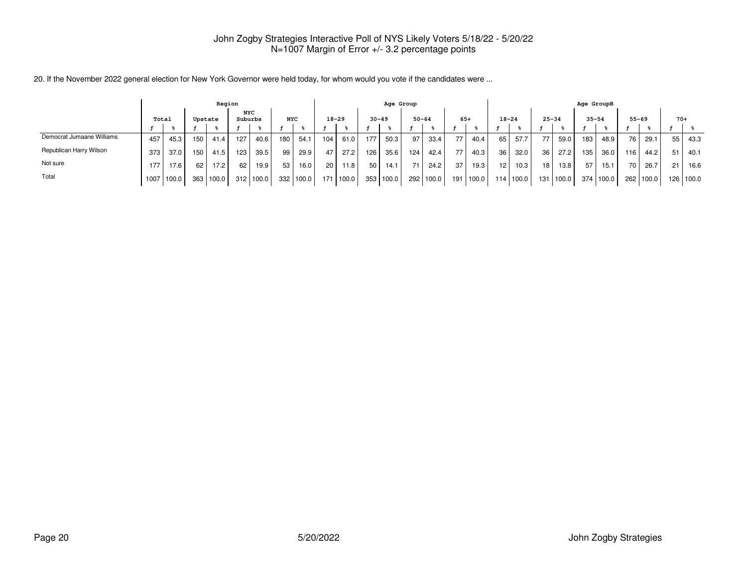John Zogby Strategies Interactive Poll of NYS Likely Voters 5/18/22 - 5/20/22
N=1007 Margin of Error +/- 3.2 percentage points

20. If the November 2022 general election for New York Governor were held today, for whom would you vote if the candidates were ...

| | Total | | Region | | | | | | Age Group | | | | | | | | Age GroupB | | | | | | | | | |
|---|---|---|---|---|---|---|---|---|---|---|---|---|---|---|---|---|---|---|---|---|---|---|---|---|---|---|
| | | | Upstate | | NYC Suburbs | | NYC | | 18-29 | | 30-49 | | 50-64 | | 65+ | | 18-24 | | 25-34 | | 35-54 | | 55-69 | | 70+ | |
| | f | % | f | % | f | % | f | % | f | % | f | % | f | % | f | % | f | % | f | % | f | % | f | % | f | % |
| Democrat Jumaane Williams | 457 | 45.3 | 150 | 41.4 | 127 | 40.6 | 180 | 54.1 | 104 | 61.0 | 177 | 50.3 | 97 | 33.4 | 77 | 40.4 | 65 | 57.7 | 77 | 59.0 | 183 | 48.9 | 76 | 29.1 | 55 | 43.3 |
| Republican Harry Wilson | 373 | 37.0 | 150 | 41.5 | 123 | 39.5 | 99 | 29.9 | 47 | 27.2 | 126 | 35.6 | 124 | 42.4 | 77 | 40.3 | 36 | 32.0 | 36 | 27.2 | 135 | 36.0 | 116 | 44.2 | 51 | 40.1 |
| Not sure | 177 | 17.6 | 62 | 17.2 | 62 | 19.9 | 53 | 16.0 | 20 | 11.8 | 50 | 14.1 | 71 | 24.2 | 37 | 19.3 | 12 | 10.3 | 18 | 13.8 | 57 | 15.1 | 70 | 26.7 | 21 | 16.6 |
| Total | 1007 | 100.0 | 363 | 100.0 | 312 | 100.0 | 332 | 100.0 | 171 | 100.0 | 353 | 100.0 | 292 | 100.0 | 191 | 100.0 | 114 | 100.0 | 131 | 100.0 | 374 | 100.0 | 262 | 100.0 | 126 | 100.0 |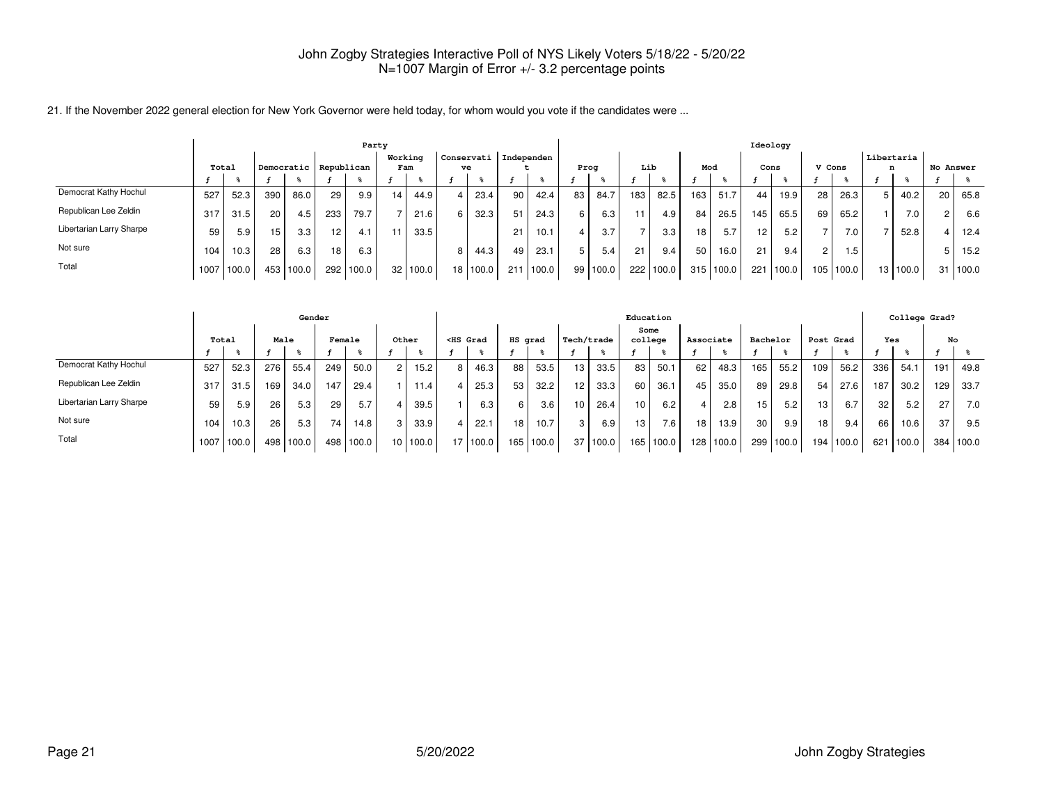John Zogby Strategies Interactive Poll of NYS Likely Voters 5/18/22 - 5/20/22
N=1007 Margin of Error +/- 3.2 percentage points

21. If the November 2022 general election for New York Governor were held today, for whom would you vote if the candidates were ...

| | Total | | Party | | | | | | | | | | Ideology | | | | | | | | | | | | | |
|---|---|---|---|---|---|---|---|---|---|---|---|---|---|---|---|---|---|---|---|---|---|---|---|---|---|---|
| | | | Democratic | | Republican | | Working Fam | | Conservative | | Independent | | Prog | | Lib | | Mod | | Cons | | V Cons | | Libertarian | | No Answer | |
| | f | % | f | % | f | % | f | % | f | % | f | % | f | % | f | % | f | % | f | % | f | % | f | % | f | % |
| Democrat Kathy Hochul | 527 | 52.3 | 390 | 86.0 | 29 | 9.9 | 14 | 44.9 | 4 | 23.4 | 90 | 42.4 | 83 | 84.7 | 183 | 82.5 | 163 | 51.7 | 44 | 19.9 | 28 | 26.3 | 5 | 40.2 | 20 | 65.8 |
| Republican Lee Zeldin | 317 | 31.5 | 20 | 4.5 | 233 | 79.7 | 7 | 21.6 | 6 | 32.3 | 51 | 24.3 | 6 | 6.3 | 11 | 4.9 | 84 | 26.5 | 145 | 65.5 | 69 | 65.2 | 1 | 7.0 | 2 | 6.6 |
| Libertarian Larry Sharpe | 59 | 5.9 | 15 | 3.3 | 12 | 4.1 | 11 | 33.5 | | | 21 | 10.1 | 4 | 3.7 | 7 | 3.3 | 18 | 5.7 | 12 | 5.2 | 7 | 7.0 | 7 | 52.8 | 4 | 12.4 |
| Not sure | 104 | 10.3 | 28 | 6.3 | 18 | 6.3 | | | 8 | 44.3 | 49 | 23.1 | 5 | 5.4 | 21 | 9.4 | 50 | 16.0 | 21 | 9.4 | 2 | 1.5 | | | 5 | 15.2 |
| Total | 1007 | 100.0 | 453 | 100.0 | 292 | 100.0 | 32 | 100.0 | 18 | 100.0 | 211 | 100.0 | 99 | 100.0 | 222 | 100.0 | 315 | 100.0 | 221 | 100.0 | 105 | 100.0 | 13 | 100.0 | 31 | 100.0 |

| | Total | | Gender | | | | | | Education | | | | | | | | | | | | | | College Grad? | | | |
|---|---|---|---|---|---|---|---|---|---|---|---|---|---|---|---|---|---|---|---|---|---|---|---|---|---|---|
| | | | Male | | Female | | Other | | <HS Grad | | HS grad | | Tech/trade | | Some college | | Associate | | Bachelor | | Post Grad | | Yes | | No | |
| | f | % | f | % | f | % | f | % | f | % | f | % | f | % | f | % | f | % | f | % | f | % | f | % | f | % |
| Democrat Kathy Hochul | 527 | 52.3 | 276 | 55.4 | 249 | 50.0 | 2 | 15.2 | 8 | 46.3 | 88 | 53.5 | 13 | 33.5 | 83 | 50.1 | 62 | 48.3 | 165 | 55.2 | 109 | 56.2 | 336 | 54.1 | 191 | 49.8 |
| Republican Lee Zeldin | 317 | 31.5 | 169 | 34.0 | 147 | 29.4 | 1 | 11.4 | 4 | 25.3 | 53 | 32.2 | 12 | 33.3 | 60 | 36.1 | 45 | 35.0 | 89 | 29.8 | 54 | 27.6 | 187 | 30.2 | 129 | 33.7 |
| Libertarian Larry Sharpe | 59 | 5.9 | 26 | 5.3 | 29 | 5.7 | 4 | 39.5 | 1 | 6.3 | 6 | 3.6 | 10 | 26.4 | 10 | 6.2 | 4 | 2.8 | 15 | 5.2 | 13 | 6.7 | 32 | 5.2 | 27 | 7.0 |
| Not sure | 104 | 10.3 | 26 | 5.3 | 74 | 14.8 | 3 | 33.9 | 4 | 22.1 | 18 | 10.7 | 3 | 6.9 | 13 | 7.6 | 18 | 13.9 | 30 | 9.9 | 18 | 9.4 | 66 | 10.6 | 37 | 9.5 |
| Total | 1007 | 100.0 | 498 | 100.0 | 498 | 100.0 | 10 | 100.0 | 17 | 100.0 | 165 | 100.0 | 37 | 100.0 | 165 | 100.0 | 128 | 100.0 | 299 | 100.0 | 194 | 100.0 | 621 | 100.0 | 384 | 100.0 |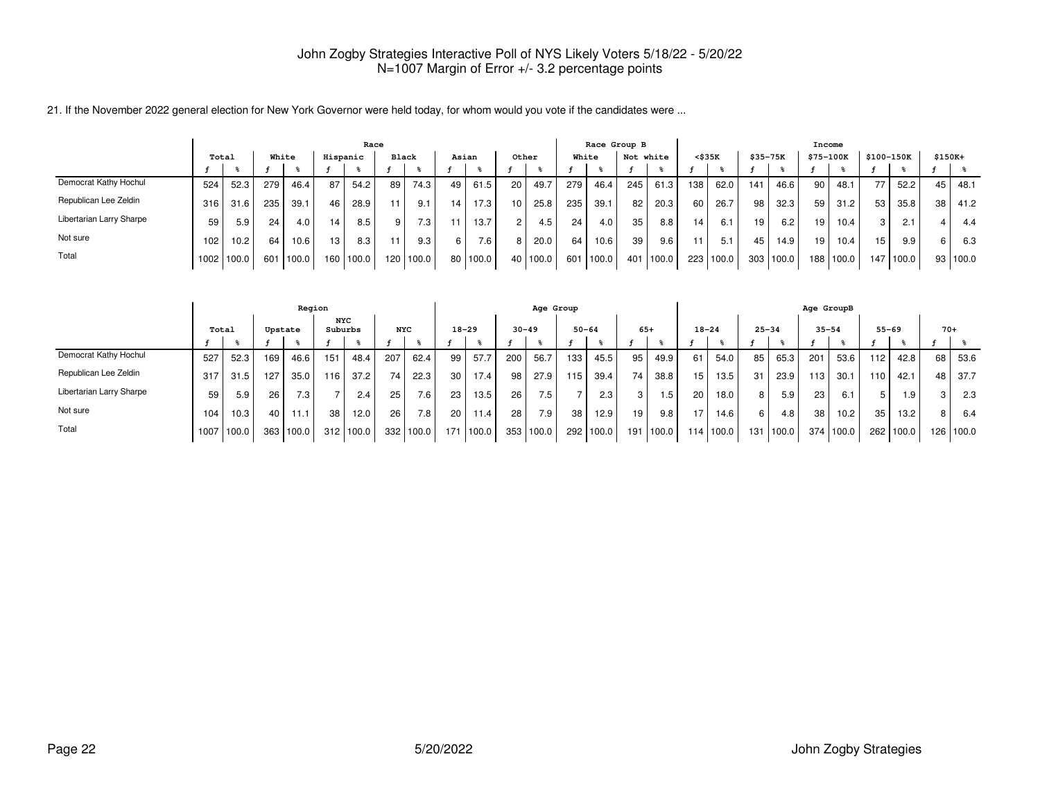John Zogby Strategies Interactive Poll of NYS Likely Voters 5/18/22 - 5/20/22
N=1007 Margin of Error +/- 3.2 percentage points

21. If the November 2022 general election for New York Governor were held today, for whom would you vote if the candidates were ...

| | Total | | Race | | | | | | | | | | | | Race Group B | | | | Income | | | | | | | | | |
|---|---|---|---|---|---|---|---|---|---|---|---|---|---|---|---|---|---|---|---|---|---|---|---|---|---|---|---|---|
| | | | White | | Hispanic | | Black | | Asian | | Other | | | | White | | Not white | | <$35K | | $35-75K | | $75-100K | | $100-150K | | $150K+ | |
| | f | % | f | % | f | % | f | % | f | % | f | % | | | f | % | f | % | f | % | f | % | f | % | f | % | f | % |
| Democrat Kathy Hochul | 524 | 52.3 | 279 | 46.4 | 87 | 54.2 | 89 | 74.3 | 49 | 61.5 | 20 | 49.7 | | | 279 | 46.4 | 245 | 61.3 | 138 | 62.0 | 141 | 46.6 | 90 | 48.1 | 77 | 52.2 | 45 | 48.1 |
| Republican Lee Zeldin | 316 | 31.6 | 235 | 39.1 | 46 | 28.9 | 11 | 9.1 | 14 | 17.3 | 10 | 25.8 | | | 235 | 39.1 | 82 | 20.3 | 60 | 26.7 | 98 | 32.3 | 59 | 31.2 | 53 | 35.8 | 38 | 41.2 |
| Libertarian Larry Sharpe | 59 | 5.9 | 24 | 4.0 | 14 | 8.5 | 9 | 7.3 | 11 | 13.7 | 2 | 4.5 | | | 24 | 4.0 | 35 | 8.8 | 14 | 6.1 | 19 | 6.2 | 19 | 10.4 | 3 | 2.1 | 4 | 4.4 |
| Not sure | 102 | 10.2 | 64 | 10.6 | 13 | 8.3 | 11 | 9.3 | 6 | 7.6 | 8 | 20.0 | | | 64 | 10.6 | 39 | 9.6 | 11 | 5.1 | 45 | 14.9 | 19 | 10.4 | 15 | 9.9 | 6 | 6.3 |
| Total | 1002 | 100.0 | 601 | 100.0 | 160 | 100.0 | 120 | 100.0 | 80 | 100.0 | 40 | 100.0 | | | 601 | 100.0 | 401 | 100.0 | 223 | 100.0 | 303 | 100.0 | 188 | 100.0 | 147 | 100.0 | 93 | 100.0 |

| | Region | | | | | | | | Age Group | | | | | | | | Age GroupB | | | | | | | | | |
|---|---|---|---|---|---|---|---|---|---|---|---|---|---|---|---|---|---|---|---|---|---|---|---|---|---|---|
| | Total | | Upstate | | NYC Suburbs | | NYC | | 18-29 | | 30-49 | | 50-64 | | 65+ | | 18-24 | | 25-34 | | 35-54 | | 55-69 | | 70+ | |
| | f | % | f | % | f | % | f | % | f | % | f | % | f | % | f | % | f | % | f | % | f | % | f | % | f | % |
| Democrat Kathy Hochul | 527 | 52.3 | 169 | 46.6 | 151 | 48.4 | 207 | 62.4 | 99 | 57.7 | 200 | 56.7 | 133 | 45.5 | 95 | 49.9 | 61 | 54.0 | 85 | 65.3 | 201 | 53.6 | 112 | 42.8 | 68 | 53.6 |
| Republican Lee Zeldin | 317 | 31.5 | 127 | 35.0 | 116 | 37.2 | 74 | 22.3 | 30 | 17.4 | 98 | 27.9 | 115 | 39.4 | 74 | 38.8 | 15 | 13.5 | 31 | 23.9 | 113 | 30.1 | 110 | 42.1 | 48 | 37.7 |
| Libertarian Larry Sharpe | 59 | 5.9 | 26 | 7.3 | 7 | 2.4 | 25 | 7.6 | 23 | 13.5 | 26 | 7.5 | 7 | 2.3 | 3 | 1.5 | 20 | 18.0 | 8 | 5.9 | 23 | 6.1 | 5 | 1.9 | 3 | 2.3 |
| Not sure | 104 | 10.3 | 40 | 11.1 | 38 | 12.0 | 26 | 7.8 | 20 | 11.4 | 28 | 7.9 | 38 | 12.9 | 19 | 9.8 | 17 | 14.6 | 6 | 4.8 | 38 | 10.2 | 35 | 13.2 | 8 | 6.4 |
| Total | 1007 | 100.0 | 363 | 100.0 | 312 | 100.0 | 332 | 100.0 | 171 | 100.0 | 353 | 100.0 | 292 | 100.0 | 191 | 100.0 | 114 | 100.0 | 131 | 100.0 | 374 | 100.0 | 262 | 100.0 | 126 | 100.0 |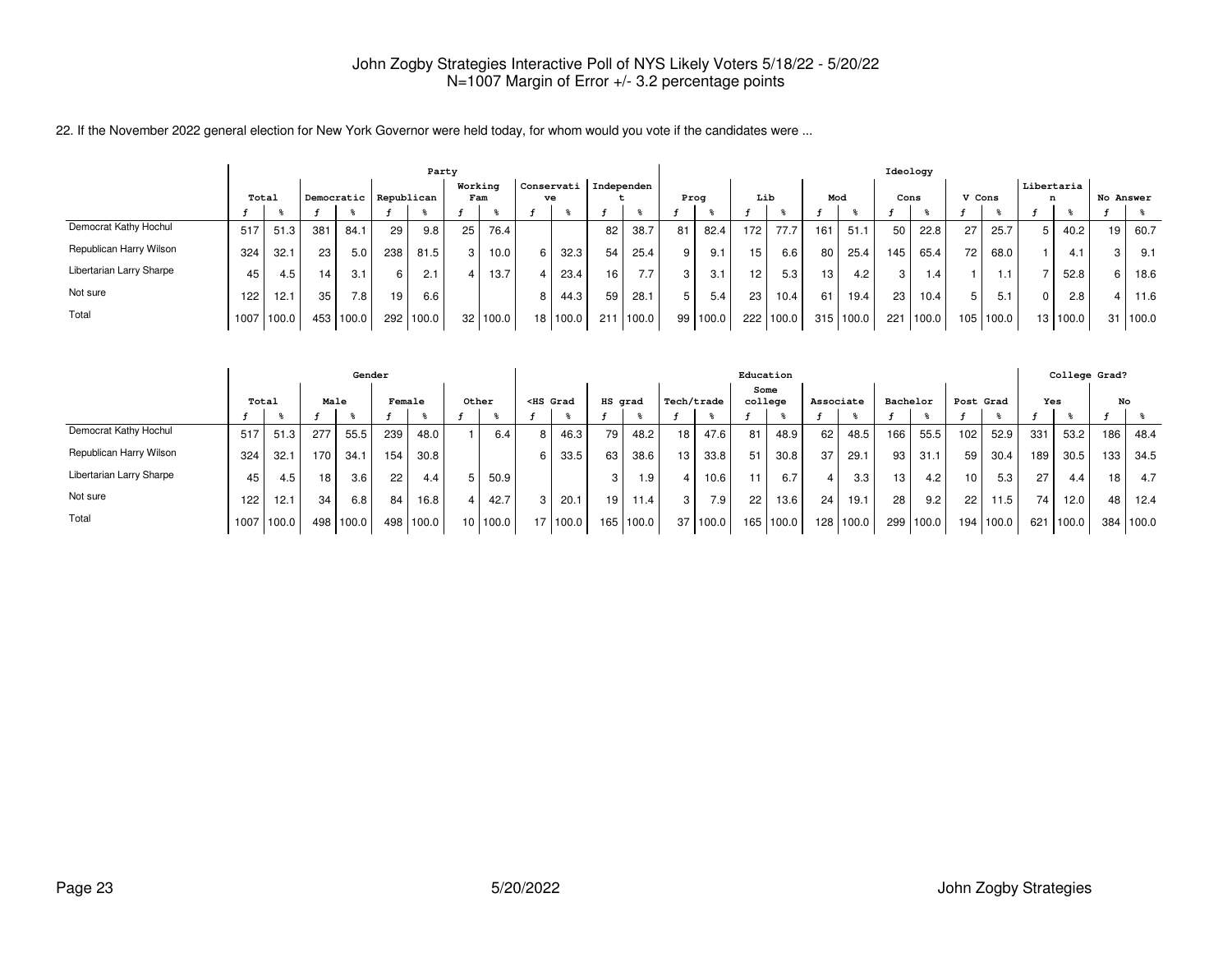John Zogby Strategies Interactive Poll of NYS Likely Voters 5/18/22 - 5/20/22
N=1007 Margin of Error +/- 3.2 percentage points

22. If the November 2022 general election for New York Governor were held today, for whom would you vote if the candidates were ...

| | Total | | Party | | | | | | | | | | Ideology | | | | | | | | | | | | | |
|---|---|---|---|---|---|---|---|---|---|---|---|---|---|---|---|---|---|---|---|---|---|---|---|---|---|---|
| | | | Democratic | | Republican | | Working Fam | | Conservative | | Independent | | Prog | | Lib | | Mod | | Cons | | V Cons | | Libertarian | | No Answer | |
| | f | % | f | % | f | % | f | % | f | % | f | % | f | % | f | % | f | % | f | % | f | % | f | % | f | % |
| Democrat Kathy Hochul | 517 | 51.3 | 381 | 84.1 | 29 | 9.8 | 25 | 76.4 | | | 82 | 38.7 | 81 | 82.4 | 172 | 77.7 | 161 | 51.1 | 50 | 22.8 | 27 | 25.7 | 5 | 40.2 | 19 | 60.7 |
| Republican Harry Wilson | 324 | 32.1 | 23 | 5.0 | 238 | 81.5 | 3 | 10.0 | 6 | 32.3 | 54 | 25.4 | 9 | 9.1 | 15 | 6.6 | 80 | 25.4 | 145 | 65.4 | 72 | 68.0 | 1 | 4.1 | 3 | 9.1 |
| Libertarian Larry Sharpe | 45 | 4.5 | 14 | 3.1 | 6 | 2.1 | 4 | 13.7 | 4 | 23.4 | 16 | 7.7 | 3 | 3.1 | 12 | 5.3 | 13 | 4.2 | 3 | 1.4 | 1 | 1.1 | 7 | 52.8 | 6 | 18.6 |
| Not sure | 122 | 12.1 | 35 | 7.8 | 19 | 6.6 | | | 8 | 44.3 | 59 | 28.1 | 5 | 5.4 | 23 | 10.4 | 61 | 19.4 | 23 | 10.4 | 5 | 5.1 | 0 | 2.8 | 4 | 11.6 |
| Total | 1007 | 100.0 | 453 | 100.0 | 292 | 100.0 | 32 | 100.0 | 18 | 100.0 | 211 | 100.0 | 99 | 100.0 | 222 | 100.0 | 315 | 100.0 | 221 | 100.0 | 105 | 100.0 | 13 | 100.0 | 31 | 100.0 |

| | Total | | Gender | | | | | | Education | | | | | | | | | | | | | | College Grad? | | | |
|---|---|---|---|---|---|---|---|---|---|---|---|---|---|---|---|---|---|---|---|---|---|---|---|---|---|---|
| | | | Male | | Female | | Other | | <HS Grad | | HS grad | | Tech/trade | | Some college | | Associate | | Bachelor | | Post Grad | | Yes | | No | |
| | f | % | f | % | f | % | f | % | f | % | f | % | f | % | f | % | f | % | f | % | f | % | f | % | f | % |
| Democrat Kathy Hochul | 517 | 51.3 | 277 | 55.5 | 239 | 48.0 | 1 | 6.4 | 8 | 46.3 | 79 | 48.2 | 18 | 47.6 | 81 | 48.9 | 62 | 48.5 | 166 | 55.5 | 102 | 52.9 | 331 | 53.2 | 186 | 48.4 |
| Republican Harry Wilson | 324 | 32.1 | 170 | 34.1 | 154 | 30.8 | | | 6 | 33.5 | 63 | 38.6 | 13 | 33.8 | 51 | 30.8 | 37 | 29.1 | 93 | 31.1 | 59 | 30.4 | 189 | 30.5 | 133 | 34.5 |
| Libertarian Larry Sharpe | 45 | 4.5 | 18 | 3.6 | 22 | 4.4 | 5 | 50.9 | | | 3 | 1.9 | 4 | 10.6 | 11 | 6.7 | 4 | 3.3 | 13 | 4.2 | 10 | 5.3 | 27 | 4.4 | 18 | 4.7 |
| Not sure | 122 | 12.1 | 34 | 6.8 | 84 | 16.8 | 4 | 42.7 | 3 | 20.1 | 19 | 11.4 | 3 | 7.9 | 22 | 13.6 | 24 | 19.1 | 28 | 9.2 | 22 | 11.5 | 74 | 12.0 | 48 | 12.4 |
| Total | 1007 | 100.0 | 498 | 100.0 | 498 | 100.0 | 10 | 100.0 | 17 | 100.0 | 165 | 100.0 | 37 | 100.0 | 165 | 100.0 | 128 | 100.0 | 299 | 100.0 | 194 | 100.0 | 621 | 100.0 | 384 | 100.0 |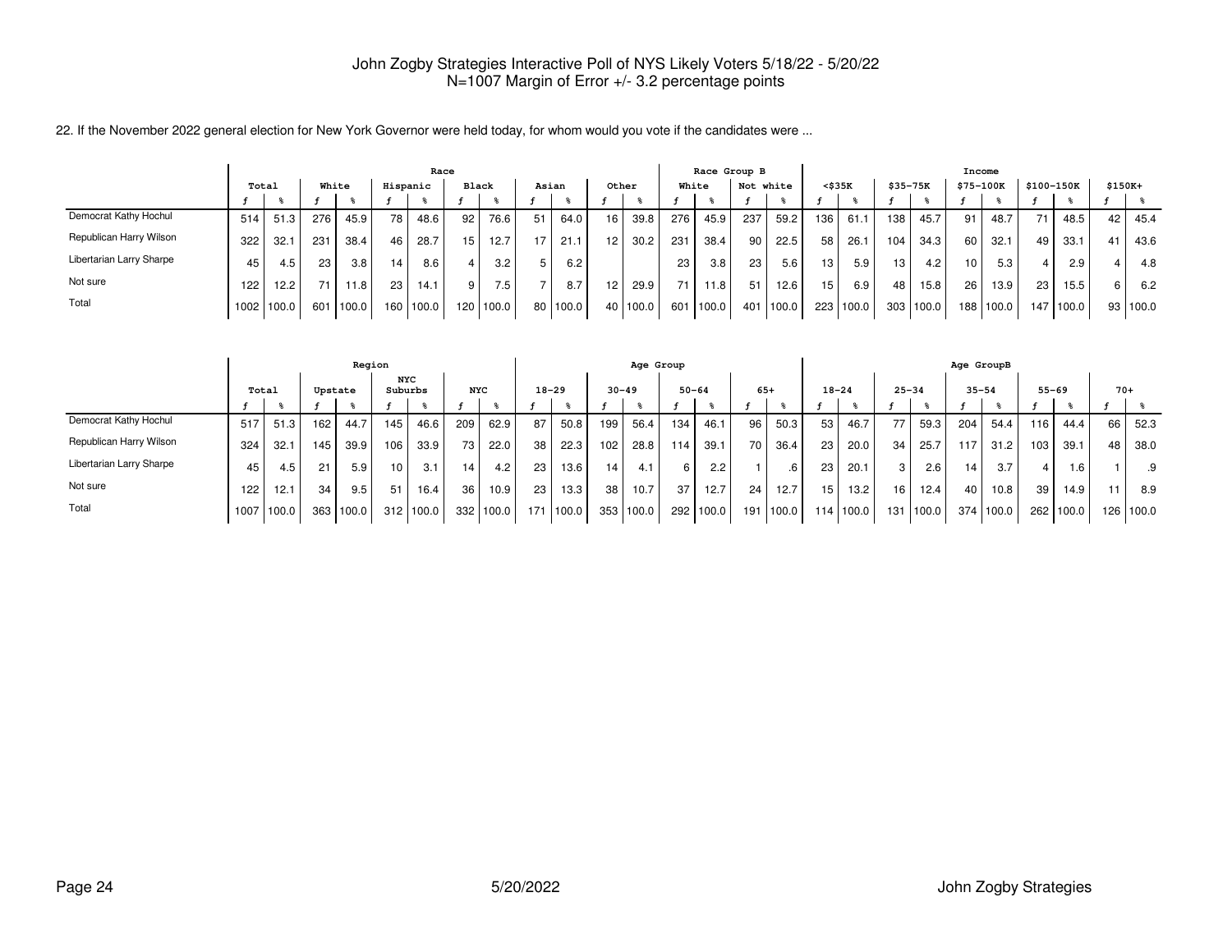John Zogby Strategies Interactive Poll of NYS Likely Voters 5/18/22 - 5/20/22
N=1007 Margin of Error +/- 3.2 percentage points

22. If the November 2022 general election for New York Governor were held today, for whom would you vote if the candidates were ...

| | Total | | Race: White | | Race: Hispanic | | Race: Black | | Race: Asian | | Race: Other | | Race Group B: White | | Race Group B: Not white | | Income: <$35K | | Income: $35-75K | | Income: $75-100K | | Income: $100-150K | | Income: $150K+ | |
|---|---|---|---|---|---|---|---|---|---|---|---|---|---|---|---|---|---|---|---|---|---|---|---|---|---|---|
| | f | % | f | % | f | % | f | % | f | % | f | % | f | % | f | % | f | % | f | % | f | % | f | % | f | % |
| Democrat Kathy Hochul | 514 | 51.3 | 276 | 45.9 | 78 | 48.6 | 92 | 76.6 | 51 | 64.0 | 16 | 39.8 | 276 | 45.9 | 237 | 59.2 | 136 | 61.1 | 138 | 45.7 | 91 | 48.7 | 71 | 48.5 | 42 | 45.4 |
| Republican Harry Wilson | 322 | 32.1 | 231 | 38.4 | 46 | 28.7 | 15 | 12.7 | 17 | 21.1 | 12 | 30.2 | 231 | 38.4 | 90 | 22.5 | 58 | 26.1 | 104 | 34.3 | 60 | 32.1 | 49 | 33.1 | 41 | 43.6 |
| Libertarian Larry Sharpe | 45 | 4.5 | 23 | 3.8 | 14 | 8.6 | 4 | 3.2 | 5 | 6.2 | | | 23 | 3.8 | 23 | 5.6 | 13 | 5.9 | 13 | 4.2 | 10 | 5.3 | 4 | 2.9 | 4 | 4.8 |
| Not sure | 122 | 12.2 | 71 | 11.8 | 23 | 14.1 | 9 | 7.5 | 7 | 8.7 | 12 | 29.9 | 71 | 11.8 | 51 | 12.6 | 15 | 6.9 | 48 | 15.8 | 26 | 13.9 | 23 | 15.5 | 6 | 6.2 |
| Total | 1002 | 100.0 | 601 | 100.0 | 160 | 100.0 | 120 | 100.0 | 80 | 100.0 | 40 | 100.0 | 601 | 100.0 | 401 | 100.0 | 223 | 100.0 | 303 | 100.0 | 188 | 100.0 | 147 | 100.0 | 93 | 100.0 |

| | Total | | Region: Upstate | | Region: NYC Suburbs | | Region: NYC | | Age Group: 18-29 | | Age Group: 30-49 | | Age Group: 50-64 | | Age Group: 65+ | | Age GroupB: 18-24 | | Age GroupB: 25-34 | | Age GroupB: 35-54 | | Age GroupB: 55-69 | | Age GroupB: 70+ | |
|---|---|---|---|---|---|---|---|---|---|---|---|---|---|---|---|---|---|---|---|---|---|---|---|---|---|---|
| | f | % | f | % | f | % | f | % | f | % | f | % | f | % | f | % | f | % | f | % | f | % | f | % | f | % |
| Democrat Kathy Hochul | 517 | 51.3 | 162 | 44.7 | 145 | 46.6 | 209 | 62.9 | 87 | 50.8 | 199 | 56.4 | 134 | 46.1 | 96 | 50.3 | 53 | 46.7 | 77 | 59.3 | 204 | 54.4 | 116 | 44.4 | 66 | 52.3 |
| Republican Harry Wilson | 324 | 32.1 | 145 | 39.9 | 106 | 33.9 | 73 | 22.0 | 38 | 22.3 | 102 | 28.8 | 114 | 39.1 | 70 | 36.4 | 23 | 20.0 | 34 | 25.7 | 117 | 31.2 | 103 | 39.1 | 48 | 38.0 |
| Libertarian Larry Sharpe | 45 | 4.5 | 21 | 5.9 | 10 | 3.1 | 14 | 4.2 | 23 | 13.6 | 14 | 4.1 | 6 | 2.2 | 1 | .6 | 23 | 20.1 | 3 | 2.6 | 14 | 3.7 | 4 | 1.6 | 1 | .9 |
| Not sure | 122 | 12.1 | 34 | 9.5 | 51 | 16.4 | 36 | 10.9 | 23 | 13.3 | 38 | 10.7 | 37 | 12.7 | 24 | 12.7 | 15 | 13.2 | 16 | 12.4 | 40 | 10.8 | 39 | 14.9 | 11 | 8.9 |
| Total | 1007 | 100.0 | 363 | 100.0 | 312 | 100.0 | 332 | 100.0 | 171 | 100.0 | 353 | 100.0 | 292 | 100.0 | 191 | 100.0 | 114 | 100.0 | 131 | 100.0 | 374 | 100.0 | 262 | 100.0 | 126 | 100.0 |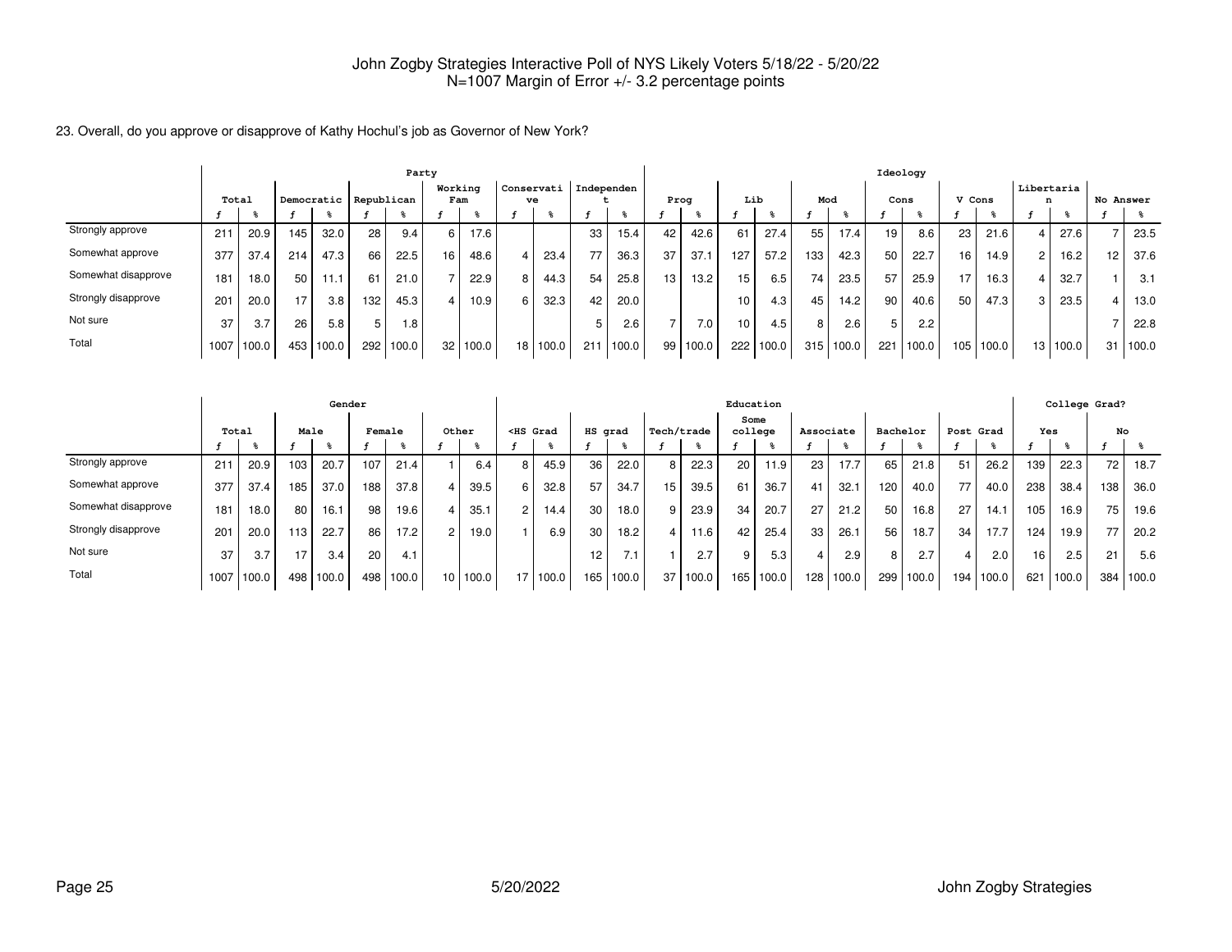John Zogby Strategies Interactive Poll of NYS Likely Voters 5/18/22 - 5/20/22
N=1007 Margin of Error +/- 3.2 percentage points

23. Overall, do you approve or disapprove of Kathy Hochul's job as Governor of New York?

| | Total | | Party | | | | | | | | | | Ideology | | | | | | | | | | | | | |
|---|---|---|---|---|---|---|---|---|---|---|---|---|---|---|---|---|---|---|---|---|---|---|---|---|---|---|
| | | | Democratic | | Republican | | Working Fam | | Conservative | | Independent | | Prog | | Lib | | Mod | | Cons | | V Cons | | Libertarian | | No Answer | |
| | f | % | f | % | f | % | f | % | f | % | f | % | f | % | f | % | f | % | f | % | f | % | f | % | f | % |
| Strongly approve | 211 | 20.9 | 145 | 32.0 | 28 | 9.4 | 6 | 17.6 | | | 33 | 15.4 | 42 | 42.6 | 61 | 27.4 | 55 | 17.4 | 19 | 8.6 | 23 | 21.6 | 4 | 27.6 | 7 | 23.5 |
| Somewhat approve | 377 | 37.4 | 214 | 47.3 | 66 | 22.5 | 16 | 48.6 | 4 | 23.4 | 77 | 36.3 | 37 | 37.1 | 127 | 57.2 | 133 | 42.3 | 50 | 22.7 | 16 | 14.9 | 2 | 16.2 | 12 | 37.6 |
| Somewhat disapprove | 181 | 18.0 | 50 | 11.1 | 61 | 21.0 | 7 | 22.9 | 8 | 44.3 | 54 | 25.8 | 13 | 13.2 | 15 | 6.5 | 74 | 23.5 | 57 | 25.9 | 17 | 16.3 | 4 | 32.7 | 1 | 3.1 |
| Strongly disapprove | 201 | 20.0 | 17 | 3.8 | 132 | 45.3 | 4 | 10.9 | 6 | 32.3 | 42 | 20.0 | | | 10 | 4.3 | 45 | 14.2 | 90 | 40.6 | 50 | 47.3 | 3 | 23.5 | 4 | 13.0 |
| Not sure | 37 | 3.7 | 26 | 5.8 | 5 | 1.8 | | | | | 5 | 2.6 | 7 | 7.0 | 10 | 4.5 | 8 | 2.6 | 5 | 2.2 | | | | | 7 | 22.8 |
| Total | 1007 | 100.0 | 453 | 100.0 | 292 | 100.0 | 32 | 100.0 | 18 | 100.0 | 211 | 100.0 | 99 | 100.0 | 222 | 100.0 | 315 | 100.0 | 221 | 100.0 | 105 | 100.0 | 13 | 100.0 | 31 | 100.0 |

| | Total | | Gender | | | | | | Education | | | | | | | | | | | | College Grad? | | | |
|---|---|---|---|---|---|---|---|---|---|---|---|---|---|---|---|---|---|---|---|---|---|---|---|---|
| | | | Male | | Female | | Other | | <HS Grad | | HS grad | | Tech/trade | | Some college | | Associate | | Bachelor | | Post Grad | | Yes | | No | |
| | f | % | f | % | f | % | f | % | f | % | f | % | f | % | f | % | f | % | f | % | f | % | f | % | f | % |
| Strongly approve | 211 | 20.9 | 103 | 20.7 | 107 | 21.4 | 1 | 6.4 | 8 | 45.9 | 36 | 22.0 | 8 | 22.3 | 20 | 11.9 | 23 | 17.7 | 65 | 21.8 | 51 | 26.2 | 139 | 22.3 | 72 | 18.7 |
| Somewhat approve | 377 | 37.4 | 185 | 37.0 | 188 | 37.8 | 4 | 39.5 | 6 | 32.8 | 57 | 34.7 | 15 | 39.5 | 61 | 36.7 | 41 | 32.1 | 120 | 40.0 | 77 | 40.0 | 238 | 38.4 | 138 | 36.0 |
| Somewhat disapprove | 181 | 18.0 | 80 | 16.1 | 98 | 19.6 | 4 | 35.1 | 2 | 14.4 | 30 | 18.0 | 9 | 23.9 | 34 | 20.7 | 27 | 21.2 | 50 | 16.8 | 27 | 14.1 | 105 | 16.9 | 75 | 19.6 |
| Strongly disapprove | 201 | 20.0 | 113 | 22.7 | 86 | 17.2 | 2 | 19.0 | 1 | 6.9 | 30 | 18.2 | 4 | 11.6 | 42 | 25.4 | 33 | 26.1 | 56 | 18.7 | 34 | 17.7 | 124 | 19.9 | 77 | 20.2 |
| Not sure | 37 | 3.7 | 17 | 3.4 | 20 | 4.1 | | | | | 12 | 7.1 | 1 | 2.7 | 9 | 5.3 | 4 | 2.9 | 8 | 2.7 | 4 | 2.0 | 16 | 2.5 | 21 | 5.6 |
| Total | 1007 | 100.0 | 498 | 100.0 | 498 | 100.0 | 10 | 100.0 | 17 | 100.0 | 165 | 100.0 | 37 | 100.0 | 165 | 100.0 | 128 | 100.0 | 299 | 100.0 | 194 | 100.0 | 621 | 100.0 | 384 | 100.0 |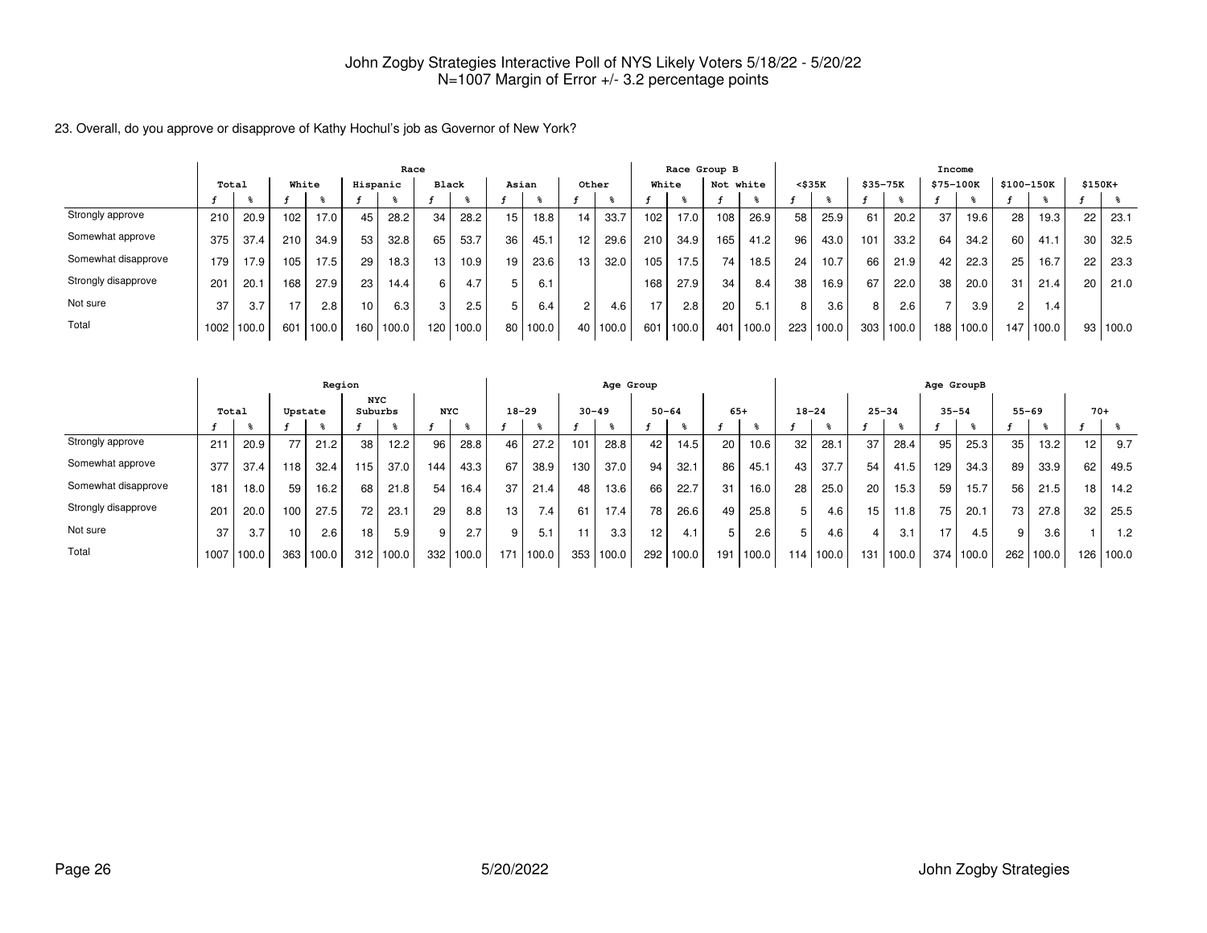John Zogby Strategies Interactive Poll of NYS Likely Voters 5/18/22 - 5/20/22
N=1007 Margin of Error +/- 3.2 percentage points

23. Overall, do you approve or disapprove of Kathy Hochul's job as Governor of New York?

| | Total | | Race | | | | | | | | | | | | Race Group B | | | | Income | | | | | | | | | |
|---|---|---|---|---|---|---|---|---|---|---|---|---|---|---|---|---|---|---|---|---|---|---|---|---|---|---|---|---|
| | | | White | | Hispanic | | Black | | Asian | | Other | | White | | Not white | | <$35K | | $35-75K | | $75-100K | | $100-150K | | $150K+ | |
| | f | % | f | % | f | % | f | % | f | % | f | % | f | % | f | % | f | % | f | % | f | % | f | % | f | % |
| Strongly approve | 210 | 20.9 | 102 | 17.0 | 45 | 28.2 | 34 | 28.2 | 15 | 18.8 | 14 | 33.7 | 102 | 17.0 | 108 | 26.9 | 58 | 25.9 | 61 | 20.2 | 37 | 19.6 | 28 | 19.3 | 22 | 23.1 |
| Somewhat approve | 375 | 37.4 | 210 | 34.9 | 53 | 32.8 | 65 | 53.7 | 36 | 45.1 | 12 | 29.6 | 210 | 34.9 | 165 | 41.2 | 96 | 43.0 | 101 | 33.2 | 64 | 34.2 | 60 | 41.1 | 30 | 32.5 |
| Somewhat disapprove | 179 | 17.9 | 105 | 17.5 | 29 | 18.3 | 13 | 10.9 | 19 | 23.6 | 13 | 32.0 | 105 | 17.5 | 74 | 18.5 | 24 | 10.7 | 66 | 21.9 | 42 | 22.3 | 25 | 16.7 | 22 | 23.3 |
| Strongly disapprove | 201 | 20.1 | 168 | 27.9 | 23 | 14.4 | 6 | 4.7 | 5 | 6.1 | | | 168 | 27.9 | 34 | 8.4 | 38 | 16.9 | 67 | 22.0 | 38 | 20.0 | 31 | 21.4 | 20 | 21.0 |
| Not sure | 37 | 3.7 | 17 | 2.8 | 10 | 6.3 | 3 | 2.5 | 5 | 6.4 | 2 | 4.6 | 17 | 2.8 | 20 | 5.1 | 8 | 3.6 | 8 | 2.6 | 7 | 3.9 | 2 | 1.4 | | |
| Total | 1002 | 100.0 | 601 | 100.0 | 160 | 100.0 | 120 | 100.0 | 80 | 100.0 | 40 | 100.0 | 601 | 100.0 | 401 | 100.0 | 223 | 100.0 | 303 | 100.0 | 188 | 100.0 | 147 | 100.0 | 93 | 100.0 |

| | Total | | Region | | | | | | Age Group | | | | | | | | Age GroupB | | | | | | | | | |
|---|---|---|---|---|---|---|---|---|---|---|---|---|---|---|---|---|---|---|---|---|---|---|---|---|---|---|
| | | | Upstate | | NYC Suburbs | | NYC | | 18-29 | | 30-49 | | 50-64 | | 65+ | | 18-24 | | 25-34 | | 35-54 | | 55-69 | | 70+ | |
| | f | % | f | % | f | % | f | % | f | % | f | % | f | % | f | % | f | % | f | % | f | % | f | % | f | % |
| Strongly approve | 211 | 20.9 | 77 | 21.2 | 38 | 12.2 | 96 | 28.8 | 46 | 27.2 | 101 | 28.8 | 42 | 14.5 | 20 | 10.6 | 32 | 28.1 | 37 | 28.4 | 95 | 25.3 | 35 | 13.2 | 12 | 9.7 |
| Somewhat approve | 377 | 37.4 | 118 | 32.4 | 115 | 37.0 | 144 | 43.3 | 67 | 38.9 | 130 | 37.0 | 94 | 32.1 | 86 | 45.1 | 43 | 37.7 | 54 | 41.5 | 129 | 34.3 | 89 | 33.9 | 62 | 49.5 |
| Somewhat disapprove | 181 | 18.0 | 59 | 16.2 | 68 | 21.8 | 54 | 16.4 | 37 | 21.4 | 48 | 13.6 | 66 | 22.7 | 31 | 16.0 | 28 | 25.0 | 20 | 15.3 | 59 | 15.7 | 56 | 21.5 | 18 | 14.2 |
| Strongly disapprove | 201 | 20.0 | 100 | 27.5 | 72 | 23.1 | 29 | 8.8 | 13 | 7.4 | 61 | 17.4 | 78 | 26.6 | 49 | 25.8 | 5 | 4.6 | 15 | 11.8 | 75 | 20.1 | 73 | 27.8 | 32 | 25.5 |
| Not sure | 37 | 3.7 | 10 | 2.6 | 18 | 5.9 | 9 | 2.7 | 9 | 5.1 | 11 | 3.3 | 12 | 4.1 | 5 | 2.6 | 5 | 4.6 | 4 | 3.1 | 17 | 4.5 | 9 | 3.6 | 1 | 1.2 |
| Total | 1007 | 100.0 | 363 | 100.0 | 312 | 100.0 | 332 | 100.0 | 171 | 100.0 | 353 | 100.0 | 292 | 100.0 | 191 | 100.0 | 114 | 100.0 | 131 | 100.0 | 374 | 100.0 | 262 | 100.0 | 126 | 100.0 |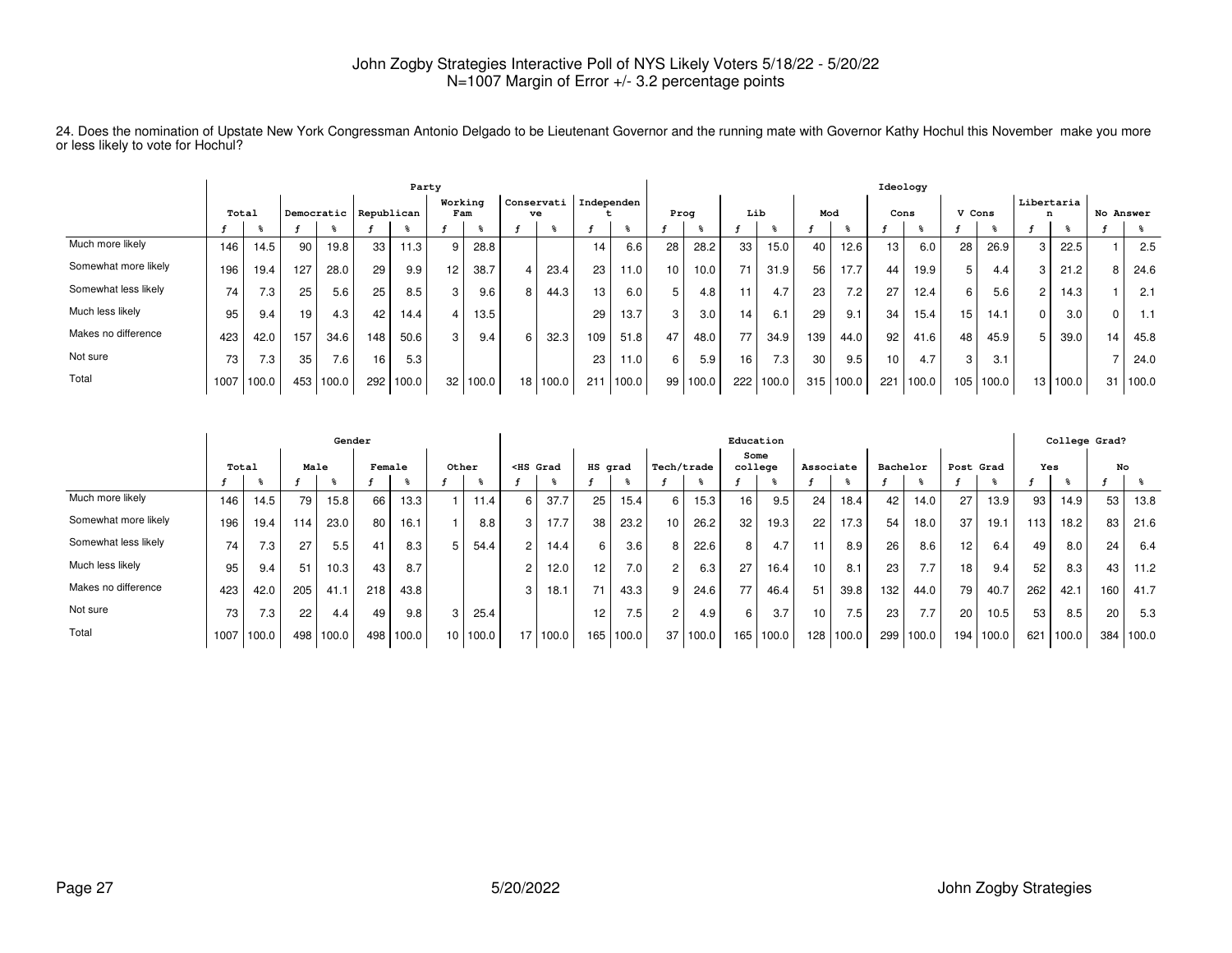John Zogby Strategies Interactive Poll of NYS Likely Voters 5/18/22 - 5/20/22
N=1007 Margin of Error +/- 3.2 percentage points

24. Does the nomination of Upstate New York Congressman Antonio Delgado to be Lieutenant Governor and the running mate with Governor Kathy Hochul this November make you more or less likely to vote for Hochul?

| | Total | | Party | | | | | | | | | | | | Ideology | | | | | | | | | | | | | |
|---|---|---|---|---|---|---|---|---|---|---|---|---|---|---|---|---|---|---|---|---|---|---|---|---|---|---|---|---|
| | | | Democratic | | Republican | | Working Fam | | Conservative | | Independent | | Prog | | Lib | | Mod | | Cons | | V Cons | | Libertarian | | No Answer | |
| | f | % | f | % | f | % | f | % | f | % | f | % | f | % | f | % | f | % | f | % | f | % | f | % | f | % |
| Much more likely | 146 | 14.5 | 90 | 19.8 | 33 | 11.3 | 9 | 28.8 | | | 14 | 6.6 | 28 | 28.2 | 33 | 15.0 | 40 | 12.6 | 13 | 6.0 | 28 | 26.9 | 3 | 22.5 | 1 | 2.5 |
| Somewhat more likely | 196 | 19.4 | 127 | 28.0 | 29 | 9.9 | 12 | 38.7 | 4 | 23.4 | 23 | 11.0 | 10 | 10.0 | 71 | 31.9 | 56 | 17.7 | 44 | 19.9 | 5 | 4.4 | 3 | 21.2 | 8 | 24.6 |
| Somewhat less likely | 74 | 7.3 | 25 | 5.6 | 25 | 8.5 | 3 | 9.6 | 8 | 44.3 | 13 | 6.0 | 5 | 4.8 | 11 | 4.7 | 23 | 7.2 | 27 | 12.4 | 6 | 5.6 | 2 | 14.3 | 1 | 2.1 |
| Much less likely | 95 | 9.4 | 19 | 4.3 | 42 | 14.4 | 4 | 13.5 | | | 29 | 13.7 | 3 | 3.0 | 14 | 6.1 | 29 | 9.1 | 34 | 15.4 | 15 | 14.1 | 0 | 3.0 | 0 | 1.1 |
| Makes no difference | 423 | 42.0 | 157 | 34.6 | 148 | 50.6 | 3 | 9.4 | 6 | 32.3 | 109 | 51.8 | 47 | 48.0 | 77 | 34.9 | 139 | 44.0 | 92 | 41.6 | 48 | 45.9 | 5 | 39.0 | 14 | 45.8 |
| Not sure | 73 | 7.3 | 35 | 7.6 | 16 | 5.3 | | | | | 23 | 11.0 | 6 | 5.9 | 16 | 7.3 | 30 | 9.5 | 10 | 4.7 | 3 | 3.1 | | | 7 | 24.0 |
| Total | 1007 | 100.0 | 453 | 100.0 | 292 | 100.0 | 32 | 100.0 | 18 | 100.0 | 211 | 100.0 | 99 | 100.0 | 222 | 100.0 | 315 | 100.0 | 221 | 100.0 | 105 | 100.0 | 13 | 100.0 | 31 | 100.0 |

| | Total | | Gender | | | | | | Education | | | | | | | | | | | | | | College Grad? | | | |
|---|---|---|---|---|---|---|---|---|---|---|---|---|---|---|---|---|---|---|---|---|---|---|---|---|---|---|
| | | | Male | | Female | | Other | | <HS Grad | | HS grad | | Tech/trade | | Some college | | Associate | | Bachelor | | Post Grad | | Yes | | No | |
| | f | % | f | % | f | % | f | % | f | % | f | % | f | % | f | % | f | % | f | % | f | % | f | % | f | % |
| Much more likely | 146 | 14.5 | 79 | 15.8 | 66 | 13.3 | 1 | 11.4 | 6 | 37.7 | 25 | 15.4 | 6 | 15.3 | 16 | 9.5 | 24 | 18.4 | 42 | 14.0 | 27 | 13.9 | 93 | 14.9 | 53 | 13.8 |
| Somewhat more likely | 196 | 19.4 | 114 | 23.0 | 80 | 16.1 | 1 | 8.8 | 3 | 17.7 | 38 | 23.2 | 10 | 26.2 | 32 | 19.3 | 22 | 17.3 | 54 | 18.0 | 37 | 19.1 | 113 | 18.2 | 83 | 21.6 |
| Somewhat less likely | 74 | 7.3 | 27 | 5.5 | 41 | 8.3 | 5 | 54.4 | 2 | 14.4 | 6 | 3.6 | 8 | 22.6 | 8 | 4.7 | 11 | 8.9 | 26 | 8.6 | 12 | 6.4 | 49 | 8.0 | 24 | 6.4 |
| Much less likely | 95 | 9.4 | 51 | 10.3 | 43 | 8.7 | | | 2 | 12.0 | 12 | 7.0 | 2 | 6.3 | 27 | 16.4 | 10 | 8.1 | 23 | 7.7 | 18 | 9.4 | 52 | 8.3 | 43 | 11.2 |
| Makes no difference | 423 | 42.0 | 205 | 41.1 | 218 | 43.8 | | | 3 | 18.1 | 71 | 43.3 | 9 | 24.6 | 77 | 46.4 | 51 | 39.8 | 132 | 44.0 | 79 | 40.7 | 262 | 42.1 | 160 | 41.7 |
| Not sure | 73 | 7.3 | 22 | 4.4 | 49 | 9.8 | 3 | 25.4 | | | 12 | 7.5 | 2 | 4.9 | 6 | 3.7 | 10 | 7.5 | 23 | 7.7 | 20 | 10.5 | 53 | 8.5 | 20 | 5.3 |
| Total | 1007 | 100.0 | 498 | 100.0 | 498 | 100.0 | 10 | 100.0 | 17 | 100.0 | 165 | 100.0 | 37 | 100.0 | 165 | 100.0 | 128 | 100.0 | 299 | 100.0 | 194 | 100.0 | 621 | 100.0 | 384 | 100.0 |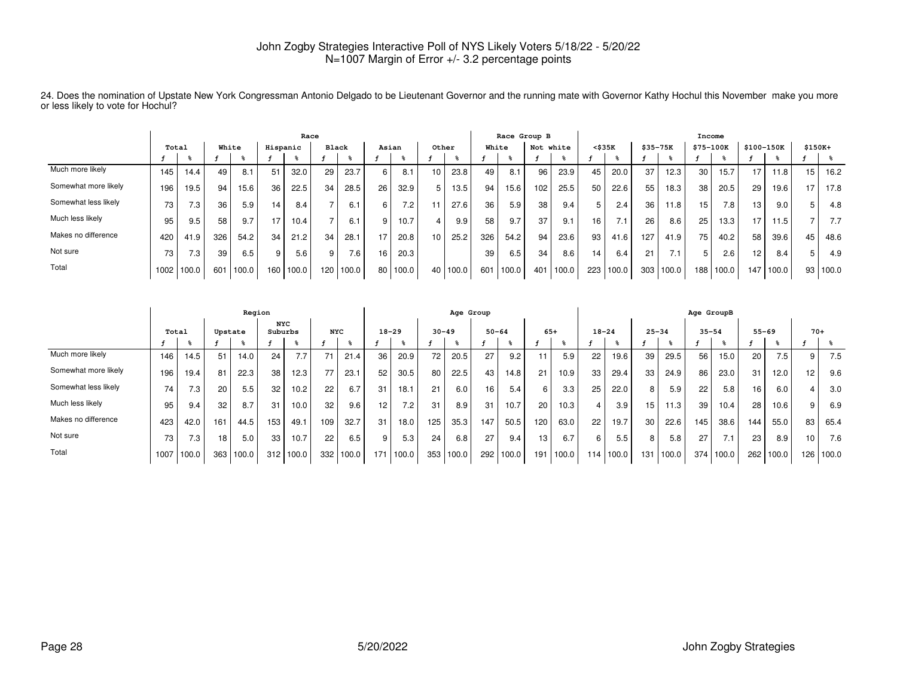John Zogby Strategies Interactive Poll of NYS Likely Voters 5/18/22 - 5/20/22
N=1007 Margin of Error +/- 3.2 percentage points

24. Does the nomination of Upstate New York Congressman Antonio Delgado to be Lieutenant Governor and the running mate with Governor Kathy Hochul this November make you more or less likely to vote for Hochul?

| | Total | | Race | | | | | | | | | | | | Race Group B | | | | Income | | | | | | | | | |
|---|---|---|---|---|---|---|---|---|---|---|---|---|---|---|---|---|---|---|---|---|---|---|---|---|---|---|---|---|
| | | | White | | Hispanic | | Black | | Asian | | Other | | White | | Not white | | <$35K | | $35-75K | | $75-100K | | $100-150K | | $150K+ | |
| | f | % | f | % | f | % | f | % | f | % | f | % | f | % | f | % | f | % | f | % | f | % | f | % | f | % |
| Much more likely | 145 | 14.4 | 49 | 8.1 | 51 | 32.0 | 29 | 23.7 | 6 | 8.1 | 10 | 23.8 | 49 | 8.1 | 96 | 23.9 | 45 | 20.0 | 37 | 12.3 | 30 | 15.7 | 17 | 11.8 | 15 | 16.2 |
| Somewhat more likely | 196 | 19.5 | 94 | 15.6 | 36 | 22.5 | 34 | 28.5 | 26 | 32.9 | 5 | 13.5 | 94 | 15.6 | 102 | 25.5 | 50 | 22.6 | 55 | 18.3 | 38 | 20.5 | 29 | 19.6 | 17 | 17.8 |
| Somewhat less likely | 73 | 7.3 | 36 | 5.9 | 14 | 8.4 | 7 | 6.1 | 6 | 7.2 | 11 | 27.6 | 36 | 5.9 | 38 | 9.4 | 5 | 2.4 | 36 | 11.8 | 15 | 7.8 | 13 | 9.0 | 5 | 4.8 |
| Much less likely | 95 | 9.5 | 58 | 9.7 | 17 | 10.4 | 7 | 6.1 | 9 | 10.7 | 4 | 9.9 | 58 | 9.7 | 37 | 9.1 | 16 | 7.1 | 26 | 8.6 | 25 | 13.3 | 17 | 11.5 | 7 | 7.7 |
| Makes no difference | 420 | 41.9 | 326 | 54.2 | 34 | 21.2 | 34 | 28.1 | 17 | 20.8 | 10 | 25.2 | 326 | 54.2 | 94 | 23.6 | 93 | 41.6 | 127 | 41.9 | 75 | 40.2 | 58 | 39.6 | 45 | 48.6 |
| Not sure | 73 | 7.3 | 39 | 6.5 | 9 | 5.6 | 9 | 7.6 | 16 | 20.3 | | | 39 | 6.5 | 34 | 8.6 | 14 | 6.4 | 21 | 7.1 | 5 | 2.6 | 12 | 8.4 | 5 | 4.9 |
| Total | 1002 | 100.0 | 601 | 100.0 | 160 | 100.0 | 120 | 100.0 | 80 | 100.0 | 40 | 100.0 | 601 | 100.0 | 401 | 100.0 | 223 | 100.0 | 303 | 100.0 | 188 | 100.0 | 147 | 100.0 | 93 | 100.0 |

| | Total | | Region | | | | | | Age Group | | | | | | | | Age GroupB | | | | | | | | | |
|---|---|---|---|---|---|---|---|---|---|---|---|---|---|---|---|---|---|---|---|---|---|---|---|---|---|---|
| | | | Upstate | | NYC Suburbs | | NYC | | 18-29 | | 30-49 | | 50-64 | | 65+ | | 18-24 | | 25-34 | | 35-54 | | 55-69 | | 70+ | |
| | f | % | f | % | f | % | f | % | f | % | f | % | f | % | f | % | f | % | f | % | f | % | f | % | f | % |
| Much more likely | 146 | 14.5 | 51 | 14.0 | 24 | 7.7 | 71 | 21.4 | 36 | 20.9 | 72 | 20.5 | 27 | 9.2 | 11 | 5.9 | 22 | 19.6 | 39 | 29.5 | 56 | 15.0 | 20 | 7.5 | 9 | 7.5 |
| Somewhat more likely | 196 | 19.4 | 81 | 22.3 | 38 | 12.3 | 77 | 23.1 | 52 | 30.5 | 80 | 22.5 | 43 | 14.8 | 21 | 10.9 | 33 | 29.4 | 33 | 24.9 | 86 | 23.0 | 31 | 12.0 | 12 | 9.6 |
| Somewhat less likely | 74 | 7.3 | 20 | 5.5 | 32 | 10.2 | 22 | 6.7 | 31 | 18.1 | 21 | 6.0 | 16 | 5.4 | 6 | 3.3 | 25 | 22.0 | 8 | 5.9 | 22 | 5.8 | 16 | 6.0 | 4 | 3.0 |
| Much less likely | 95 | 9.4 | 32 | 8.7 | 31 | 10.0 | 32 | 9.6 | 12 | 7.2 | 31 | 8.9 | 31 | 10.7 | 20 | 10.3 | 4 | 3.9 | 15 | 11.3 | 39 | 10.4 | 28 | 10.6 | 9 | 6.9 |
| Makes no difference | 423 | 42.0 | 161 | 44.5 | 153 | 49.1 | 109 | 32.7 | 31 | 18.0 | 125 | 35.3 | 147 | 50.5 | 120 | 63.0 | 22 | 19.7 | 30 | 22.6 | 145 | 38.6 | 144 | 55.0 | 83 | 65.4 |
| Not sure | 73 | 7.3 | 18 | 5.0 | 33 | 10.7 | 22 | 6.5 | 9 | 5.3 | 24 | 6.8 | 27 | 9.4 | 13 | 6.7 | 6 | 5.5 | 8 | 5.8 | 27 | 7.1 | 23 | 8.9 | 10 | 7.6 |
| Total | 1007 | 100.0 | 363 | 100.0 | 312 | 100.0 | 332 | 100.0 | 171 | 100.0 | 353 | 100.0 | 292 | 100.0 | 191 | 100.0 | 114 | 100.0 | 131 | 100.0 | 374 | 100.0 | 262 | 100.0 | 126 | 100.0 |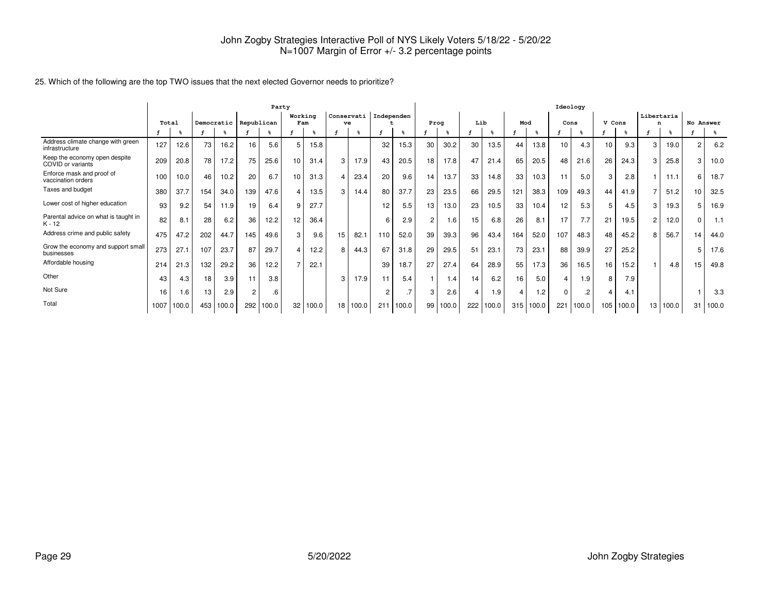25. Which of the following are the top TWO issues that the next elected Governor needs to prioritize?

| | Party | | | | | | | | | | | | Ideology | | | | | | | | | | | | | |
|---|---|---|---|---|---|---|---|---|---|---|---|---|---|---|---|---|---|---|---|---|---|---|---|---|---|---|
| | Total | | Democratic | | Republican | | Working Fam | | Conservative | | Independent | | Prog | | Lib | | Mod | | Cons | | V Cons | | Libertarian | | No Answer | |
| | f | % | f | % | f | % | f | % | f | % | f | % | f | % | f | % | f | % | f | % | f | % | f | % | f | % |
| Address climate change with green infrastructure | 127 | 12.6 | 73 | 16.2 | 16 | 5.6 | 5 | 15.8 | | | 32 | 15.3 | 30 | 30.2 | 30 | 13.5 | 44 | 13.8 | 10 | 4.3 | 10 | 9.3 | 3 | 19.0 | 2 | 6.2 |
| Keep the economy open despite COVID or variants | 209 | 20.8 | 78 | 17.2 | 75 | 25.6 | 10 | 31.4 | 3 | 17.9 | 43 | 20.5 | 18 | 17.8 | 47 | 21.4 | 65 | 20.5 | 48 | 21.6 | 26 | 24.3 | 3 | 25.8 | 3 | 10.0 |
| Enforce mask and proof of vaccination orders | 100 | 10.0 | 46 | 10.2 | 20 | 6.7 | 10 | 31.3 | 4 | 23.4 | 20 | 9.6 | 14 | 13.7 | 33 | 14.8 | 33 | 10.3 | 11 | 5.0 | 3 | 2.8 | 1 | 11.1 | 6 | 18.7 |
| Taxes and budget | 380 | 37.7 | 154 | 34.0 | 139 | 47.6 | 4 | 13.5 | 3 | 14.4 | 80 | 37.7 | 23 | 23.5 | 66 | 29.5 | 121 | 38.3 | 109 | 49.3 | 44 | 41.9 | 7 | 51.2 | 10 | 32.5 |
| Lower cost of higher education | 93 | 9.2 | 54 | 11.9 | 19 | 6.4 | 9 | 27.7 | | | 12 | 5.5 | 13 | 13.0 | 23 | 10.5 | 33 | 10.4 | 12 | 5.3 | 5 | 4.5 | 3 | 19.3 | 5 | 16.9 |
| Parental advice on what is taught in K - 12 | 82 | 8.1 | 28 | 6.2 | 36 | 12.2 | 12 | 36.4 | | | 6 | 2.9 | 2 | 1.6 | 15 | 6.8 | 26 | 8.1 | 17 | 7.7 | 21 | 19.5 | 2 | 12.0 | 0 | 1.1 |
| Address crime and public safety | 475 | 47.2 | 202 | 44.7 | 145 | 49.6 | 3 | 9.6 | 15 | 82.1 | 110 | 52.0 | 39 | 39.3 | 96 | 43.4 | 164 | 52.0 | 107 | 48.3 | 48 | 45.2 | 8 | 56.7 | 14 | 44.0 |
| Grow the economy and support small businesses | 273 | 27.1 | 107 | 23.7 | 87 | 29.7 | 4 | 12.2 | 8 | 44.3 | 67 | 31.8 | 29 | 29.5 | 51 | 23.1 | 73 | 23.1 | 88 | 39.9 | 27 | 25.2 | | | 5 | 17.6 |
| Affordable housing | 214 | 21.3 | 132 | 29.2 | 36 | 12.2 | 7 | 22.1 | | | 39 | 18.7 | 27 | 27.4 | 64 | 28.9 | 55 | 17.3 | 36 | 16.5 | 16 | 15.2 | 1 | 4.8 | 15 | 49.8 |
| Other | 43 | 4.3 | 18 | 3.9 | 11 | 3.8 | | | 3 | 17.9 | 11 | 5.4 | 1 | 1.4 | 14 | 6.2 | 16 | 5.0 | 4 | 1.9 | 8 | 7.9 | | | | |
| Not Sure | 16 | 1.6 | 13 | 2.9 | 2 | .6 | | | | | 2 | .7 | 3 | 2.6 | 4 | 1.9 | 4 | 1.2 | 0 | .2 | 4 | 4.1 | | | 1 | 3.3 |
| Total | 1007 | 100.0 | 453 | 100.0 | 292 | 100.0 | 32 | 100.0 | 18 | 100.0 | 211 | 100.0 | 99 | 100.0 | 222 | 100.0 | 315 | 100.0 | 221 | 100.0 | 105 | 100.0 | 13 | 100.0 | 31 | 100.0 |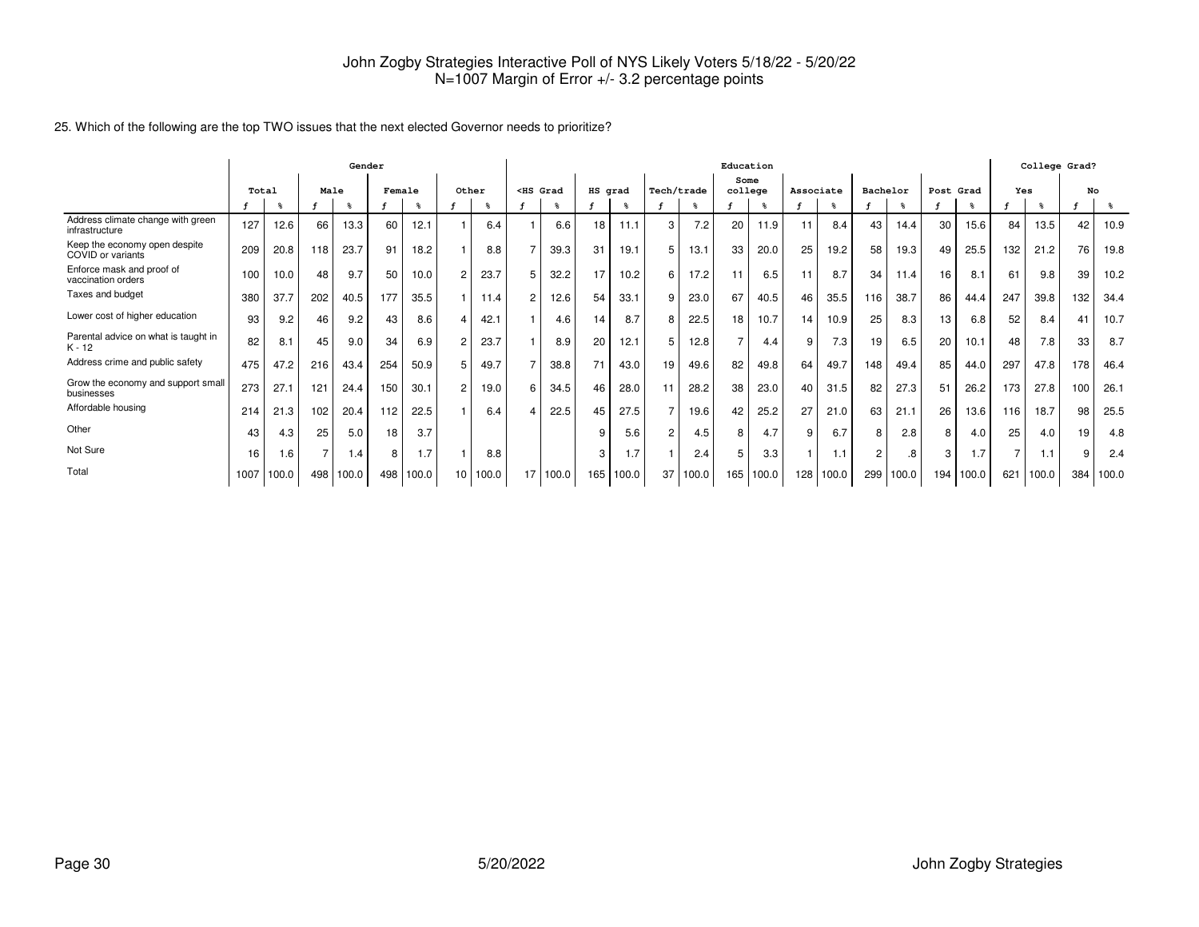John Zogby Strategies Interactive Poll of NYS Likely Voters 5/18/22 - 5/20/22
N=1007 Margin of Error +/- 3.2 percentage points

25. Which of the following are the top TWO issues that the next elected Governor needs to prioritize?

| | Total | | Gender | | | | | | Education | | | | | | | | | | | | | | College Grad? | | | |
|---|---|---|---|---|---|---|---|---|---|---|---|---|---|---|---|---|---|---|---|---|---|---|---|---|---|---|
| | | | Male | | Female | | Other | | <HS Grad | | HS grad | | Tech/trade | | Some college | | Associate | | Bachelor | | Post Grad | | Yes | | No | |
| | f | % | f | % | f | % | f | % | f | % | f | % | f | % | f | % | f | % | f | % | f | % | f | % | f | % |
| Address climate change with green infrastructure | 127 | 12.6 | 66 | 13.3 | 60 | 12.1 | 1 | 6.4 | 1 | 6.6 | 18 | 11.1 | 3 | 7.2 | 20 | 11.9 | 11 | 8.4 | 43 | 14.4 | 30 | 15.6 | 84 | 13.5 | 42 | 10.9 |
| Keep the economy open despite COVID or variants | 209 | 20.8 | 118 | 23.7 | 91 | 18.2 | 1 | 8.8 | 7 | 39.3 | 31 | 19.1 | 5 | 13.1 | 33 | 20.0 | 25 | 19.2 | 58 | 19.3 | 49 | 25.5 | 132 | 21.2 | 76 | 19.8 |
| Enforce mask and proof of vaccination orders | 100 | 10.0 | 48 | 9.7 | 50 | 10.0 | 2 | 23.7 | 5 | 32.2 | 17 | 10.2 | 6 | 17.2 | 11 | 6.5 | 11 | 8.7 | 34 | 11.4 | 16 | 8.1 | 61 | 9.8 | 39 | 10.2 |
| Taxes and budget | 380 | 37.7 | 202 | 40.5 | 177 | 35.5 | 1 | 11.4 | 2 | 12.6 | 54 | 33.1 | 9 | 23.0 | 67 | 40.5 | 46 | 35.5 | 116 | 38.7 | 86 | 44.4 | 247 | 39.8 | 132 | 34.4 |
| Lower cost of higher education | 93 | 9.2 | 46 | 9.2 | 43 | 8.6 | 4 | 42.1 | 1 | 4.6 | 14 | 8.7 | 8 | 22.5 | 18 | 10.7 | 14 | 10.9 | 25 | 8.3 | 13 | 6.8 | 52 | 8.4 | 41 | 10.7 |
| Parental advice on what is taught in K - 12 | 82 | 8.1 | 45 | 9.0 | 34 | 6.9 | 2 | 23.7 | 1 | 8.9 | 20 | 12.1 | 5 | 12.8 | 7 | 4.4 | 9 | 7.3 | 19 | 6.5 | 20 | 10.1 | 48 | 7.8 | 33 | 8.7 |
| Address crime and public safety | 475 | 47.2 | 216 | 43.4 | 254 | 50.9 | 5 | 49.7 | 7 | 38.8 | 71 | 43.0 | 19 | 49.6 | 82 | 49.8 | 64 | 49.7 | 148 | 49.4 | 85 | 44.0 | 297 | 47.8 | 178 | 46.4 |
| Grow the economy and support small businesses | 273 | 27.1 | 121 | 24.4 | 150 | 30.1 | 2 | 19.0 | 6 | 34.5 | 46 | 28.0 | 11 | 28.2 | 38 | 23.0 | 40 | 31.5 | 82 | 27.3 | 51 | 26.2 | 173 | 27.8 | 100 | 26.1 |
| Affordable housing | 214 | 21.3 | 102 | 20.4 | 112 | 22.5 | 1 | 6.4 | 4 | 22.5 | 45 | 27.5 | 7 | 19.6 | 42 | 25.2 | 27 | 21.0 | 63 | 21.1 | 26 | 13.6 | 116 | 18.7 | 98 | 25.5 |
| Other | 43 | 4.3 | 25 | 5.0 | 18 | 3.7 | | | | | 9 | 5.6 | 2 | 4.5 | 8 | 4.7 | 9 | 6.7 | 8 | 2.8 | 8 | 4.0 | 25 | 4.0 | 19 | 4.8 |
| Not Sure | 16 | 1.6 | 7 | 1.4 | 8 | 1.7 | 1 | 8.8 | | | 3 | 1.7 | 1 | 2.4 | 5 | 3.3 | 1 | 1.1 | 2 | .8 | 3 | 1.7 | 7 | 1.1 | 9 | 2.4 |
| Total | 1007 | 100.0 | 498 | 100.0 | 498 | 100.0 | 10 | 100.0 | 17 | 100.0 | 165 | 100.0 | 37 | 100.0 | 165 | 100.0 | 128 | 100.0 | 299 | 100.0 | 194 | 100.0 | 621 | 100.0 | 384 | 100.0 |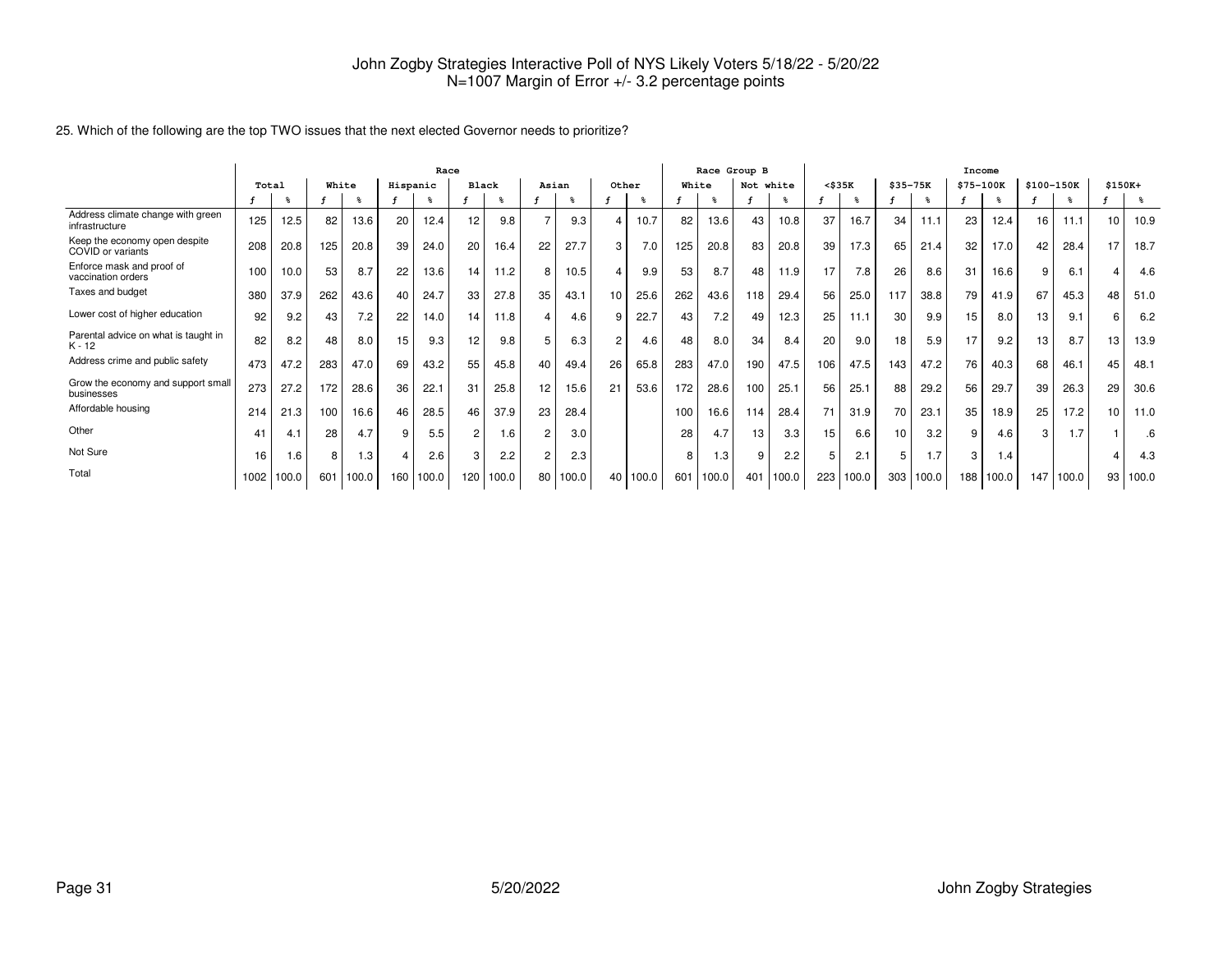John Zogby Strategies Interactive Poll of NYS Likely Voters 5/18/22 - 5/20/22
N=1007 Margin of Error +/- 3.2 percentage points

25. Which of the following are the top TWO issues that the next elected Governor needs to prioritize?

| | Total | | Race | | | | | | | | | | | | Race Group B | | | | Income | | | | | | | | | |
|---|---|---|---|---|---|---|---|---|---|---|---|---|---|---|---|---|---|---|---|---|---|---|---|---|---|---|---|---|
| | | | White | | Hispanic | | Black | | Asian | | Other | | White | | Not white | | <$35K | | $35-75K | | $75-100K | | $100-150K | | $150K+ | |
| | f | % | f | % | f | % | f | % | f | % | f | % | f | % | f | % | f | % | f | % | f | % | f | % | f | % |
| Address climate change with green infrastructure | 125 | 12.5 | 82 | 13.6 | 20 | 12.4 | 12 | 9.8 | 7 | 9.3 | 4 | 10.7 | 82 | 13.6 | 43 | 10.8 | 37 | 16.7 | 34 | 11.1 | 23 | 12.4 | 16 | 11.1 | 10 | 10.9 |
| Keep the economy open despite COVID or variants | 208 | 20.8 | 125 | 20.8 | 39 | 24.0 | 20 | 16.4 | 22 | 27.7 | 3 | 7.0 | 125 | 20.8 | 83 | 20.8 | 39 | 17.3 | 65 | 21.4 | 32 | 17.0 | 42 | 28.4 | 17 | 18.7 |
| Enforce mask and proof of vaccination orders | 100 | 10.0 | 53 | 8.7 | 22 | 13.6 | 14 | 11.2 | 8 | 10.5 | 4 | 9.9 | 53 | 8.7 | 48 | 11.9 | 17 | 7.8 | 26 | 8.6 | 31 | 16.6 | 9 | 6.1 | 4 | 4.6 |
| Taxes and budget | 380 | 37.9 | 262 | 43.6 | 40 | 24.7 | 33 | 27.8 | 35 | 43.1 | 10 | 25.6 | 262 | 43.6 | 118 | 29.4 | 56 | 25.0 | 117 | 38.8 | 79 | 41.9 | 67 | 45.3 | 48 | 51.0 |
| Lower cost of higher education | 92 | 9.2 | 43 | 7.2 | 22 | 14.0 | 14 | 11.8 | 4 | 4.6 | 9 | 22.7 | 43 | 7.2 | 49 | 12.3 | 25 | 11.1 | 30 | 9.9 | 15 | 8.0 | 13 | 9.1 | 6 | 6.2 |
| Parental advice on what is taught in K - 12 | 82 | 8.2 | 48 | 8.0 | 15 | 9.3 | 12 | 9.8 | 5 | 6.3 | 2 | 4.6 | 48 | 8.0 | 34 | 8.4 | 20 | 9.0 | 18 | 5.9 | 17 | 9.2 | 13 | 8.7 | 13 | 13.9 |
| Address crime and public safety | 473 | 47.2 | 283 | 47.0 | 69 | 43.2 | 55 | 45.8 | 40 | 49.4 | 26 | 65.8 | 283 | 47.0 | 190 | 47.5 | 106 | 47.5 | 143 | 47.2 | 76 | 40.3 | 68 | 46.1 | 45 | 48.1 |
| Grow the economy and support small businesses | 273 | 27.2 | 172 | 28.6 | 36 | 22.1 | 31 | 25.8 | 12 | 15.6 | 21 | 53.6 | 172 | 28.6 | 100 | 25.1 | 56 | 25.1 | 88 | 29.2 | 56 | 29.7 | 39 | 26.3 | 29 | 30.6 |
| Affordable housing | 214 | 21.3 | 100 | 16.6 | 46 | 28.5 | 46 | 37.9 | 23 | 28.4 | | | 100 | 16.6 | 114 | 28.4 | 71 | 31.9 | 70 | 23.1 | 35 | 18.9 | 25 | 17.2 | 10 | 11.0 |
| Other | 41 | 4.1 | 28 | 4.7 | 9 | 5.5 | 2 | 1.6 | 2 | 3.0 | | | 28 | 4.7 | 13 | 3.3 | 15 | 6.6 | 10 | 3.2 | 9 | 4.6 | 3 | 1.7 | 1 | .6 |
| Not Sure | 16 | 1.6 | 8 | 1.3 | 4 | 2.6 | 3 | 2.2 | 2 | 2.3 | | | 8 | 1.3 | 9 | 2.2 | 5 | 2.1 | 5 | 1.7 | 3 | 1.4 | | | 4 | 4.3 |
| Total | 1002 | 100.0 | 601 | 100.0 | 160 | 100.0 | 120 | 100.0 | 80 | 100.0 | 40 | 100.0 | 601 | 100.0 | 401 | 100.0 | 223 | 100.0 | 303 | 100.0 | 188 | 100.0 | 147 | 100.0 | 93 | 100.0 |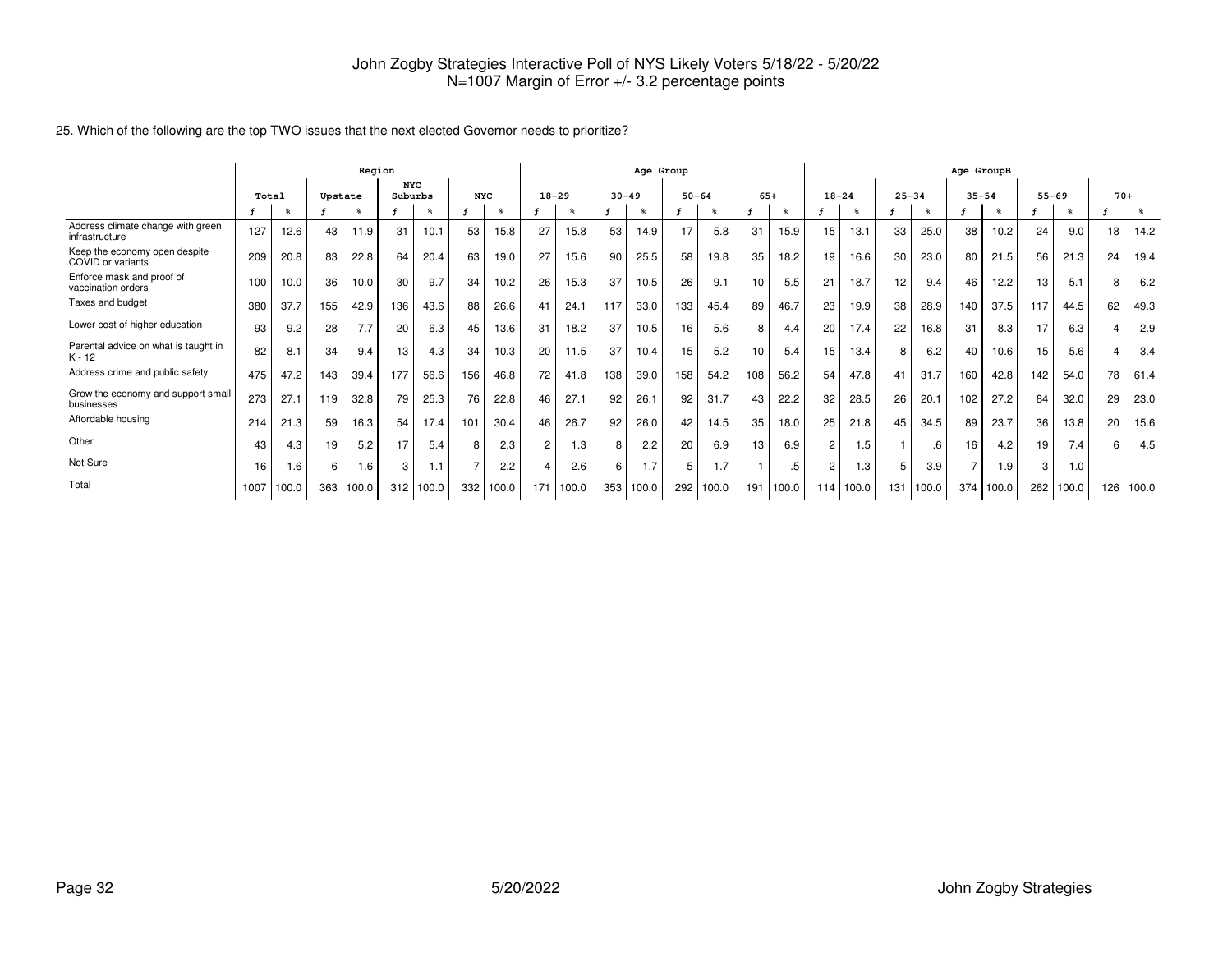John Zogby Strategies Interactive Poll of NYS Likely Voters 5/18/22 - 5/20/22
N=1007 Margin of Error +/- 3.2 percentage points

25. Which of the following are the top TWO issues that the next elected Governor needs to prioritize?

| | Total | | Region | | | | | | Age Group | | | | | | | | Age GroupB | | | | | | | | | |
|---|---|---|---|---|---|---|---|---|---|---|---|---|---|---|---|---|---|---|---|---|---|---|---|---|---|---|
| | | | Upstate | | NYC Suburbs | | NYC | | 18-29 | | 30-49 | | 50-64 | | 65+ | | 18-24 | | 25-34 | | 35-54 | | 55-69 | | 70+ | |
| | f | % | f | % | f | % | f | % | f | % | f | % | f | % | f | % | f | % | f | % | f | % | f | % | f | % |
| Address climate change with green infrastructure | 127 | 12.6 | 43 | 11.9 | 31 | 10.1 | 53 | 15.8 | 27 | 15.8 | 53 | 14.9 | 17 | 5.8 | 31 | 15.9 | 15 | 13.1 | 33 | 25.0 | 38 | 10.2 | 24 | 9.0 | 18 | 14.2 |
| Keep the economy open despite COVID or variants | 209 | 20.8 | 83 | 22.8 | 64 | 20.4 | 63 | 19.0 | 27 | 15.6 | 90 | 25.5 | 58 | 19.8 | 35 | 18.2 | 19 | 16.6 | 30 | 23.0 | 80 | 21.5 | 56 | 21.3 | 24 | 19.4 |
| Enforce mask and proof of vaccination orders | 100 | 10.0 | 36 | 10.0 | 30 | 9.7 | 34 | 10.2 | 26 | 15.3 | 37 | 10.5 | 26 | 9.1 | 10 | 5.5 | 21 | 18.7 | 12 | 9.4 | 46 | 12.2 | 13 | 5.1 | 8 | 6.2 |
| Taxes and budget | 380 | 37.7 | 155 | 42.9 | 136 | 43.6 | 88 | 26.6 | 41 | 24.1 | 117 | 33.0 | 133 | 45.4 | 89 | 46.7 | 23 | 19.9 | 38 | 28.9 | 140 | 37.5 | 117 | 44.5 | 62 | 49.3 |
| Lower cost of higher education | 93 | 9.2 | 28 | 7.7 | 20 | 6.3 | 45 | 13.6 | 31 | 18.2 | 37 | 10.5 | 16 | 5.6 | 8 | 4.4 | 20 | 17.4 | 22 | 16.8 | 31 | 8.3 | 17 | 6.3 | 4 | 2.9 |
| Parental advice on what is taught in K - 12 | 82 | 8.1 | 34 | 9.4 | 13 | 4.3 | 34 | 10.3 | 20 | 11.5 | 37 | 10.4 | 15 | 5.2 | 10 | 5.4 | 15 | 13.4 | 8 | 6.2 | 40 | 10.6 | 15 | 5.6 | 4 | 3.4 |
| Address crime and public safety | 475 | 47.2 | 143 | 39.4 | 177 | 56.6 | 156 | 46.8 | 72 | 41.8 | 138 | 39.0 | 158 | 54.2 | 108 | 56.2 | 54 | 47.8 | 41 | 31.7 | 160 | 42.8 | 142 | 54.0 | 78 | 61.4 |
| Grow the economy and support small businesses | 273 | 27.1 | 119 | 32.8 | 79 | 25.3 | 76 | 22.8 | 46 | 27.1 | 92 | 26.1 | 92 | 31.7 | 43 | 22.2 | 32 | 28.5 | 26 | 20.1 | 102 | 27.2 | 84 | 32.0 | 29 | 23.0 |
| Affordable housing | 214 | 21.3 | 59 | 16.3 | 54 | 17.4 | 101 | 30.4 | 46 | 26.7 | 92 | 26.0 | 42 | 14.5 | 35 | 18.0 | 25 | 21.8 | 45 | 34.5 | 89 | 23.7 | 36 | 13.8 | 20 | 15.6 |
| Other | 43 | 4.3 | 19 | 5.2 | 17 | 5.4 | 8 | 2.3 | 2 | 1.3 | 8 | 2.2 | 20 | 6.9 | 13 | 6.9 | 2 | 1.5 | 1 | .6 | 16 | 4.2 | 19 | 7.4 | 6 | 4.5 |
| Not Sure | 16 | 1.6 | 6 | 1.6 | 3 | 1.1 | 7 | 2.2 | 4 | 2.6 | 6 | 1.7 | 5 | 1.7 | 1 | .5 | 2 | 1.3 | 5 | 3.9 | 7 | 1.9 | 3 | 1.0 | | |
| Total | 1007 | 100.0 | 363 | 100.0 | 312 | 100.0 | 332 | 100.0 | 171 | 100.0 | 353 | 100.0 | 292 | 100.0 | 191 | 100.0 | 114 | 100.0 | 131 | 100.0 | 374 | 100.0 | 262 | 100.0 | 126 | 100.0 |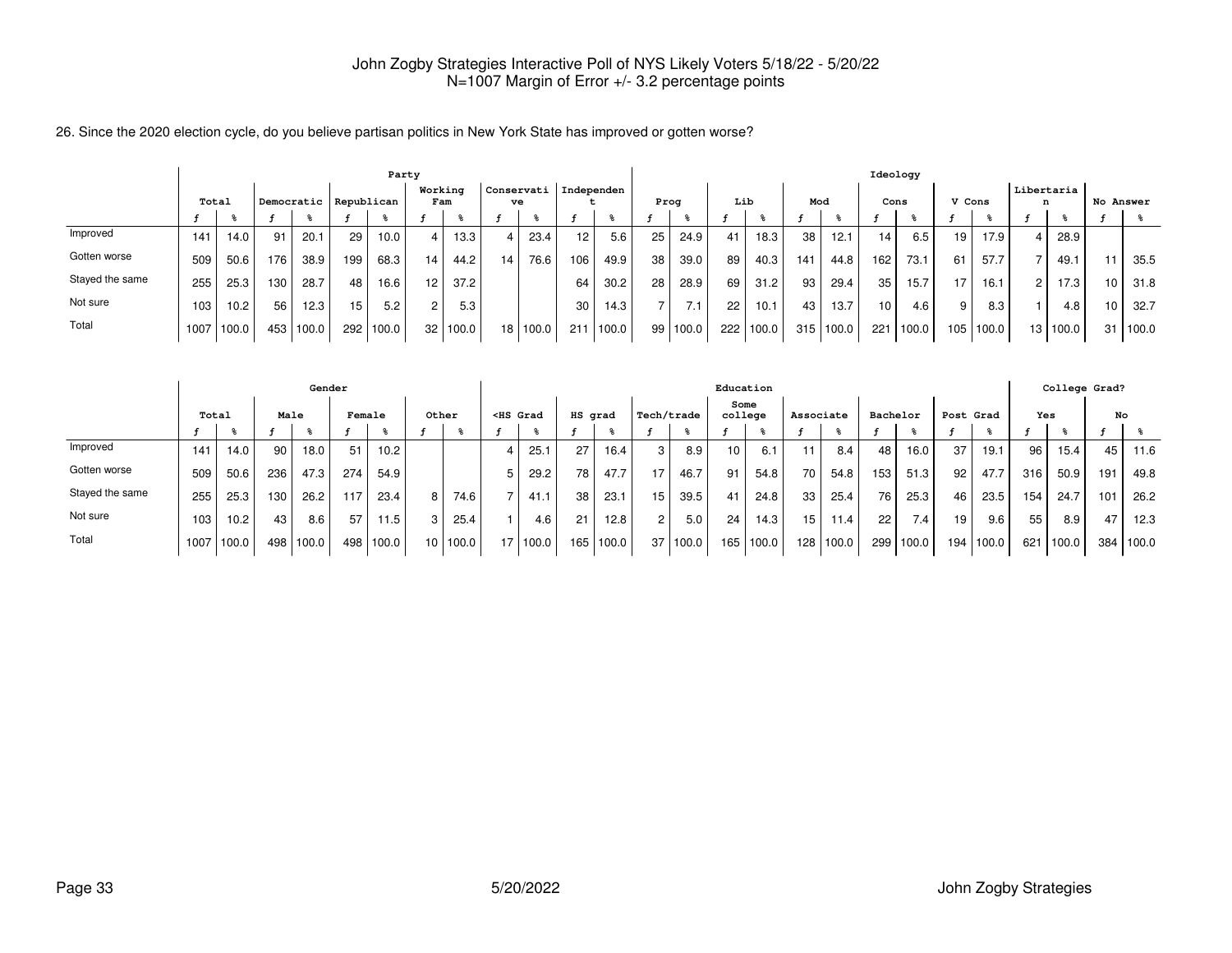John Zogby Strategies Interactive Poll of NYS Likely Voters 5/18/22 - 5/20/22
N=1007 Margin of Error +/- 3.2 percentage points

26. Since the 2020 election cycle, do you believe partisan politics in New York State has improved or gotten worse?

| | Total | | Party | | | | | | | | | | | | Ideology | | | | | | | | | | | | | |
|---|---|---|---|---|---|---|---|---|---|---|---|---|---|---|---|---|---|---|---|---|---|---|---|---|---|---|---|---|
| | | | Democratic | | Republican | | Working Fam | | Conservative | | Independent | | Prog | | Lib | | Mod | | Cons | | V Cons | | Libertarian | | No Answer | |
| | f | % | f | % | f | % | f | % | f | % | f | % | f | % | f | % | f | % | f | % | f | % | f | % | f | % |
| Improved | 141 | 14.0 | 91 | 20.1 | 29 | 10.0 | 4 | 13.3 | 4 | 23.4 | 12 | 5.6 | 25 | 24.9 | 41 | 18.3 | 38 | 12.1 | 14 | 6.5 | 19 | 17.9 | 4 | 28.9 | | |
| Gotten worse | 509 | 50.6 | 176 | 38.9 | 199 | 68.3 | 14 | 44.2 | 14 | 76.6 | 106 | 49.9 | 38 | 39.0 | 89 | 40.3 | 141 | 44.8 | 162 | 73.1 | 61 | 57.7 | 7 | 49.1 | 11 | 35.5 |
| Stayed the same | 255 | 25.3 | 130 | 28.7 | 48 | 16.6 | 12 | 37.2 | | | 64 | 30.2 | 28 | 28.9 | 69 | 31.2 | 93 | 29.4 | 35 | 15.7 | 17 | 16.1 | 2 | 17.3 | 10 | 31.8 |
| Not sure | 103 | 10.2 | 56 | 12.3 | 15 | 5.2 | 2 | 5.3 | | | 30 | 14.3 | 7 | 7.1 | 22 | 10.1 | 43 | 13.7 | 10 | 4.6 | 9 | 8.3 | 1 | 4.8 | 10 | 32.7 |
| Total | 1007 | 100.0 | 453 | 100.0 | 292 | 100.0 | 32 | 100.0 | 18 | 100.0 | 211 | 100.0 | 99 | 100.0 | 222 | 100.0 | 315 | 100.0 | 221 | 100.0 | 105 | 100.0 | 13 | 100.0 | 31 | 100.0 |

| | Total | | Gender | | | | | | Education | | | | | | | | | | | | | | College Grad? | | | |
|---|---|---|---|---|---|---|---|---|---|---|---|---|---|---|---|---|---|---|---|---|---|---|---|---|---|---|
| | | | Male | | Female | | Other | | <HS Grad | | HS grad | | Tech/trade | | Some college | | Associate | | Bachelor | | Post Grad | | Yes | | No | |
| | f | % | f | % | f | % | f | % | f | % | f | % | f | % | f | % | f | % | f | % | f | % | f | % | f | % |
| Improved | 141 | 14.0 | 90 | 18.0 | 51 | 10.2 | | | 4 | 25.1 | 27 | 16.4 | 3 | 8.9 | 10 | 6.1 | 11 | 8.4 | 48 | 16.0 | 37 | 19.1 | 96 | 15.4 | 45 | 11.6 |
| Gotten worse | 509 | 50.6 | 236 | 47.3 | 274 | 54.9 | | | 5 | 29.2 | 78 | 47.7 | 17 | 46.7 | 91 | 54.8 | 70 | 54.8 | 153 | 51.3 | 92 | 47.7 | 316 | 50.9 | 191 | 49.8 |
| Stayed the same | 255 | 25.3 | 130 | 26.2 | 117 | 23.4 | 8 | 74.6 | 7 | 41.1 | 38 | 23.1 | 15 | 39.5 | 41 | 24.8 | 33 | 25.4 | 76 | 25.3 | 46 | 23.5 | 154 | 24.7 | 101 | 26.2 |
| Not sure | 103 | 10.2 | 43 | 8.6 | 57 | 11.5 | 3 | 25.4 | 1 | 4.6 | 21 | 12.8 | 2 | 5.0 | 24 | 14.3 | 15 | 11.4 | 22 | 7.4 | 19 | 9.6 | 55 | 8.9 | 47 | 12.3 |
| Total | 1007 | 100.0 | 498 | 100.0 | 498 | 100.0 | 10 | 100.0 | 17 | 100.0 | 165 | 100.0 | 37 | 100.0 | 165 | 100.0 | 128 | 100.0 | 299 | 100.0 | 194 | 100.0 | 621 | 100.0 | 384 | 100.0 |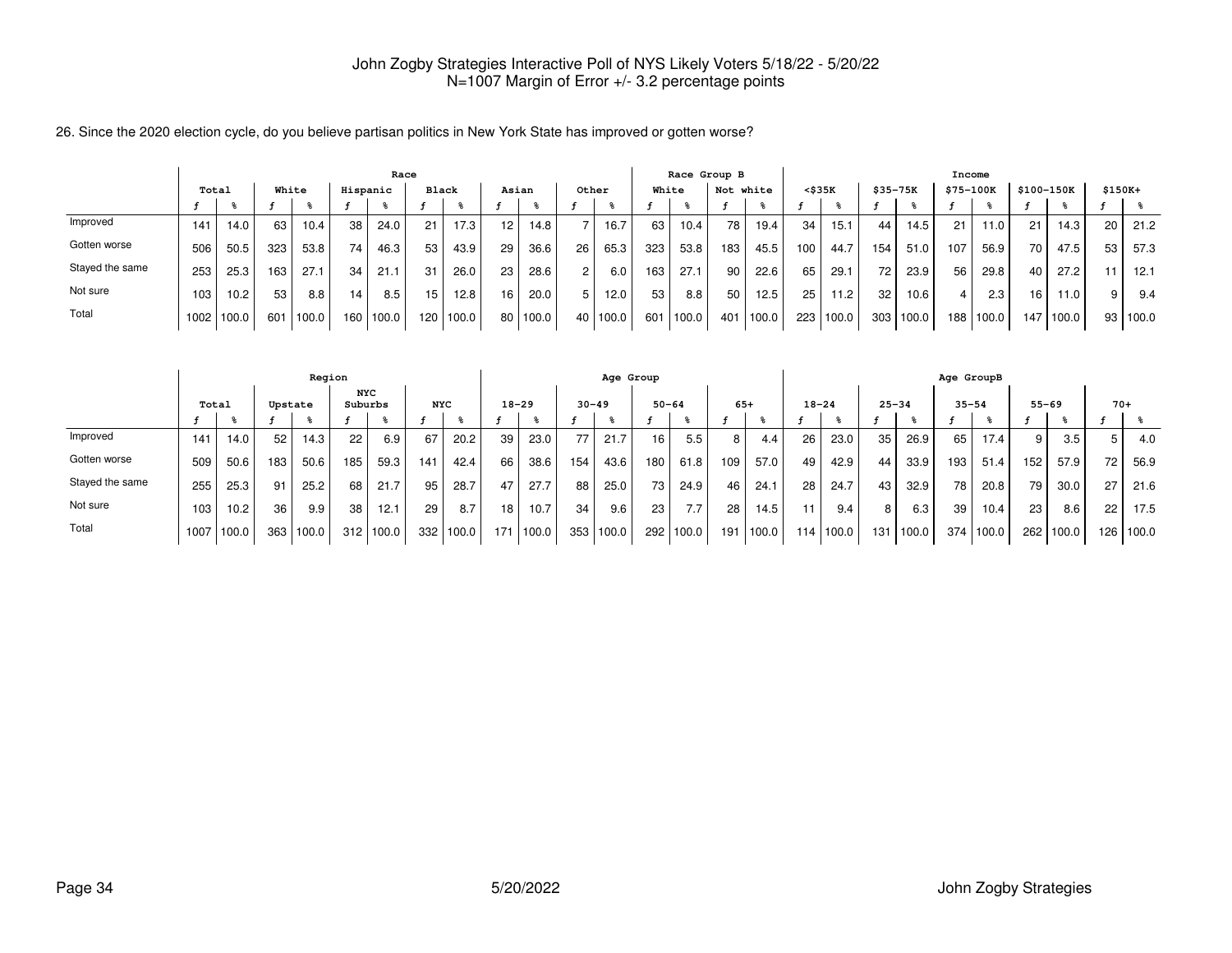John Zogby Strategies Interactive Poll of NYS Likely Voters 5/18/22 - 5/20/22
N=1007 Margin of Error +/- 3.2 percentage points

26. Since the 2020 election cycle, do you believe partisan politics in New York State has improved or gotten worse?

| | Total | | Race | | | | | | | | | | Race Group B | | | | Income | | | | | | | | | |
|---|---|---|---|---|---|---|---|---|---|---|---|---|---|---|---|---|---|---|---|---|---|---|---|---|---|---|
| | | | White | | Hispanic | | Black | | Asian | | Other | | White | | Not white | | <$35K | | $35-75K | | $75-100K | | $100-150K | | $150K+ | |
| | f | % | f | % | f | % | f | % | f | % | f | % | f | % | f | % | f | % | f | % | f | % | f | % | f | % |
| Improved | 141 | 14.0 | 63 | 10.4 | 38 | 24.0 | 21 | 17.3 | 12 | 14.8 | 7 | 16.7 | 63 | 10.4 | 78 | 19.4 | 34 | 15.1 | 44 | 14.5 | 21 | 11.0 | 21 | 14.3 | 20 | 21.2 |
| Gotten worse | 506 | 50.5 | 323 | 53.8 | 74 | 46.3 | 53 | 43.9 | 29 | 36.6 | 26 | 65.3 | 323 | 53.8 | 183 | 45.5 | 100 | 44.7 | 154 | 51.0 | 107 | 56.9 | 70 | 47.5 | 53 | 57.3 |
| Stayed the same | 253 | 25.3 | 163 | 27.1 | 34 | 21.1 | 31 | 26.0 | 23 | 28.6 | 2 | 6.0 | 163 | 27.1 | 90 | 22.6 | 65 | 29.1 | 72 | 23.9 | 56 | 29.8 | 40 | 27.2 | 11 | 12.1 |
| Not sure | 103 | 10.2 | 53 | 8.8 | 14 | 8.5 | 15 | 12.8 | 16 | 20.0 | 5 | 12.0 | 53 | 8.8 | 50 | 12.5 | 25 | 11.2 | 32 | 10.6 | 4 | 2.3 | 16 | 11.0 | 9 | 9.4 |
| Total | 1002 | 100.0 | 601 | 100.0 | 160 | 100.0 | 120 | 100.0 | 80 | 100.0 | 40 | 100.0 | 601 | 100.0 | 401 | 100.0 | 223 | 100.0 | 303 | 100.0 | 188 | 100.0 | 147 | 100.0 | 93 | 100.0 |

| | Total | | Region | | | | | | Age Group | | | | | | | | Age GroupB | | | | | | | | | |
|---|---|---|---|---|---|---|---|---|---|---|---|---|---|---|---|---|---|---|---|---|---|---|---|---|---|---|
| | | | Upstate | | NYC Suburbs | | NYC | | 18-29 | | 30-49 | | 50-64 | | 65+ | | 18-24 | | 25-34 | | 35-54 | | 55-69 | | 70+ | |
| | f | % | f | % | f | % | f | % | f | % | f | % | f | % | f | % | f | % | f | % | f | % | f | % | f | % |
| Improved | 141 | 14.0 | 52 | 14.3 | 22 | 6.9 | 67 | 20.2 | 39 | 23.0 | 77 | 21.7 | 16 | 5.5 | 8 | 4.4 | 26 | 23.0 | 35 | 26.9 | 65 | 17.4 | 9 | 3.5 | 5 | 4.0 |
| Gotten worse | 509 | 50.6 | 183 | 50.6 | 185 | 59.3 | 141 | 42.4 | 66 | 38.6 | 154 | 43.6 | 180 | 61.8 | 109 | 57.0 | 49 | 42.9 | 44 | 33.9 | 193 | 51.4 | 152 | 57.9 | 72 | 56.9 |
| Stayed the same | 255 | 25.3 | 91 | 25.2 | 68 | 21.7 | 95 | 28.7 | 47 | 27.7 | 88 | 25.0 | 73 | 24.9 | 46 | 24.1 | 28 | 24.7 | 43 | 32.9 | 78 | 20.8 | 79 | 30.0 | 27 | 21.6 |
| Not sure | 103 | 10.2 | 36 | 9.9 | 38 | 12.1 | 29 | 8.7 | 18 | 10.7 | 34 | 9.6 | 23 | 7.7 | 28 | 14.5 | 11 | 9.4 | 8 | 6.3 | 39 | 10.4 | 23 | 8.6 | 22 | 17.5 |
| Total | 1007 | 100.0 | 363 | 100.0 | 312 | 100.0 | 332 | 100.0 | 171 | 100.0 | 353 | 100.0 | 292 | 100.0 | 191 | 100.0 | 114 | 100.0 | 131 | 100.0 | 374 | 100.0 | 262 | 100.0 | 126 | 100.0 |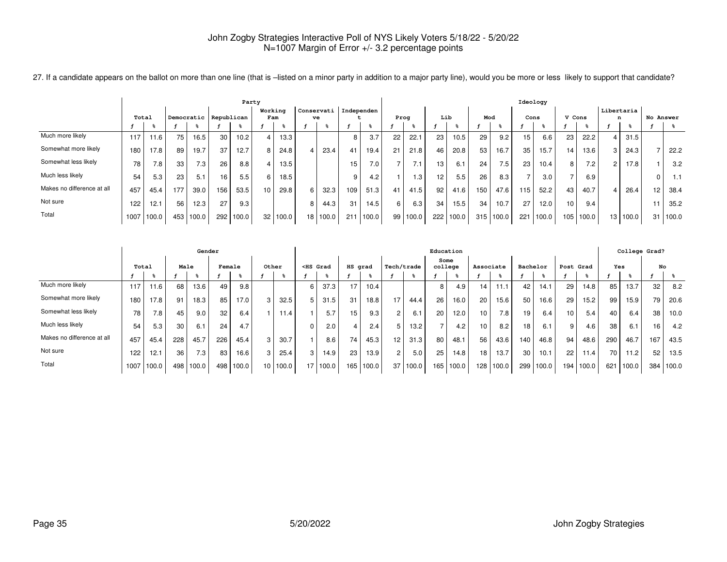John Zogby Strategies Interactive Poll of NYS Likely Voters 5/18/22 - 5/20/22
N=1007 Margin of Error +/- 3.2 percentage points

27. If a candidate appears on the ballot on more than one line (that is –listed on a minor party in addition to a major party line), would you be more or less likely to support that candidate?

| | Total | | Party: Democratic | | Party: Republican | | Party: Working Fam | | Party: Conservative | | Party: Independent | | Ideology: Prog | | Ideology: Lib | | Ideology: Mod | | Ideology: Cons | | Ideology: V Cons | | Ideology: Libertarian | | Ideology: No Answer | |
|---|---|---|---|---|---|---|---|---|---|---|---|---|---|---|---|---|---|---|---|---|---|---|---|---|---|---|
| | f | % | f | % | f | % | f | % | f | % | f | % | f | % | f | % | f | % | f | % | f | % | f | % | f | % |
| Much more likely | 117 | 11.6 | 75 | 16.5 | 30 | 10.2 | 4 | 13.3 | | | 8 | 3.7 | 22 | 22.1 | 23 | 10.5 | 29 | 9.2 | 15 | 6.6 | 23 | 22.2 | 4 | 31.5 | | |
| Somewhat more likely | 180 | 17.8 | 89 | 19.7 | 37 | 12.7 | 8 | 24.8 | 4 | 23.4 | 41 | 19.4 | 21 | 21.8 | 46 | 20.8 | 53 | 16.7 | 35 | 15.7 | 14 | 13.6 | 3 | 24.3 | 7 | 22.2 |
| Somewhat less likely | 78 | 7.8 | 33 | 7.3 | 26 | 8.8 | 4 | 13.5 | | | 15 | 7.0 | 7 | 7.1 | 13 | 6.1 | 24 | 7.5 | 23 | 10.4 | 8 | 7.2 | 2 | 17.8 | 1 | 3.2 |
| Much less likely | 54 | 5.3 | 23 | 5.1 | 16 | 5.5 | 6 | 18.5 | | | 9 | 4.2 | 1 | 1.3 | 12 | 5.5 | 26 | 8.3 | 7 | 3.0 | 7 | 6.9 | | | 0 | 1.1 |
| Makes no difference at all | 457 | 45.4 | 177 | 39.0 | 156 | 53.5 | 10 | 29.8 | 6 | 32.3 | 109 | 51.3 | 41 | 41.5 | 92 | 41.6 | 150 | 47.6 | 115 | 52.2 | 43 | 40.7 | 4 | 26.4 | 12 | 38.4 |
| Not sure | 122 | 12.1 | 56 | 12.3 | 27 | 9.3 | | | 8 | 44.3 | 31 | 14.5 | 6 | 6.3 | 34 | 15.5 | 34 | 10.7 | 27 | 12.0 | 10 | 9.4 | | | 11 | 35.2 |
| Total | 1007 | 100.0 | 453 | 100.0 | 292 | 100.0 | 32 | 100.0 | 18 | 100.0 | 211 | 100.0 | 99 | 100.0 | 222 | 100.0 | 315 | 100.0 | 221 | 100.0 | 105 | 100.0 | 13 | 100.0 | 31 | 100.0 |

| | Total | | Gender: Male | | Gender: Female | | Gender: Other | | Education: <HS Grad | | Education: HS grad | | Education: Tech/trade | | Education: Some college | | Education: Associate | | Education: Bachelor | | Education: Post Grad | | College Grad?: Yes | | College Grad?: No | |
|---|---|---|---|---|---|---|---|---|---|---|---|---|---|---|---|---|---|---|---|---|---|---|---|---|---|---|
| | f | % | f | % | f | % | f | % | f | % | f | % | f | % | f | % | f | % | f | % | f | % | f | % | f | % |
| Much more likely | 117 | 11.6 | 68 | 13.6 | 49 | 9.8 | | | 6 | 37.3 | 17 | 10.4 | | | 8 | 4.9 | 14 | 11.1 | 42 | 14.1 | 29 | 14.8 | 85 | 13.7 | 32 | 8.2 |
| Somewhat more likely | 180 | 17.8 | 91 | 18.3 | 85 | 17.0 | 3 | 32.5 | 5 | 31.5 | 31 | 18.8 | 17 | 44.4 | 26 | 16.0 | 20 | 15.6 | 50 | 16.6 | 29 | 15.2 | 99 | 15.9 | 79 | 20.6 |
| Somewhat less likely | 78 | 7.8 | 45 | 9.0 | 32 | 6.4 | 1 | 11.4 | 1 | 5.7 | 15 | 9.3 | 2 | 6.1 | 20 | 12.0 | 10 | 7.8 | 19 | 6.4 | 10 | 5.4 | 40 | 6.4 | 38 | 10.0 |
| Much less likely | 54 | 5.3 | 30 | 6.1 | 24 | 4.7 | | | 0 | 2.0 | 4 | 2.4 | 5 | 13.2 | 7 | 4.2 | 10 | 8.2 | 18 | 6.1 | 9 | 4.6 | 38 | 6.1 | 16 | 4.2 |
| Makes no difference at all | 457 | 45.4 | 228 | 45.7 | 226 | 45.4 | 3 | 30.7 | 1 | 8.6 | 74 | 45.3 | 12 | 31.3 | 80 | 48.1 | 56 | 43.6 | 140 | 46.8 | 94 | 48.6 | 290 | 46.7 | 167 | 43.5 |
| Not sure | 122 | 12.1 | 36 | 7.3 | 83 | 16.6 | 3 | 25.4 | 3 | 14.9 | 23 | 13.9 | 2 | 5.0 | 25 | 14.8 | 18 | 13.7 | 30 | 10.1 | 22 | 11.4 | 70 | 11.2 | 52 | 13.5 |
| Total | 1007 | 100.0 | 498 | 100.0 | 498 | 100.0 | 10 | 100.0 | 17 | 100.0 | 165 | 100.0 | 37 | 100.0 | 165 | 100.0 | 128 | 100.0 | 299 | 100.0 | 194 | 100.0 | 621 | 100.0 | 384 | 100.0 |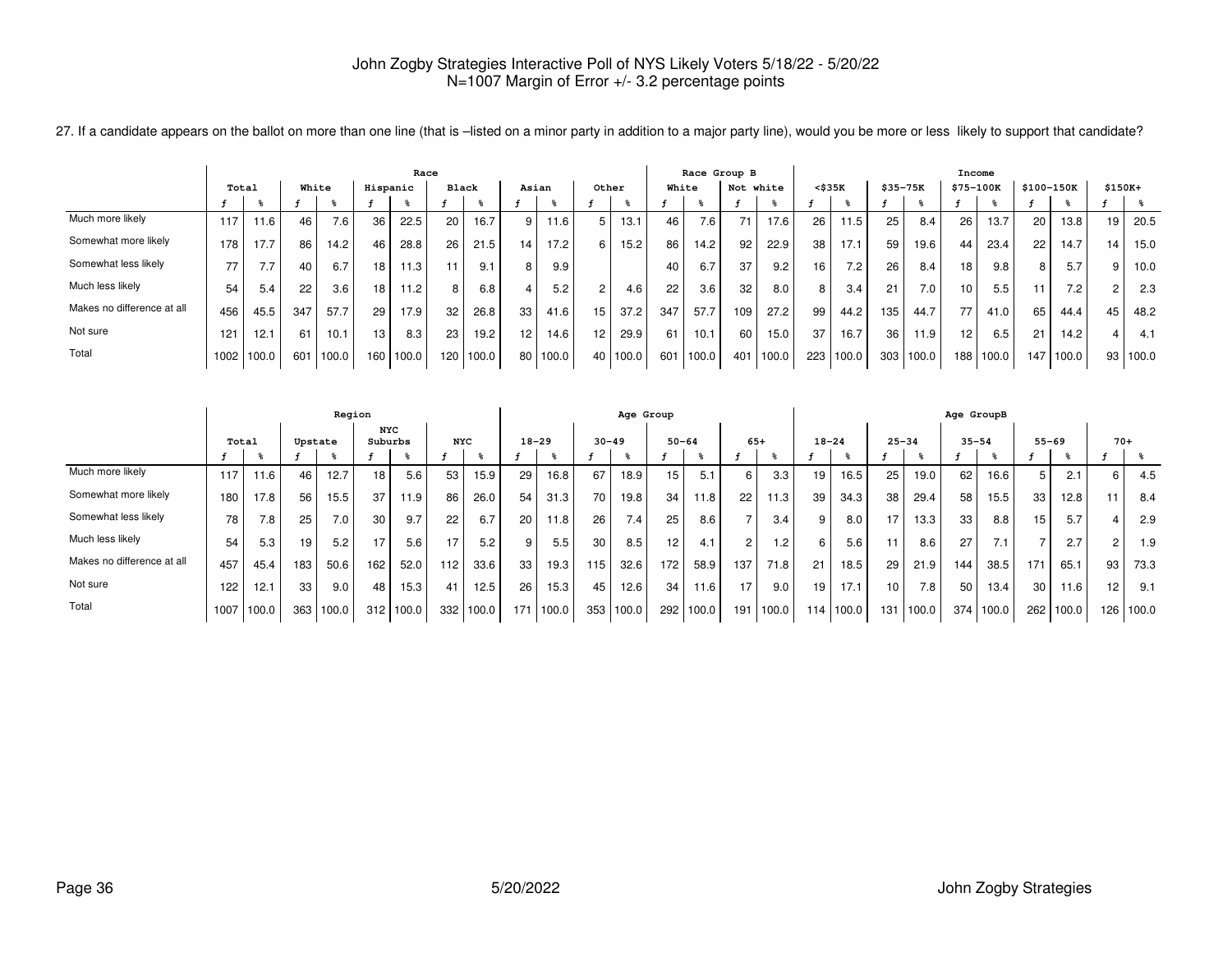John Zogby Strategies Interactive Poll of NYS Likely Voters 5/18/22 - 5/20/22
N=1007 Margin of Error +/- 3.2 percentage points

27. If a candidate appears on the ballot on more than one line (that is –listed on a minor party in addition to a major party line), would you be more or less likely to support that candidate?

| | Total | | Race | | | | | | | | | | Race Group B | | | | Income | | | | | | | | | |
|---|---|---|---|---|---|---|---|---|---|---|---|---|---|---|---|---|---|---|---|---|---|---|---|---|---|---|
| | | | White | | Hispanic | | Black | | Asian | | Other | | White | | Not white | | <$35K | | $35-75K | | $75-100K | | $100-150K | | $150K+ | |
| | f | % | f | % | f | % | f | % | f | % | f | % | f | % | f | % | f | % | f | % | f | % | f | % | f | % |
| Much more likely | 117 | 11.6 | 46 | 7.6 | 36 | 22.5 | 20 | 16.7 | 9 | 11.6 | 5 | 13.1 | 46 | 7.6 | 71 | 17.6 | 26 | 11.5 | 25 | 8.4 | 26 | 13.7 | 20 | 13.8 | 19 | 20.5 |
| Somewhat more likely | 178 | 17.7 | 86 | 14.2 | 46 | 28.8 | 26 | 21.5 | 14 | 17.2 | 6 | 15.2 | 86 | 14.2 | 92 | 22.9 | 38 | 17.1 | 59 | 19.6 | 44 | 23.4 | 22 | 14.7 | 14 | 15.0 |
| Somewhat less likely | 77 | 7.7 | 40 | 6.7 | 18 | 11.3 | 11 | 9.1 | 8 | 9.9 | | | 40 | 6.7 | 37 | 9.2 | 16 | 7.2 | 26 | 8.4 | 18 | 9.8 | 8 | 5.7 | 9 | 10.0 |
| Much less likely | 54 | 5.4 | 22 | 3.6 | 18 | 11.2 | 8 | 6.8 | 4 | 5.2 | 2 | 4.6 | 22 | 3.6 | 32 | 8.0 | 8 | 3.4 | 21 | 7.0 | 10 | 5.5 | 11 | 7.2 | 2 | 2.3 |
| Makes no difference at all | 456 | 45.5 | 347 | 57.7 | 29 | 17.9 | 32 | 26.8 | 33 | 41.6 | 15 | 37.2 | 347 | 57.7 | 109 | 27.2 | 99 | 44.2 | 135 | 44.7 | 77 | 41.0 | 65 | 44.4 | 45 | 48.2 |
| Not sure | 121 | 12.1 | 61 | 10.1 | 13 | 8.3 | 23 | 19.2 | 12 | 14.6 | 12 | 29.9 | 61 | 10.1 | 60 | 15.0 | 37 | 16.7 | 36 | 11.9 | 12 | 6.5 | 21 | 14.2 | 4 | 4.1 |
| Total | 1002 | 100.0 | 601 | 100.0 | 160 | 100.0 | 120 | 100.0 | 80 | 100.0 | 40 | 100.0 | 601 | 100.0 | 401 | 100.0 | 223 | 100.0 | 303 | 100.0 | 188 | 100.0 | 147 | 100.0 | 93 | 100.0 |

| | Total | | Region | | | | | | Age Group | | | | | | | | Age GroupB | | | | | | | | | |
|---|---|---|---|---|---|---|---|---|---|---|---|---|---|---|---|---|---|---|---|---|---|---|---|---|---|---|
| | | | Upstate | | NYC Suburbs | | NYC | | 18-29 | | 30-49 | | 50-64 | | 65+ | | 18-24 | | 25-34 | | 35-54 | | 55-69 | | 70+ | |
| | f | % | f | % | f | % | f | % | f | % | f | % | f | % | f | % | f | % | f | % | f | % | f | % | f | % |
| Much more likely | 117 | 11.6 | 46 | 12.7 | 18 | 5.6 | 53 | 15.9 | 29 | 16.8 | 67 | 18.9 | 15 | 5.1 | 6 | 3.3 | 19 | 16.5 | 25 | 19.0 | 62 | 16.6 | 5 | 2.1 | 6 | 4.5 |
| Somewhat more likely | 180 | 17.8 | 56 | 15.5 | 37 | 11.9 | 86 | 26.0 | 54 | 31.3 | 70 | 19.8 | 34 | 11.8 | 22 | 11.3 | 39 | 34.3 | 38 | 29.4 | 58 | 15.5 | 33 | 12.8 | 11 | 8.4 |
| Somewhat less likely | 78 | 7.8 | 25 | 7.0 | 30 | 9.7 | 22 | 6.7 | 20 | 11.8 | 26 | 7.4 | 25 | 8.6 | 7 | 3.4 | 9 | 8.0 | 17 | 13.3 | 33 | 8.8 | 15 | 5.7 | 4 | 2.9 |
| Much less likely | 54 | 5.3 | 19 | 5.2 | 17 | 5.6 | 17 | 5.2 | 9 | 5.5 | 30 | 8.5 | 12 | 4.1 | 2 | 1.2 | 6 | 5.6 | 11 | 8.6 | 27 | 7.1 | 7 | 2.7 | 2 | 1.9 |
| Makes no difference at all | 457 | 45.4 | 183 | 50.6 | 162 | 52.0 | 112 | 33.6 | 33 | 19.3 | 115 | 32.6 | 172 | 58.9 | 137 | 71.8 | 21 | 18.5 | 29 | 21.9 | 144 | 38.5 | 171 | 65.1 | 93 | 73.3 |
| Not sure | 122 | 12.1 | 33 | 9.0 | 48 | 15.3 | 41 | 12.5 | 26 | 15.3 | 45 | 12.6 | 34 | 11.6 | 17 | 9.0 | 19 | 17.1 | 10 | 7.8 | 50 | 13.4 | 30 | 11.6 | 12 | 9.1 |
| Total | 1007 | 100.0 | 363 | 100.0 | 312 | 100.0 | 332 | 100.0 | 171 | 100.0 | 353 | 100.0 | 292 | 100.0 | 191 | 100.0 | 114 | 100.0 | 131 | 100.0 | 374 | 100.0 | 262 | 100.0 | 126 | 100.0 |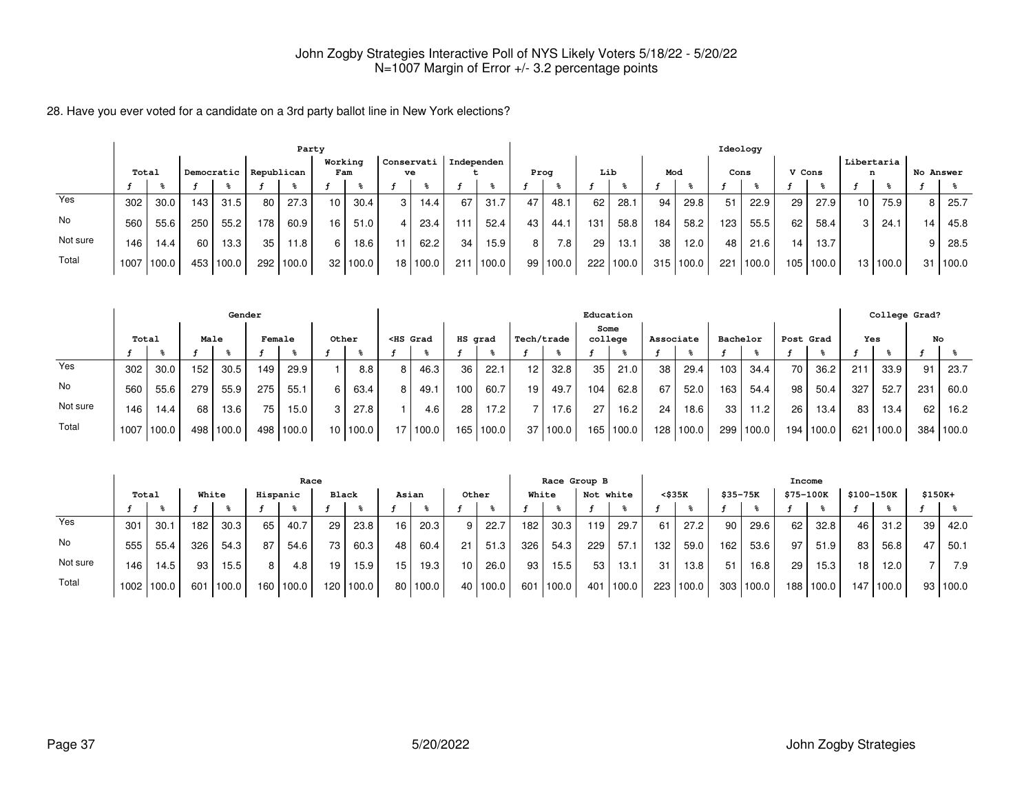John Zogby Strategies Interactive Poll of NYS Likely Voters 5/18/22 - 5/20/22
N=1007 Margin of Error +/- 3.2 percentage points

28. Have you ever voted for a candidate on a 3rd party ballot line in New York elections?

| | Total | | Party | | | | | | | | | | | | Ideology | | | | | | | | | | | | | |
|---|---|---|---|---|---|---|---|---|---|---|---|---|---|---|---|---|---|---|---|---|---|---|---|---|---|---|---|---|
| | | | Democratic | | Republican | | Working Fam | | Conservative | | Independent | | Prog | | Lib | | Mod | | Cons | | V Cons | | Libertarian | | No Answer | |
| | f | % | f | % | f | % | f | % | f | % | f | % | f | % | f | % | f | % | f | % | f | % | f | % | f | % |
| Yes | 302 | 30.0 | 143 | 31.5 | 80 | 27.3 | 10 | 30.4 | 3 | 14.4 | 67 | 31.7 | 47 | 48.1 | 62 | 28.1 | 94 | 29.8 | 51 | 22.9 | 29 | 27.9 | 10 | 75.9 | 8 | 25.7 |
| No | 560 | 55.6 | 250 | 55.2 | 178 | 60.9 | 16 | 51.0 | 4 | 23.4 | 111 | 52.4 | 43 | 44.1 | 131 | 58.8 | 184 | 58.2 | 123 | 55.5 | 62 | 58.4 | 3 | 24.1 | 14 | 45.8 |
| Not sure | 146 | 14.4 | 60 | 13.3 | 35 | 11.8 | 6 | 18.6 | 11 | 62.2 | 34 | 15.9 | 8 | 7.8 | 29 | 13.1 | 38 | 12.0 | 48 | 21.6 | 14 | 13.7 | | | 9 | 28.5 |
| Total | 1007 | 100.0 | 453 | 100.0 | 292 | 100.0 | 32 | 100.0 | 18 | 100.0 | 211 | 100.0 | 99 | 100.0 | 222 | 100.0 | 315 | 100.0 | 221 | 100.0 | 105 | 100.0 | 13 | 100.0 | 31 | 100.0 |

| | Total | | Gender | | | | | | Education | | | | | | | | | | | | | | College Grad? | | | |
|---|---|---|---|---|---|---|---|---|---|---|---|---|---|---|---|---|---|---|---|---|---|---|---|---|---|---|
| | | | Male | | Female | | Other | | <HS Grad | | HS grad | | Tech/trade | | Some college | | Associate | | Bachelor | | Post Grad | | Yes | | No | |
| | f | % | f | % | f | % | f | % | f | % | f | % | f | % | f | % | f | % | f | % | f | % | f | % | f | % |
| Yes | 302 | 30.0 | 152 | 30.5 | 149 | 29.9 | 1 | 8.8 | 8 | 46.3 | 36 | 22.1 | 12 | 32.8 | 35 | 21.0 | 38 | 29.4 | 103 | 34.4 | 70 | 36.2 | 211 | 33.9 | 91 | 23.7 |
| No | 560 | 55.6 | 279 | 55.9 | 275 | 55.1 | 6 | 63.4 | 8 | 49.1 | 100 | 60.7 | 19 | 49.7 | 104 | 62.8 | 67 | 52.0 | 163 | 54.4 | 98 | 50.4 | 327 | 52.7 | 231 | 60.0 |
| Not sure | 146 | 14.4 | 68 | 13.6 | 75 | 15.0 | 3 | 27.8 | 1 | 4.6 | 28 | 17.2 | 7 | 17.6 | 27 | 16.2 | 24 | 18.6 | 33 | 11.2 | 26 | 13.4 | 83 | 13.4 | 62 | 16.2 |
| Total | 1007 | 100.0 | 498 | 100.0 | 498 | 100.0 | 10 | 100.0 | 17 | 100.0 | 165 | 100.0 | 37 | 100.0 | 165 | 100.0 | 128 | 100.0 | 299 | 100.0 | 194 | 100.0 | 621 | 100.0 | 384 | 100.0 |

| | Total | | Race | | | | | | | | | | Race Group B | | | | Income | | | | | | | | | |
|---|---|---|---|---|---|---|---|---|---|---|---|---|---|---|---|---|---|---|---|---|---|---|---|---|---|---|
| | | | White | | Hispanic | | Black | | Asian | | Other | | White | | Not white | | <$35K | | $35-75K | | $75-100K | | $100-150K | | $150K+ | |
| | f | % | f | % | f | % | f | % | f | % | f | % | f | % | f | % | f | % | f | % | f | % | f | % | f | % |
| Yes | 301 | 30.1 | 182 | 30.3 | 65 | 40.7 | 29 | 23.8 | 16 | 20.3 | 9 | 22.7 | 182 | 30.3 | 119 | 29.7 | 61 | 27.2 | 90 | 29.6 | 62 | 32.8 | 46 | 31.2 | 39 | 42.0 |
| No | 555 | 55.4 | 326 | 54.3 | 87 | 54.6 | 73 | 60.3 | 48 | 60.4 | 21 | 51.3 | 326 | 54.3 | 229 | 57.1 | 132 | 59.0 | 162 | 53.6 | 97 | 51.9 | 83 | 56.8 | 47 | 50.1 |
| Not sure | 146 | 14.5 | 93 | 15.5 | 8 | 4.8 | 19 | 15.9 | 15 | 19.3 | 10 | 26.0 | 93 | 15.5 | 53 | 13.1 | 31 | 13.8 | 51 | 16.8 | 29 | 15.3 | 18 | 12.0 | 7 | 7.9 |
| Total | 1002 | 100.0 | 601 | 100.0 | 160 | 100.0 | 120 | 100.0 | 80 | 100.0 | 40 | 100.0 | 601 | 100.0 | 401 | 100.0 | 223 | 100.0 | 303 | 100.0 | 188 | 100.0 | 147 | 100.0 | 93 | 100.0 |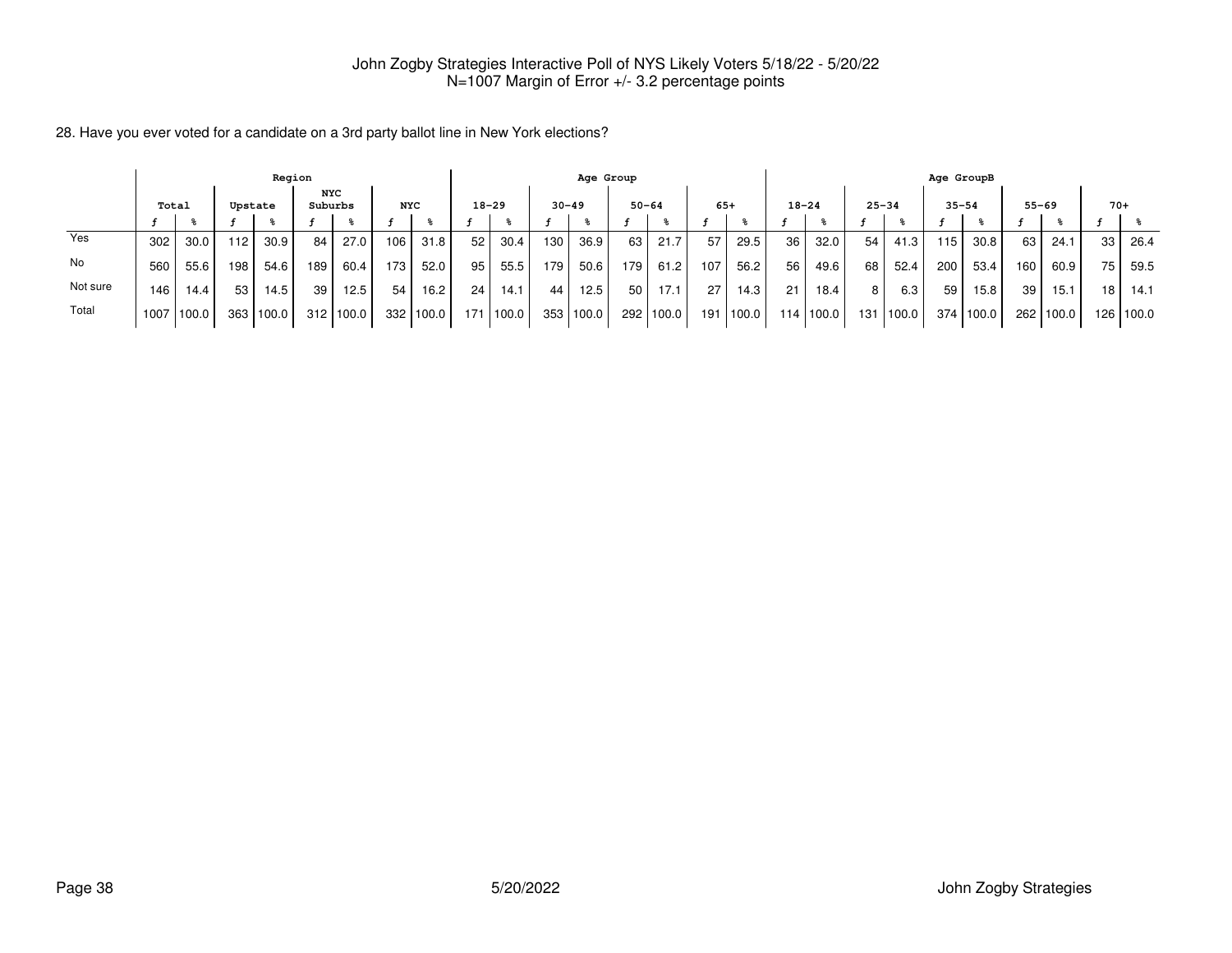John Zogby Strategies Interactive Poll of NYS Likely Voters 5/18/22 - 5/20/22
N=1007 Margin of Error +/- 3.2 percentage points

28. Have you ever voted for a candidate on a 3rd party ballot line in New York elections?

| | Region | | | | | | | | Age Group | | | | | | | | Age GroupB | | | | | | | | | |
|---|---|---|---|---|---|---|---|---|---|---|---|---|---|---|---|---|---|---|---|---|---|---|---|---|---|---|
| | Total | | Upstate | | NYC Suburbs | | NYC | | 18-29 | | 30-49 | | 50-64 | | 65+ | | 18-24 | | 25-34 | | 35-54 | | 55-69 | | 70+ | |
| | f | % | f | % | f | % | f | % | f | % | f | % | f | % | f | % | f | % | f | % | f | % | f | % | f | % |
| Yes | 302 | 30.0 | 112 | 30.9 | 84 | 27.0 | 106 | 31.8 | 52 | 30.4 | 130 | 36.9 | 63 | 21.7 | 57 | 29.5 | 36 | 32.0 | 54 | 41.3 | 115 | 30.8 | 63 | 24.1 | 33 | 26.4 |
| No | 560 | 55.6 | 198 | 54.6 | 189 | 60.4 | 173 | 52.0 | 95 | 55.5 | 179 | 50.6 | 179 | 61.2 | 107 | 56.2 | 56 | 49.6 | 68 | 52.4 | 200 | 53.4 | 160 | 60.9 | 75 | 59.5 |
| Not sure | 146 | 14.4 | 53 | 14.5 | 39 | 12.5 | 54 | 16.2 | 24 | 14.1 | 44 | 12.5 | 50 | 17.1 | 27 | 14.3 | 21 | 18.4 | 8 | 6.3 | 59 | 15.8 | 39 | 15.1 | 18 | 14.1 |
| Total | 1007 | 100.0 | 363 | 100.0 | 312 | 100.0 | 332 | 100.0 | 171 | 100.0 | 353 | 100.0 | 292 | 100.0 | 191 | 100.0 | 114 | 100.0 | 131 | 100.0 | 374 | 100.0 | 262 | 100.0 | 126 | 100.0 |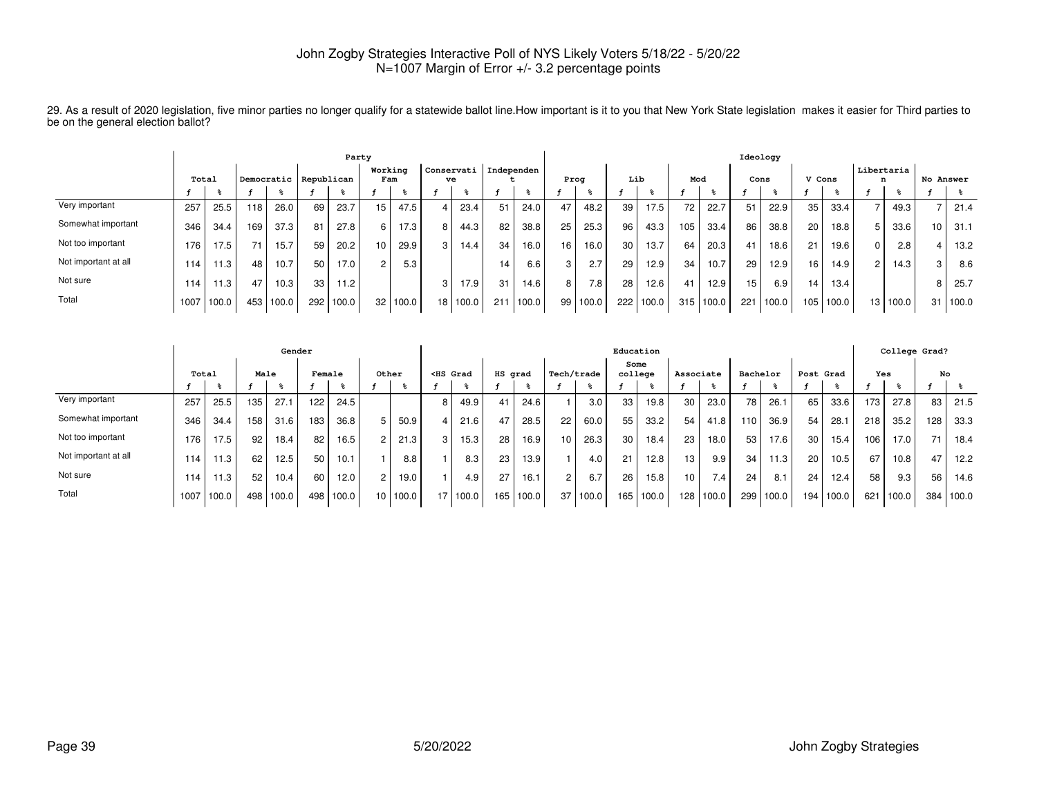John Zogby Strategies Interactive Poll of NYS Likely Voters 5/18/22 - 5/20/22
N=1007 Margin of Error +/- 3.2 percentage points

29. As a result of 2020 legislation, five minor parties no longer qualify for a statewide ballot line.How important is it to you that New York State legislation makes it easier for Third parties to be on the general election ballot?

| | Total | | Party | | | | | | | | | | | | Ideology | | | | | | | | | | | | | |
|---|---|---|---|---|---|---|---|---|---|---|---|---|---|---|---|---|---|---|---|---|---|---|---|---|---|---|---|---|
| | | | Democratic | | Republican | | Working Fam | | Conservative | | Independent | | Prog | | Lib | | Mod | | Cons | | V Cons | | Libertarian | | No Answer | |
| | f | % | f | % | f | % | f | % | f | % | f | % | f | % | f | % | f | % | f | % | f | % | f | % | f | % |
| Very important | 257 | 25.5 | 118 | 26.0 | 69 | 23.7 | 15 | 47.5 | 4 | 23.4 | 51 | 24.0 | 47 | 48.2 | 39 | 17.5 | 72 | 22.7 | 51 | 22.9 | 35 | 33.4 | 7 | 49.3 | 7 | 21.4 |
| Somewhat important | 346 | 34.4 | 169 | 37.3 | 81 | 27.8 | 6 | 17.3 | 8 | 44.3 | 82 | 38.8 | 25 | 25.3 | 96 | 43.3 | 105 | 33.4 | 86 | 38.8 | 20 | 18.8 | 5 | 33.6 | 10 | 31.1 |
| Not too important | 176 | 17.5 | 71 | 15.7 | 59 | 20.2 | 10 | 29.9 | 3 | 14.4 | 34 | 16.0 | 16 | 16.0 | 30 | 13.7 | 64 | 20.3 | 41 | 18.6 | 21 | 19.6 | 0 | 2.8 | 4 | 13.2 |
| Not important at all | 114 | 11.3 | 48 | 10.7 | 50 | 17.0 | 2 | 5.3 | | | 14 | 6.6 | 3 | 2.7 | 29 | 12.9 | 34 | 10.7 | 29 | 12.9 | 16 | 14.9 | 2 | 14.3 | 3 | 8.6 |
| Not sure | 114 | 11.3 | 47 | 10.3 | 33 | 11.2 | | | 3 | 17.9 | 31 | 14.6 | 8 | 7.8 | 28 | 12.6 | 41 | 12.9 | 15 | 6.9 | 14 | 13.4 | | | 8 | 25.7 |
| Total | 1007 | 100.0 | 453 | 100.0 | 292 | 100.0 | 32 | 100.0 | 18 | 100.0 | 211 | 100.0 | 99 | 100.0 | 222 | 100.0 | 315 | 100.0 | 221 | 100.0 | 105 | 100.0 | 13 | 100.0 | 31 | 100.0 |

| | Total | | Gender | | | | | | Education | | | | | | | | | | | | | | College Grad? | | | |
|---|---|---|---|---|---|---|---|---|---|---|---|---|---|---|---|---|---|---|---|---|---|---|---|---|---|---|
| | | | Male | | Female | | Other | | <HS Grad | | HS grad | | Tech/trade | | Some college | | Associate | | Bachelor | | Post Grad | | Yes | | No | |
| | f | % | f | % | f | % | f | % | f | % | f | % | f | % | f | % | f | % | f | % | f | % | f | % | f | % |
| Very important | 257 | 25.5 | 135 | 27.1 | 122 | 24.5 | | | 8 | 49.9 | 41 | 24.6 | 1 | 3.0 | 33 | 19.8 | 30 | 23.0 | 78 | 26.1 | 65 | 33.6 | 173 | 27.8 | 83 | 21.5 |
| Somewhat important | 346 | 34.4 | 158 | 31.6 | 183 | 36.8 | 5 | 50.9 | 4 | 21.6 | 47 | 28.5 | 22 | 60.0 | 55 | 33.2 | 54 | 41.8 | 110 | 36.9 | 54 | 28.1 | 218 | 35.2 | 128 | 33.3 |
| Not too important | 176 | 17.5 | 92 | 18.4 | 82 | 16.5 | 2 | 21.3 | 3 | 15.3 | 28 | 16.9 | 10 | 26.3 | 30 | 18.4 | 23 | 18.0 | 53 | 17.6 | 30 | 15.4 | 106 | 17.0 | 71 | 18.4 |
| Not important at all | 114 | 11.3 | 62 | 12.5 | 50 | 10.1 | 1 | 8.8 | 1 | 8.3 | 23 | 13.9 | 1 | 4.0 | 21 | 12.8 | 13 | 9.9 | 34 | 11.3 | 20 | 10.5 | 67 | 10.8 | 47 | 12.2 |
| Not sure | 114 | 11.3 | 52 | 10.4 | 60 | 12.0 | 2 | 19.0 | 1 | 4.9 | 27 | 16.1 | 2 | 6.7 | 26 | 15.8 | 10 | 7.4 | 24 | 8.1 | 24 | 12.4 | 58 | 9.3 | 56 | 14.6 |
| Total | 1007 | 100.0 | 498 | 100.0 | 498 | 100.0 | 10 | 100.0 | 17 | 100.0 | 165 | 100.0 | 37 | 100.0 | 165 | 100.0 | 128 | 100.0 | 299 | 100.0 | 194 | 100.0 | 621 | 100.0 | 384 | 100.0 |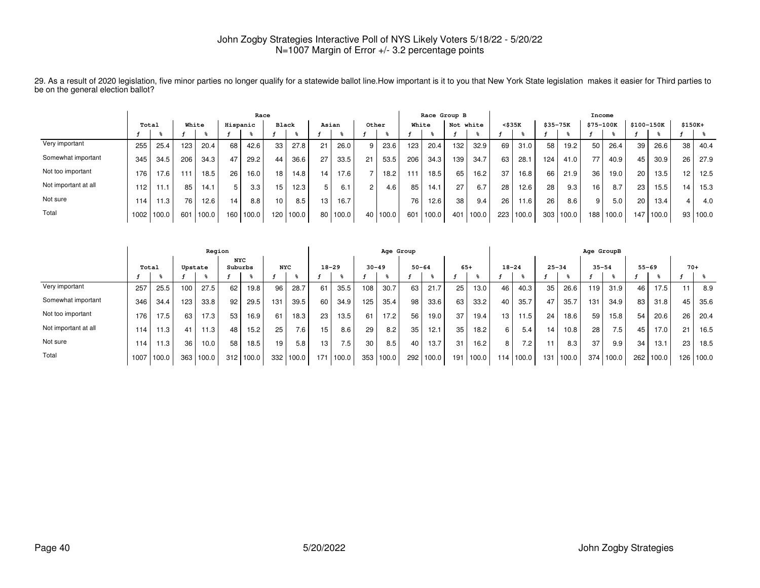John Zogby Strategies Interactive Poll of NYS Likely Voters 5/18/22 - 5/20/22
N=1007 Margin of Error +/- 3.2 percentage points

29. As a result of 2020 legislation, five minor parties no longer qualify for a statewide ballot line.How important is it to you that New York State legislation makes it easier for Third parties to be on the general election ballot?

| | Total | | Race | | | | | | | | | | | | Race Group B | | | | Income | | | | | | | | | |
|---|---|---|---|---|---|---|---|---|---|---|---|---|---|---|---|---|---|---|---|---|---|---|---|---|---|---|---|---|
| | | | White | | Hispanic | | Black | | Asian | | Other | | White | | Not white | | <$35K | | $35-75K | | $75-100K | | $100-150K | | $150K+ | |
| | f | % | f | % | f | % | f | % | f | % | f | % | f | % | f | % | f | % | f | % | f | % | f | % | f | % |
| Very important | 255 | 25.4 | 123 | 20.4 | 68 | 42.6 | 33 | 27.8 | 21 | 26.0 | 9 | 23.6 | 123 | 20.4 | 132 | 32.9 | 69 | 31.0 | 58 | 19.2 | 50 | 26.4 | 39 | 26.6 | 38 | 40.4 |
| Somewhat important | 345 | 34.5 | 206 | 34.3 | 47 | 29.2 | 44 | 36.6 | 27 | 33.5 | 21 | 53.5 | 206 | 34.3 | 139 | 34.7 | 63 | 28.1 | 124 | 41.0 | 77 | 40.9 | 45 | 30.9 | 26 | 27.9 |
| Not too important | 176 | 17.6 | 111 | 18.5 | 26 | 16.0 | 18 | 14.8 | 14 | 17.6 | 7 | 18.2 | 111 | 18.5 | 65 | 16.2 | 37 | 16.8 | 66 | 21.9 | 36 | 19.0 | 20 | 13.5 | 12 | 12.5 |
| Not important at all | 112 | 11.1 | 85 | 14.1 | 5 | 3.3 | 15 | 12.3 | 5 | 6.1 | 2 | 4.6 | 85 | 14.1 | 27 | 6.7 | 28 | 12.6 | 28 | 9.3 | 16 | 8.7 | 23 | 15.5 | 14 | 15.3 |
| Not sure | 114 | 11.3 | 76 | 12.6 | 14 | 8.8 | 10 | 8.5 | 13 | 16.7 | | | 76 | 12.6 | 38 | 9.4 | 26 | 11.6 | 26 | 8.6 | 9 | 5.0 | 20 | 13.4 | 4 | 4.0 |
| Total | 1002 | 100.0 | 601 | 100.0 | 160 | 100.0 | 120 | 100.0 | 80 | 100.0 | 40 | 100.0 | 601 | 100.0 | 401 | 100.0 | 223 | 100.0 | 303 | 100.0 | 188 | 100.0 | 147 | 100.0 | 93 | 100.0 |

| | Total | | Region | | | | | | Age Group | | | | | | | | Age GroupB | | | | | | | | | |
|---|---|---|---|---|---|---|---|---|---|---|---|---|---|---|---|---|---|---|---|---|---|---|---|---|---|---|
| | | | Upstate | | NYC Suburbs | | NYC | | 18-29 | | 30-49 | | 50-64 | | 65+ | | 18-24 | | 25-34 | | 35-54 | | 55-69 | | 70+ | |
| | f | % | f | % | f | % | f | % | f | % | f | % | f | % | f | % | f | % | f | % | f | % | f | % | f | % |
| Very important | 257 | 25.5 | 100 | 27.5 | 62 | 19.8 | 96 | 28.7 | 61 | 35.5 | 108 | 30.7 | 63 | 21.7 | 25 | 13.0 | 46 | 40.3 | 35 | 26.6 | 119 | 31.9 | 46 | 17.5 | 11 | 8.9 |
| Somewhat important | 346 | 34.4 | 123 | 33.8 | 92 | 29.5 | 131 | 39.5 | 60 | 34.9 | 125 | 35.4 | 98 | 33.6 | 63 | 33.2 | 40 | 35.7 | 47 | 35.7 | 131 | 34.9 | 83 | 31.8 | 45 | 35.6 |
| Not too important | 176 | 17.5 | 63 | 17.3 | 53 | 16.9 | 61 | 18.3 | 23 | 13.5 | 61 | 17.2 | 56 | 19.0 | 37 | 19.4 | 13 | 11.5 | 24 | 18.6 | 59 | 15.8 | 54 | 20.6 | 26 | 20.4 |
| Not important at all | 114 | 11.3 | 41 | 11.3 | 48 | 15.2 | 25 | 7.6 | 15 | 8.6 | 29 | 8.2 | 35 | 12.1 | 35 | 18.2 | 6 | 5.4 | 14 | 10.8 | 28 | 7.5 | 45 | 17.0 | 21 | 16.5 |
| Not sure | 114 | 11.3 | 36 | 10.0 | 58 | 18.5 | 19 | 5.8 | 13 | 7.5 | 30 | 8.5 | 40 | 13.7 | 31 | 16.2 | 8 | 7.2 | 11 | 8.3 | 37 | 9.9 | 34 | 13.1 | 23 | 18.5 |
| Total | 1007 | 100.0 | 363 | 100.0 | 312 | 100.0 | 332 | 100.0 | 171 | 100.0 | 353 | 100.0 | 292 | 100.0 | 191 | 100.0 | 114 | 100.0 | 131 | 100.0 | 374 | 100.0 | 262 | 100.0 | 126 | 100.0 |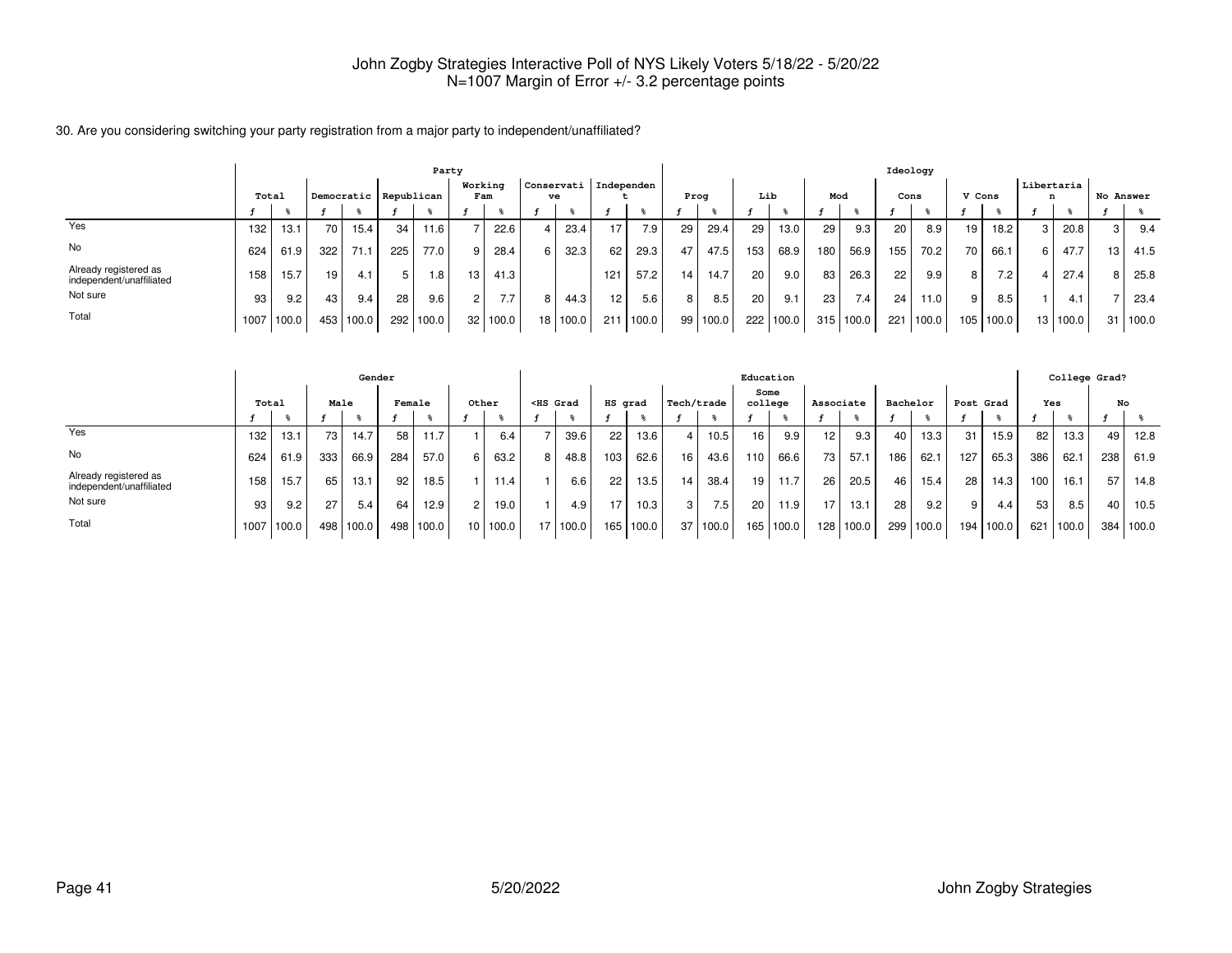John Zogby Strategies Interactive Poll of NYS Likely Voters 5/18/22 - 5/20/22
N=1007 Margin of Error +/- 3.2 percentage points

30. Are you considering switching your party registration from a major party to independent/unaffiliated?

| | Total | | Party | | | | | | | | | | | | Ideology | | | | | | | | | | | | | |
|---|---|---|---|---|---|---|---|---|---|---|---|---|---|---|---|---|---|---|---|---|---|---|---|---|---|---|---|---|
| | | | Democratic | | Republican | | Working Fam | | Conservative | | Independent | | Prog | | Lib | | Mod | | Cons | | V Cons | | Libertarian | | No Answer | |
| | f | % | f | % | f | % | f | % | f | % | f | % | f | % | f | % | f | % | f | % | f | % | f | % | f | % |
| Yes | 132 | 13.1 | 70 | 15.4 | 34 | 11.6 | 7 | 22.6 | 4 | 23.4 | 17 | 7.9 | 29 | 29.4 | 29 | 13.0 | 29 | 9.3 | 20 | 8.9 | 19 | 18.2 | 3 | 20.8 | 3 | 9.4 |
| No | 624 | 61.9 | 322 | 71.1 | 225 | 77.0 | 9 | 28.4 | 6 | 32.3 | 62 | 29.3 | 47 | 47.5 | 153 | 68.9 | 180 | 56.9 | 155 | 70.2 | 70 | 66.1 | 6 | 47.7 | 13 | 41.5 |
| Already registered as independent/unaffiliated | 158 | 15.7 | 19 | 4.1 | 5 | 1.8 | 13 | 41.3 | | | 121 | 57.2 | 14 | 14.7 | 20 | 9.0 | 83 | 26.3 | 22 | 9.9 | 8 | 7.2 | 4 | 27.4 | 8 | 25.8 |
| Not sure | 93 | 9.2 | 43 | 9.4 | 28 | 9.6 | 2 | 7.7 | 8 | 44.3 | 12 | 5.6 | 8 | 8.5 | 20 | 9.1 | 23 | 7.4 | 24 | 11.0 | 9 | 8.5 | 1 | 4.1 | 7 | 23.4 |
| Total | 1007 | 100.0 | 453 | 100.0 | 292 | 100.0 | 32 | 100.0 | 18 | 100.0 | 211 | 100.0 | 99 | 100.0 | 222 | 100.0 | 315 | 100.0 | 221 | 100.0 | 105 | 100.0 | 13 | 100.0 | 31 | 100.0 |

| | Total | | Gender | | | | | | Education | | | | | | | | | | | | | | College Grad? | | | |
|---|---|---|---|---|---|---|---|---|---|---|---|---|---|---|---|---|---|---|---|---|---|---|---|---|---|---|
| | | | Male | | Female | | Other | | <HS Grad | | HS grad | | Tech/trade | | Some college | | Associate | | Bachelor | | Post Grad | | Yes | | No | |
| | f | % | f | % | f | % | f | % | f | % | f | % | f | % | f | % | f | % | f | % | f | % | f | % | f | % |
| Yes | 132 | 13.1 | 73 | 14.7 | 58 | 11.7 | 1 | 6.4 | 7 | 39.6 | 22 | 13.6 | 4 | 10.5 | 16 | 9.9 | 12 | 9.3 | 40 | 13.3 | 31 | 15.9 | 82 | 13.3 | 49 | 12.8 |
| No | 624 | 61.9 | 333 | 66.9 | 284 | 57.0 | 6 | 63.2 | 8 | 48.8 | 103 | 62.6 | 16 | 43.6 | 110 | 66.6 | 73 | 57.1 | 186 | 62.1 | 127 | 65.3 | 386 | 62.1 | 238 | 61.9 |
| Already registered as independent/unaffiliated | 158 | 15.7 | 65 | 13.1 | 92 | 18.5 | 1 | 11.4 | 1 | 6.6 | 22 | 13.5 | 14 | 38.4 | 19 | 11.7 | 26 | 20.5 | 46 | 15.4 | 28 | 14.3 | 100 | 16.1 | 57 | 14.8 |
| Not sure | 93 | 9.2 | 27 | 5.4 | 64 | 12.9 | 2 | 19.0 | 1 | 4.9 | 17 | 10.3 | 3 | 7.5 | 20 | 11.9 | 17 | 13.1 | 28 | 9.2 | 9 | 4.4 | 53 | 8.5 | 40 | 10.5 |
| Total | 1007 | 100.0 | 498 | 100.0 | 498 | 100.0 | 10 | 100.0 | 17 | 100.0 | 165 | 100.0 | 37 | 100.0 | 165 | 100.0 | 128 | 100.0 | 299 | 100.0 | 194 | 100.0 | 621 | 100.0 | 384 | 100.0 |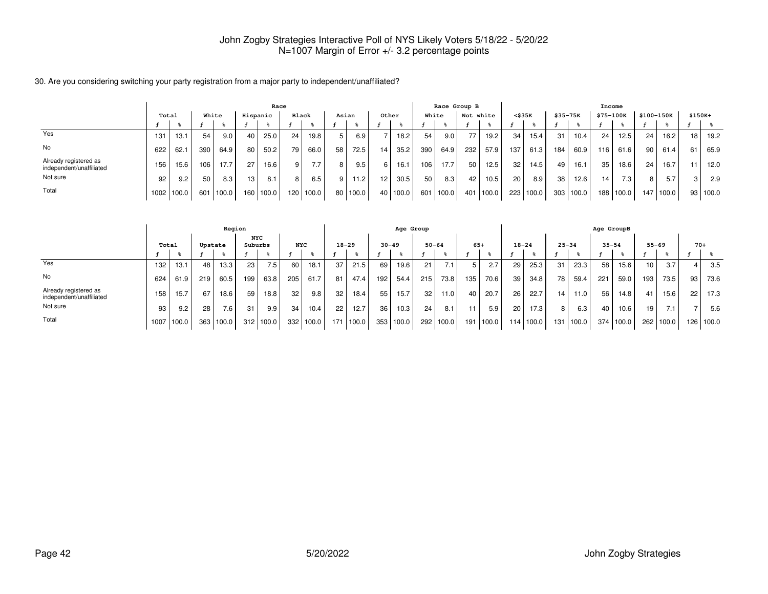John Zogby Strategies Interactive Poll of NYS Likely Voters 5/18/22 - 5/20/22
N=1007 Margin of Error +/- 3.2 percentage points

30. Are you considering switching your party registration from a major party to independent/unaffiliated?

| | Total | | Race | | | | | | | | | | Race Group B | | | | Income | | | | | | | | | |
|---|---|---|---|---|---|---|---|---|---|---|---|---|---|---|---|---|---|---|---|---|---|---|---|---|---|---|
| | | | White | | Hispanic | | Black | | Asian | | Other | | White | | Not white | | <$35K | | $35-75K | | $75-100K | | $100-150K | | $150K+ | |
| | f | % | f | % | f | % | f | % | f | % | f | % | f | % | f | % | f | % | f | % | f | % | f | % | f | % |
| Yes | 131 | 13.1 | 54 | 9.0 | 40 | 25.0 | 24 | 19.8 | 5 | 6.9 | 7 | 18.2 | 54 | 9.0 | 77 | 19.2 | 34 | 15.4 | 31 | 10.4 | 24 | 12.5 | 24 | 16.2 | 18 | 19.2 |
| No | 622 | 62.1 | 390 | 64.9 | 80 | 50.2 | 79 | 66.0 | 58 | 72.5 | 14 | 35.2 | 390 | 64.9 | 232 | 57.9 | 137 | 61.3 | 184 | 60.9 | 116 | 61.6 | 90 | 61.4 | 61 | 65.9 |
| Already registered as independent/unaffiliated | 156 | 15.6 | 106 | 17.7 | 27 | 16.6 | 9 | 7.7 | 8 | 9.5 | 6 | 16.1 | 106 | 17.7 | 50 | 12.5 | 32 | 14.5 | 49 | 16.1 | 35 | 18.6 | 24 | 16.7 | 11 | 12.0 |
| Not sure | 92 | 9.2 | 50 | 8.3 | 13 | 8.1 | 8 | 6.5 | 9 | 11.2 | 12 | 30.5 | 50 | 8.3 | 42 | 10.5 | 20 | 8.9 | 38 | 12.6 | 14 | 7.3 | 8 | 5.7 | 3 | 2.9 |
| Total | 1002 | 100.0 | 601 | 100.0 | 160 | 100.0 | 120 | 100.0 | 80 | 100.0 | 40 | 100.0 | 601 | 100.0 | 401 | 100.0 | 223 | 100.0 | 303 | 100.0 | 188 | 100.0 | 147 | 100.0 | 93 | 100.0 |

| | Total | | Region | | | | | | Age Group | | | | | | | | Age GroupB | | | | | | | | | |
|---|---|---|---|---|---|---|---|---|---|---|---|---|---|---|---|---|---|---|---|---|---|---|---|---|---|---|
| | | | Upstate | | NYC Suburbs | | NYC | | 18-29 | | 30-49 | | 50-64 | | 65+ | | 18-24 | | 25-34 | | 35-54 | | 55-69 | | 70+ | |
| | f | % | f | % | f | % | f | % | f | % | f | % | f | % | f | % | f | % | f | % | f | % | f | % | f | % |
| Yes | 132 | 13.1 | 48 | 13.3 | 23 | 7.5 | 60 | 18.1 | 37 | 21.5 | 69 | 19.6 | 21 | 7.1 | 5 | 2.7 | 29 | 25.3 | 31 | 23.3 | 58 | 15.6 | 10 | 3.7 | 4 | 3.5 |
| No | 624 | 61.9 | 219 | 60.5 | 199 | 63.8 | 205 | 61.7 | 81 | 47.4 | 192 | 54.4 | 215 | 73.8 | 135 | 70.6 | 39 | 34.8 | 78 | 59.4 | 221 | 59.0 | 193 | 73.5 | 93 | 73.6 |
| Already registered as independent/unaffiliated | 158 | 15.7 | 67 | 18.6 | 59 | 18.8 | 32 | 9.8 | 32 | 18.4 | 55 | 15.7 | 32 | 11.0 | 40 | 20.7 | 26 | 22.7 | 14 | 11.0 | 56 | 14.8 | 41 | 15.6 | 22 | 17.3 |
| Not sure | 93 | 9.2 | 28 | 7.6 | 31 | 9.9 | 34 | 10.4 | 22 | 12.7 | 36 | 10.3 | 24 | 8.1 | 11 | 5.9 | 20 | 17.3 | 8 | 6.3 | 40 | 10.6 | 19 | 7.1 | 7 | 5.6 |
| Total | 1007 | 100.0 | 363 | 100.0 | 312 | 100.0 | 332 | 100.0 | 171 | 100.0 | 353 | 100.0 | 292 | 100.0 | 191 | 100.0 | 114 | 100.0 | 131 | 100.0 | 374 | 100.0 | 262 | 100.0 | 126 | 100.0 |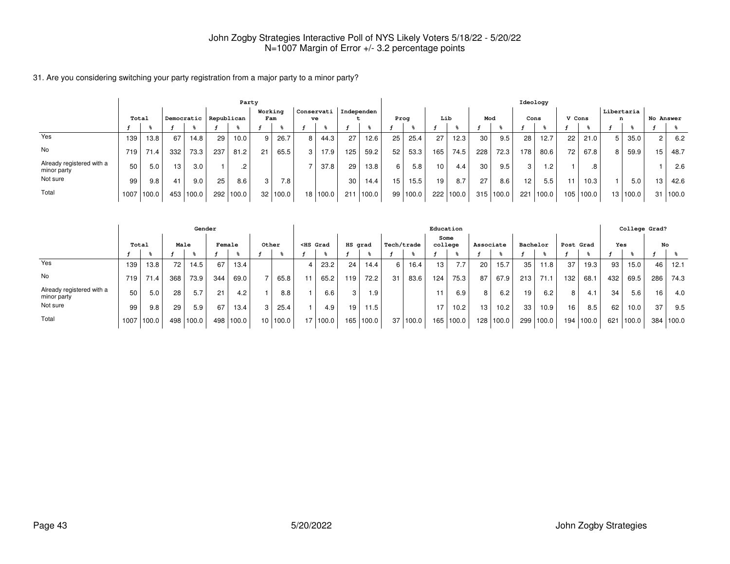John Zogby Strategies Interactive Poll of NYS Likely Voters 5/18/22 - 5/20/22
N=1007 Margin of Error +/- 3.2 percentage points

31. Are you considering switching your party registration from a major party to a minor party?

| | Total | | Party | | | | | | | | | | | | Ideology | | | | | | | | | | | | | |
|---|---|---|---|---|---|---|---|---|---|---|---|---|---|---|---|---|---|---|---|---|---|---|---|---|---|---|---|---|
| | | | Democratic | | Republican | | Working Fam | | Conservative | | Independent | | Prog | | Lib | | Mod | | Cons | | V Cons | | Libertarian | | No Answer | |
| | f | % | f | % | f | % | f | % | f | % | f | % | f | % | f | % | f | % | f | % | f | % | f | % | f | % |
| Yes | 139 | 13.8 | 67 | 14.8 | 29 | 10.0 | 9 | 26.7 | 8 | 44.3 | 27 | 12.6 | 25 | 25.4 | 27 | 12.3 | 30 | 9.5 | 28 | 12.7 | 22 | 21.0 | 5 | 35.0 | 2 | 6.2 |
| No | 719 | 71.4 | 332 | 73.3 | 237 | 81.2 | 21 | 65.5 | 3 | 17.9 | 125 | 59.2 | 52 | 53.3 | 165 | 74.5 | 228 | 72.3 | 178 | 80.6 | 72 | 67.8 | 8 | 59.9 | 15 | 48.7 |
| Already registered with a minor party | 50 | 5.0 | 13 | 3.0 | 1 | .2 | | | 7 | 37.8 | 29 | 13.8 | 6 | 5.8 | 10 | 4.4 | 30 | 9.5 | 3 | 1.2 | 1 | .8 | | | 1 | 2.6 |
| Not sure | 99 | 9.8 | 41 | 9.0 | 25 | 8.6 | 3 | 7.8 | | | 30 | 14.4 | 15 | 15.5 | 19 | 8.7 | 27 | 8.6 | 12 | 5.5 | 11 | 10.3 | 1 | 5.0 | 13 | 42.6 |
| Total | 1007 | 100.0 | 453 | 100.0 | 292 | 100.0 | 32 | 100.0 | 18 | 100.0 | 211 | 100.0 | 99 | 100.0 | 222 | 100.0 | 315 | 100.0 | 221 | 100.0 | 105 | 100.0 | 13 | 100.0 | 31 | 100.0 |

| | Total | | Gender | | | | | | Education | | | | | | | | | | | | | | College Grad? | | | |
|---|---|---|---|---|---|---|---|---|---|---|---|---|---|---|---|---|---|---|---|---|---|---|---|---|---|---|
| | | | Male | | Female | | Other | | <HS Grad | | HS grad | | Tech/trade | | Some college | | Associate | | Bachelor | | Post Grad | | Yes | | No | |
| | f | % | f | % | f | % | f | % | f | % | f | % | f | % | f | % | f | % | f | % | f | % | f | % | f | % |
| Yes | 139 | 13.8 | 72 | 14.5 | 67 | 13.4 | | | 4 | 23.2 | 24 | 14.4 | 6 | 16.4 | 13 | 7.7 | 20 | 15.7 | 35 | 11.8 | 37 | 19.3 | 93 | 15.0 | 46 | 12.1 |
| No | 719 | 71.4 | 368 | 73.9 | 344 | 69.0 | 7 | 65.8 | 11 | 65.2 | 119 | 72.2 | 31 | 83.6 | 124 | 75.3 | 87 | 67.9 | 213 | 71.1 | 132 | 68.1 | 432 | 69.5 | 286 | 74.3 |
| Already registered with a minor party | 50 | 5.0 | 28 | 5.7 | 21 | 4.2 | 1 | 8.8 | 1 | 6.6 | 3 | 1.9 | | | 11 | 6.9 | 8 | 6.2 | 19 | 6.2 | 8 | 4.1 | 34 | 5.6 | 16 | 4.0 |
| Not sure | 99 | 9.8 | 29 | 5.9 | 67 | 13.4 | 3 | 25.4 | 1 | 4.9 | 19 | 11.5 | | | 17 | 10.2 | 13 | 10.2 | 33 | 10.9 | 16 | 8.5 | 62 | 10.0 | 37 | 9.5 |
| Total | 1007 | 100.0 | 498 | 100.0 | 498 | 100.0 | 10 | 100.0 | 17 | 100.0 | 165 | 100.0 | 37 | 100.0 | 165 | 100.0 | 128 | 100.0 | 299 | 100.0 | 194 | 100.0 | 621 | 100.0 | 384 | 100.0 |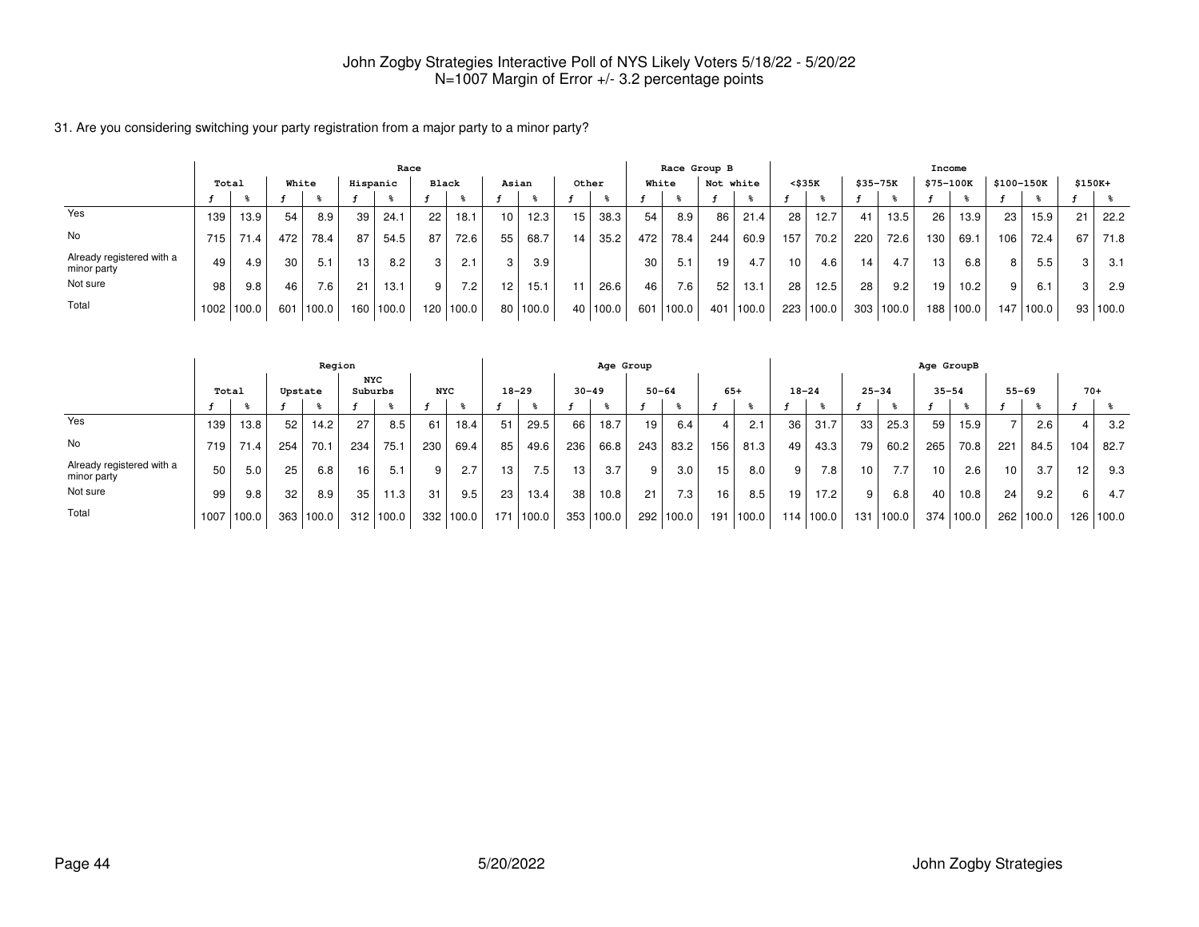John Zogby Strategies Interactive Poll of NYS Likely Voters 5/18/22 - 5/20/22
N=1007 Margin of Error +/- 3.2 percentage points

31. Are you considering switching your party registration from a major party to a minor party?

| | Total | | Race | | | | | | | | | | Race Group B | | | | Income | | | | | | | | | |
|---|---|---|---|---|---|---|---|---|---|---|---|---|---|---|---|---|---|---|---|---|---|---|---|---|---|---|
| | | | White | | Hispanic | | Black | | Asian | | Other | | White | | Not white | | <$35K | | $35-75K | | $75-100K | | $100-150K | | $150K+ | |
| | f | % | f | % | f | % | f | % | f | % | f | % | f | % | f | % | f | % | f | % | f | % | f | % | f | % |
| Yes | 139 | 13.9 | 54 | 8.9 | 39 | 24.1 | 22 | 18.1 | 10 | 12.3 | 15 | 38.3 | 54 | 8.9 | 86 | 21.4 | 28 | 12.7 | 41 | 13.5 | 26 | 13.9 | 23 | 15.9 | 21 | 22.2 |
| No | 715 | 71.4 | 472 | 78.4 | 87 | 54.5 | 87 | 72.6 | 55 | 68.7 | 14 | 35.2 | 472 | 78.4 | 244 | 60.9 | 157 | 70.2 | 220 | 72.6 | 130 | 69.1 | 106 | 72.4 | 67 | 71.8 |
| Already registered with a minor party | 49 | 4.9 | 30 | 5.1 | 13 | 8.2 | 3 | 2.1 | 3 | 3.9 | | | 30 | 5.1 | 19 | 4.7 | 10 | 4.6 | 14 | 4.7 | 13 | 6.8 | 8 | 5.5 | 3 | 3.1 |
| Not sure | 98 | 9.8 | 46 | 7.6 | 21 | 13.1 | 9 | 7.2 | 12 | 15.1 | 11 | 26.6 | 46 | 7.6 | 52 | 13.1 | 28 | 12.5 | 28 | 9.2 | 19 | 10.2 | 9 | 6.1 | 3 | 2.9 |
| Total | 1002 | 100.0 | 601 | 100.0 | 160 | 100.0 | 120 | 100.0 | 80 | 100.0 | 40 | 100.0 | 601 | 100.0 | 401 | 100.0 | 223 | 100.0 | 303 | 100.0 | 188 | 100.0 | 147 | 100.0 | 93 | 100.0 |

| | Total | | Region | | | | | | Age Group | | | | | | | | Age GroupB | | | | | | | | | |
|---|---|---|---|---|---|---|---|---|---|---|---|---|---|---|---|---|---|---|---|---|---|---|---|---|---|---|
| | | | Upstate | | NYC Suburbs | | NYC | | 18-29 | | 30-49 | | 50-64 | | 65+ | | 18-24 | | 25-34 | | 35-54 | | 55-69 | | 70+ | |
| | f | % | f | % | f | % | f | % | f | % | f | % | f | % | f | % | f | % | f | % | f | % | f | % | f | % |
| Yes | 139 | 13.8 | 52 | 14.2 | 27 | 8.5 | 61 | 18.4 | 51 | 29.5 | 66 | 18.7 | 19 | 6.4 | 4 | 2.1 | 36 | 31.7 | 33 | 25.3 | 59 | 15.9 | 7 | 2.6 | 4 | 3.2 |
| No | 719 | 71.4 | 254 | 70.1 | 234 | 75.1 | 230 | 69.4 | 85 | 49.6 | 236 | 66.8 | 243 | 83.2 | 156 | 81.3 | 49 | 43.3 | 79 | 60.2 | 265 | 70.8 | 221 | 84.5 | 104 | 82.7 |
| Already registered with a minor party | 50 | 5.0 | 25 | 6.8 | 16 | 5.1 | 9 | 2.7 | 13 | 7.5 | 13 | 3.7 | 9 | 3.0 | 15 | 8.0 | 9 | 7.8 | 10 | 7.7 | 10 | 2.6 | 10 | 3.7 | 12 | 9.3 |
| Not sure | 99 | 9.8 | 32 | 8.9 | 35 | 11.3 | 31 | 9.5 | 23 | 13.4 | 38 | 10.8 | 21 | 7.3 | 16 | 8.5 | 19 | 17.2 | 9 | 6.8 | 40 | 10.8 | 24 | 9.2 | 6 | 4.7 |
| Total | 1007 | 100.0 | 363 | 100.0 | 312 | 100.0 | 332 | 100.0 | 171 | 100.0 | 353 | 100.0 | 292 | 100.0 | 191 | 100.0 | 114 | 100.0 | 131 | 100.0 | 374 | 100.0 | 262 | 100.0 | 126 | 100.0 |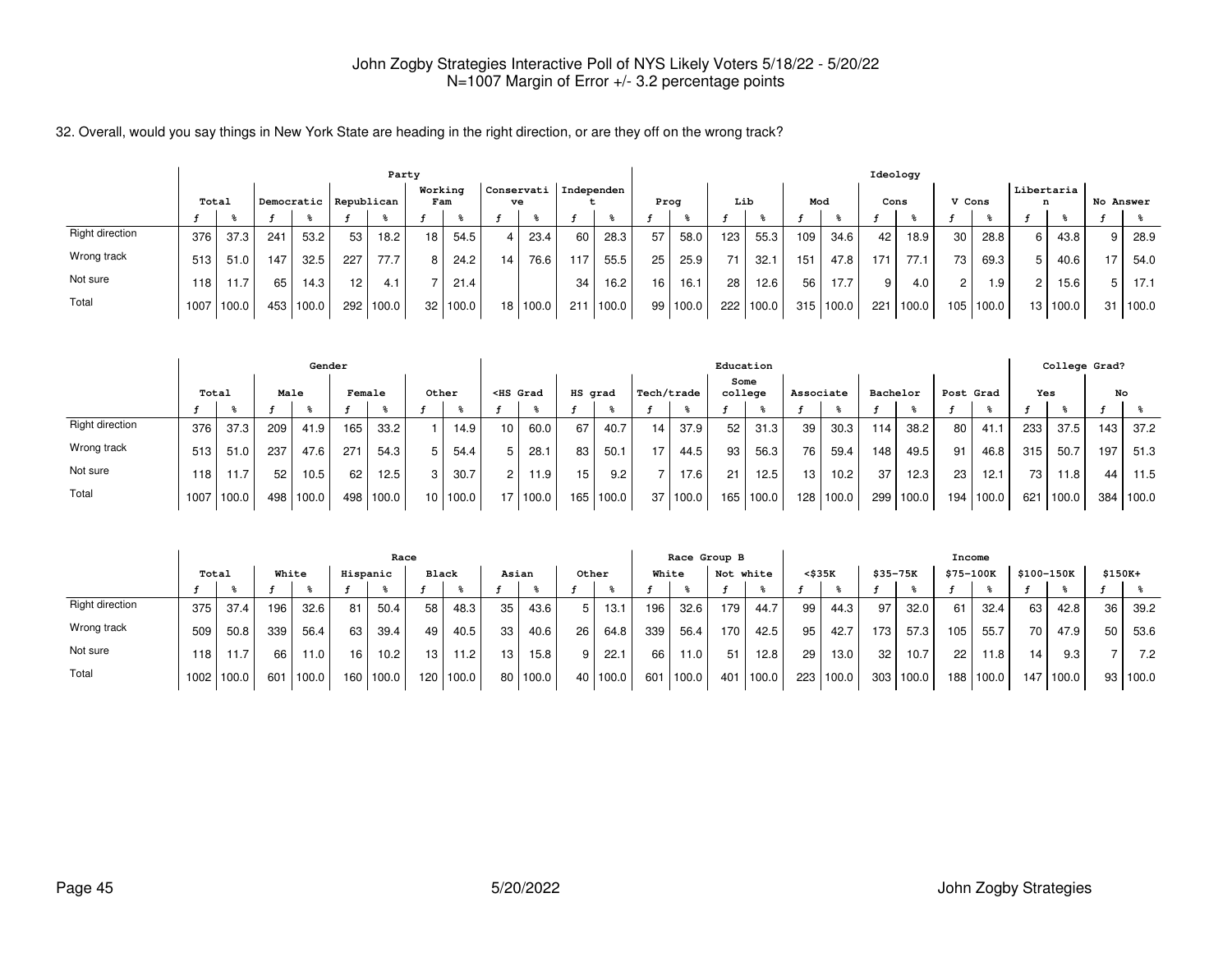John Zogby Strategies Interactive Poll of NYS Likely Voters 5/18/22 - 5/20/22
N=1007 Margin of Error +/- 3.2 percentage points

32. Overall, would you say things in New York State are heading in the right direction, or are they off on the wrong track?

| | Total | | Party | | | | | | | | | | | | Ideology | | | | | | | | | | | | | |
|---|---|---|---|---|---|---|---|---|---|---|---|---|---|---|---|---|---|---|---|---|---|---|---|---|---|---|---|---|
| | | | Democratic | | Republican | | Working Fam | | Conservative | | Independent | | Prog | | Lib | | Mod | | Cons | | V Cons | | Libertarian | | No Answer | |
| | f | % | f | % | f | % | f | % | f | % | f | % | f | % | f | % | f | % | f | % | f | % | f | % | f | % |
| Right direction | 376 | 37.3 | 241 | 53.2 | 53 | 18.2 | 18 | 54.5 | 4 | 23.4 | 60 | 28.3 | 57 | 58.0 | 123 | 55.3 | 109 | 34.6 | 42 | 18.9 | 30 | 28.8 | 6 | 43.8 | 9 | 28.9 |
| Wrong track | 513 | 51.0 | 147 | 32.5 | 227 | 77.7 | 8 | 24.2 | 14 | 76.6 | 117 | 55.5 | 25 | 25.9 | 71 | 32.1 | 151 | 47.8 | 171 | 77.1 | 73 | 69.3 | 5 | 40.6 | 17 | 54.0 |
| Not sure | 118 | 11.7 | 65 | 14.3 | 12 | 4.1 | 7 | 21.4 | | | 34 | 16.2 | 16 | 16.1 | 28 | 12.6 | 56 | 17.7 | 9 | 4.0 | 2 | 1.9 | 2 | 15.6 | 5 | 17.1 |
| Total | 1007 | 100.0 | 453 | 100.0 | 292 | 100.0 | 32 | 100.0 | 18 | 100.0 | 211 | 100.0 | 99 | 100.0 | 222 | 100.0 | 315 | 100.0 | 221 | 100.0 | 105 | 100.0 | 13 | 100.0 | 31 | 100.0 |

| | Total | | Gender | | | | | | Education | | | | | | | | | | | | | | College Grad? | | | |
|---|---|---|---|---|---|---|---|---|---|---|---|---|---|---|---|---|---|---|---|---|---|---|---|---|---|---|
| | | | Male | | Female | | Other | | <HS Grad | | HS grad | | Tech/trade | | Some college | | Associate | | Bachelor | | Post Grad | | Yes | | No | |
| | f | % | f | % | f | % | f | % | f | % | f | % | f | % | f | % | f | % | f | % | f | % | f | % | f | % |
| Right direction | 376 | 37.3 | 209 | 41.9 | 165 | 33.2 | 1 | 14.9 | 10 | 60.0 | 67 | 40.7 | 14 | 37.9 | 52 | 31.3 | 39 | 30.3 | 114 | 38.2 | 80 | 41.1 | 233 | 37.5 | 143 | 37.2 |
| Wrong track | 513 | 51.0 | 237 | 47.6 | 271 | 54.3 | 5 | 54.4 | 5 | 28.1 | 83 | 50.1 | 17 | 44.5 | 93 | 56.3 | 76 | 59.4 | 148 | 49.5 | 91 | 46.8 | 315 | 50.7 | 197 | 51.3 |
| Not sure | 118 | 11.7 | 52 | 10.5 | 62 | 12.5 | 3 | 30.7 | 2 | 11.9 | 15 | 9.2 | 7 | 17.6 | 21 | 12.5 | 13 | 10.2 | 37 | 12.3 | 23 | 12.1 | 73 | 11.8 | 44 | 11.5 |
| Total | 1007 | 100.0 | 498 | 100.0 | 498 | 100.0 | 10 | 100.0 | 17 | 100.0 | 165 | 100.0 | 37 | 100.0 | 165 | 100.0 | 128 | 100.0 | 299 | 100.0 | 194 | 100.0 | 621 | 100.0 | 384 | 100.0 |

| | Total | | Race | | | | | | | | | | Race Group B | | | | Income | | | | | | | | | |
|---|---|---|---|---|---|---|---|---|---|---|---|---|---|---|---|---|---|---|---|---|---|---|---|---|---|---|
| | | | White | | Hispanic | | Black | | Asian | | Other | | White | | Not white | | <$35K | | $35-75K | | $75-100K | | $100-150K | | $150K+ | |
| | f | % | f | % | f | % | f | % | f | % | f | % | f | % | f | % | f | % | f | % | f | % | f | % | f | % |
| Right direction | 375 | 37.4 | 196 | 32.6 | 81 | 50.4 | 58 | 48.3 | 35 | 43.6 | 5 | 13.1 | 196 | 32.6 | 179 | 44.7 | 99 | 44.3 | 97 | 32.0 | 61 | 32.4 | 63 | 42.8 | 36 | 39.2 |
| Wrong track | 509 | 50.8 | 339 | 56.4 | 63 | 39.4 | 49 | 40.5 | 33 | 40.6 | 26 | 64.8 | 339 | 56.4 | 170 | 42.5 | 95 | 42.7 | 173 | 57.3 | 105 | 55.7 | 70 | 47.9 | 50 | 53.6 |
| Not sure | 118 | 11.7 | 66 | 11.0 | 16 | 10.2 | 13 | 11.2 | 13 | 15.8 | 9 | 22.1 | 66 | 11.0 | 51 | 12.8 | 29 | 13.0 | 32 | 10.7 | 22 | 11.8 | 14 | 9.3 | 7 | 7.2 |
| Total | 1002 | 100.0 | 601 | 100.0 | 160 | 100.0 | 120 | 100.0 | 80 | 100.0 | 40 | 100.0 | 601 | 100.0 | 401 | 100.0 | 223 | 100.0 | 303 | 100.0 | 188 | 100.0 | 147 | 100.0 | 93 | 100.0 |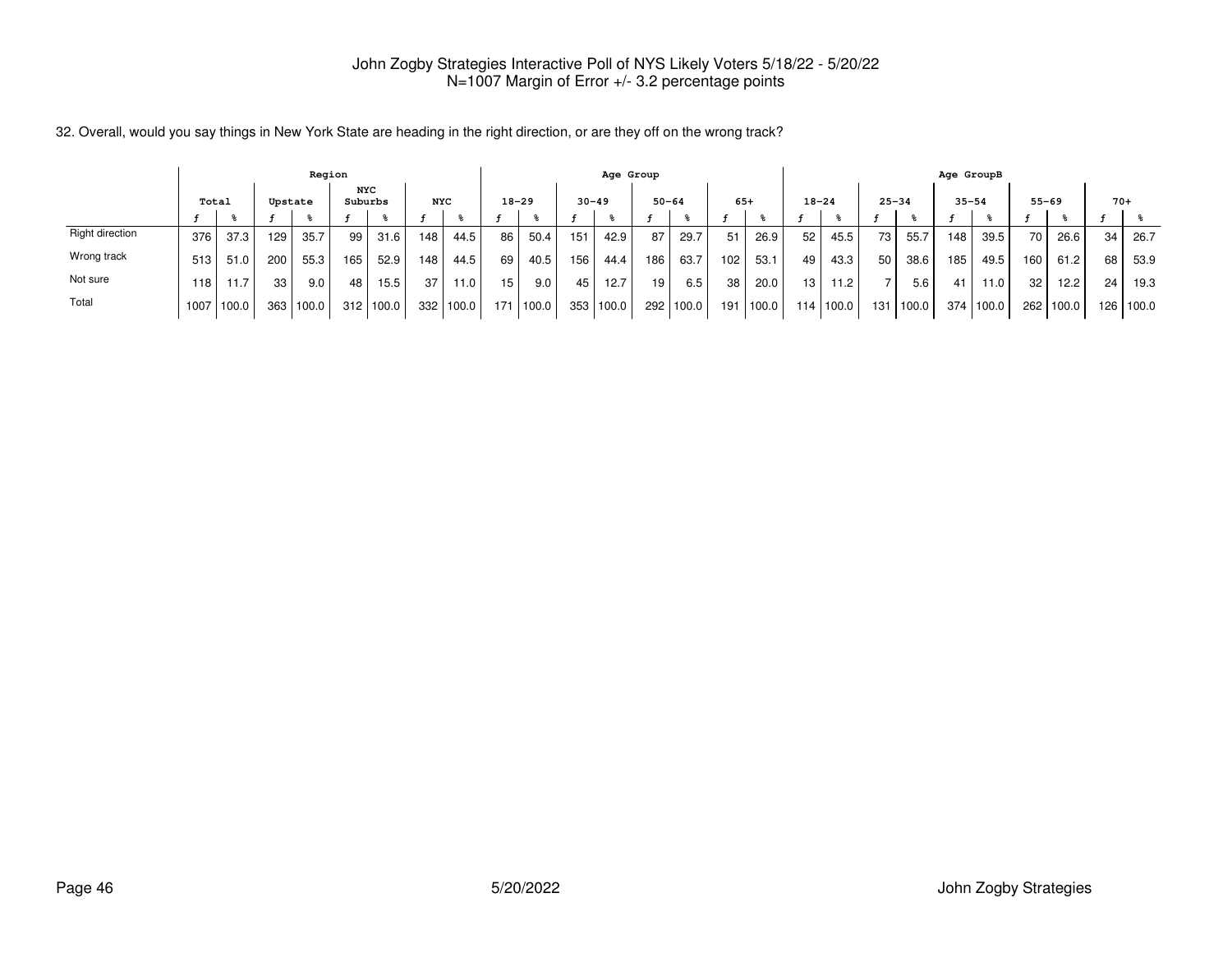John Zogby Strategies Interactive Poll of NYS Likely Voters 5/18/22 - 5/20/22
N=1007 Margin of Error +/- 3.2 percentage points

32. Overall, would you say things in New York State are heading in the right direction, or are they off on the wrong track?

| | Total | | Region | | | | | | Age Group | | | | | | | | Age GroupB | | | | | | | | | |
|---|---|---|---|---|---|---|---|---|---|---|---|---|---|---|---|---|---|---|---|---|---|---|---|---|---|---|
| | | | Upstate | | NYC Suburbs | | NYC | | 18-29 | | 30-49 | | 50-64 | | 65+ | | 18-24 | | 25-34 | | 35-54 | | 55-69 | | 70+ | |
| | f | % | f | % | f | % | f | % | f | % | f | % | f | % | f | % | f | % | f | % | f | % | f | % | f | % |
| Right direction | 376 | 37.3 | 129 | 35.7 | 99 | 31.6 | 148 | 44.5 | 86 | 50.4 | 151 | 42.9 | 87 | 29.7 | 51 | 26.9 | 52 | 45.5 | 73 | 55.7 | 148 | 39.5 | 70 | 26.6 | 34 | 26.7 |
| Wrong track | 513 | 51.0 | 200 | 55.3 | 165 | 52.9 | 148 | 44.5 | 69 | 40.5 | 156 | 44.4 | 186 | 63.7 | 102 | 53.1 | 49 | 43.3 | 50 | 38.6 | 185 | 49.5 | 160 | 61.2 | 68 | 53.9 |
| Not sure | 118 | 11.7 | 33 | 9.0 | 48 | 15.5 | 37 | 11.0 | 15 | 9.0 | 45 | 12.7 | 19 | 6.5 | 38 | 20.0 | 13 | 11.2 | 7 | 5.6 | 41 | 11.0 | 32 | 12.2 | 24 | 19.3 |
| Total | 1007 | 100.0 | 363 | 100.0 | 312 | 100.0 | 332 | 100.0 | 171 | 100.0 | 353 | 100.0 | 292 | 100.0 | 191 | 100.0 | 114 | 100.0 | 131 | 100.0 | 374 | 100.0 | 262 | 100.0 | 126 | 100.0 |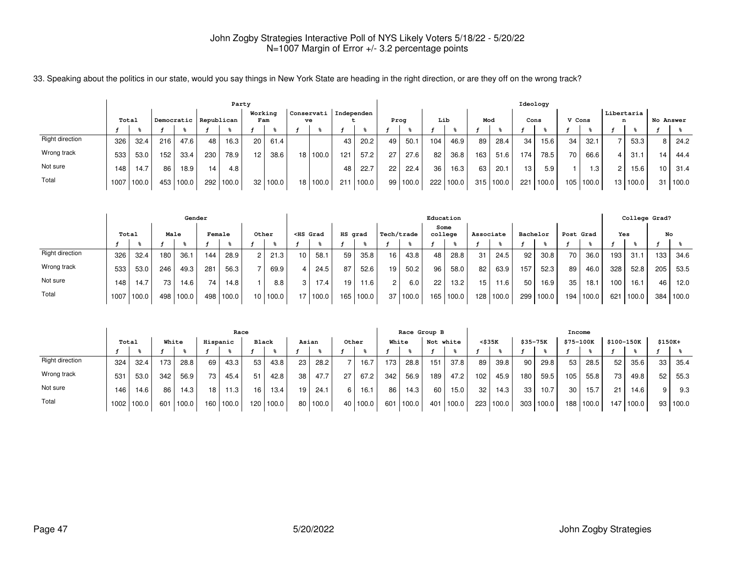John Zogby Strategies Interactive Poll of NYS Likely Voters 5/18/22 - 5/20/22
N=1007 Margin of Error +/- 3.2 percentage points

33. Speaking about the politics in our state, would you say things in New York State are heading in the right direction, or are they off on the wrong track?

| | Total | | Party | | | | | | | | | | | | Ideology | | | | | | | | | | | | | |
|---|---|---|---|---|---|---|---|---|---|---|---|---|---|---|---|---|---|---|---|---|---|---|---|---|---|---|---|---|
| | | | Democratic | | Republican | | Working Fam | | Conservative | | Independent | | Prog | | Lib | | Mod | | Cons | | V Cons | | Libertarian | | No Answer | |
| | f | % | f | % | f | % | f | % | f | % | f | % | f | % | f | % | f | % | f | % | f | % | f | % | f | % |
| Right direction | 326 | 32.4 | 216 | 47.6 | 48 | 16.3 | 20 | 61.4 | | | 43 | 20.2 | 49 | 50.1 | 104 | 46.9 | 89 | 28.4 | 34 | 15.6 | 34 | 32.1 | 7 | 53.3 | 8 | 24.2 |
| Wrong track | 533 | 53.0 | 152 | 33.4 | 230 | 78.9 | 12 | 38.6 | 18 | 100.0 | 121 | 57.2 | 27 | 27.6 | 82 | 36.8 | 163 | 51.6 | 174 | 78.5 | 70 | 66.6 | 4 | 31.1 | 14 | 44.4 |
| Not sure | 148 | 14.7 | 86 | 18.9 | 14 | 4.8 | | | | | 48 | 22.7 | 22 | 22.4 | 36 | 16.3 | 63 | 20.1 | 13 | 5.9 | 1 | 1.3 | 2 | 15.6 | 10 | 31.4 |
| Total | 1007 | 100.0 | 453 | 100.0 | 292 | 100.0 | 32 | 100.0 | 18 | 100.0 | 211 | 100.0 | 99 | 100.0 | 222 | 100.0 | 315 | 100.0 | 221 | 100.0 | 105 | 100.0 | 13 | 100.0 | 31 | 100.0 |

| | Total | | Gender | | | | | | Education | | | | | | | | | | | | | | College Grad? | | | |
|---|---|---|---|---|---|---|---|---|---|---|---|---|---|---|---|---|---|---|---|---|---|---|---|---|---|---|
| | | | Male | | Female | | Other | | <HS Grad | | HS grad | | Tech/trade | | Some college | | Associate | | Bachelor | | Post Grad | | Yes | | No | |
| | f | % | f | % | f | % | f | % | f | % | f | % | f | % | f | % | f | % | f | % | f | % | f | % | f | % |
| Right direction | 326 | 32.4 | 180 | 36.1 | 144 | 28.9 | 2 | 21.3 | 10 | 58.1 | 59 | 35.8 | 16 | 43.8 | 48 | 28.8 | 31 | 24.5 | 92 | 30.8 | 70 | 36.0 | 193 | 31.1 | 133 | 34.6 |
| Wrong track | 533 | 53.0 | 246 | 49.3 | 281 | 56.3 | 7 | 69.9 | 4 | 24.5 | 87 | 52.6 | 19 | 50.2 | 96 | 58.0 | 82 | 63.9 | 157 | 52.3 | 89 | 46.0 | 328 | 52.8 | 205 | 53.5 |
| Not sure | 148 | 14.7 | 73 | 14.6 | 74 | 14.8 | 1 | 8.8 | 3 | 17.4 | 19 | 11.6 | 2 | 6.0 | 22 | 13.2 | 15 | 11.6 | 50 | 16.9 | 35 | 18.1 | 100 | 16.1 | 46 | 12.0 |
| Total | 1007 | 100.0 | 498 | 100.0 | 498 | 100.0 | 10 | 100.0 | 17 | 100.0 | 165 | 100.0 | 37 | 100.0 | 165 | 100.0 | 128 | 100.0 | 299 | 100.0 | 194 | 100.0 | 621 | 100.0 | 384 | 100.0 |

| | Total | | Race | | | | | | | | | | Race Group B | | | | Income | | | | | | | | | |
|---|---|---|---|---|---|---|---|---|---|---|---|---|---|---|---|---|---|---|---|---|---|---|---|---|---|---|
| | | | White | | Hispanic | | Black | | Asian | | Other | | White | | Not white | | <$35K | | $35-75K | | $75-100K | | $100-150K | | $150K+ | |
| | f | % | f | % | f | % | f | % | f | % | f | % | f | % | f | % | f | % | f | % | f | % | f | % | f | % |
| Right direction | 324 | 32.4 | 173 | 28.8 | 69 | 43.3 | 53 | 43.8 | 23 | 28.2 | 7 | 16.7 | 173 | 28.8 | 151 | 37.8 | 89 | 39.8 | 90 | 29.8 | 53 | 28.5 | 52 | 35.6 | 33 | 35.4 |
| Wrong track | 531 | 53.0 | 342 | 56.9 | 73 | 45.4 | 51 | 42.8 | 38 | 47.7 | 27 | 67.2 | 342 | 56.9 | 189 | 47.2 | 102 | 45.9 | 180 | 59.5 | 105 | 55.8 | 73 | 49.8 | 52 | 55.3 |
| Not sure | 146 | 14.6 | 86 | 14.3 | 18 | 11.3 | 16 | 13.4 | 19 | 24.1 | 6 | 16.1 | 86 | 14.3 | 60 | 15.0 | 32 | 14.3 | 33 | 10.7 | 30 | 15.7 | 21 | 14.6 | 9 | 9.3 |
| Total | 1002 | 100.0 | 601 | 100.0 | 160 | 100.0 | 120 | 100.0 | 80 | 100.0 | 40 | 100.0 | 601 | 100.0 | 401 | 100.0 | 223 | 100.0 | 303 | 100.0 | 188 | 100.0 | 147 | 100.0 | 93 | 100.0 |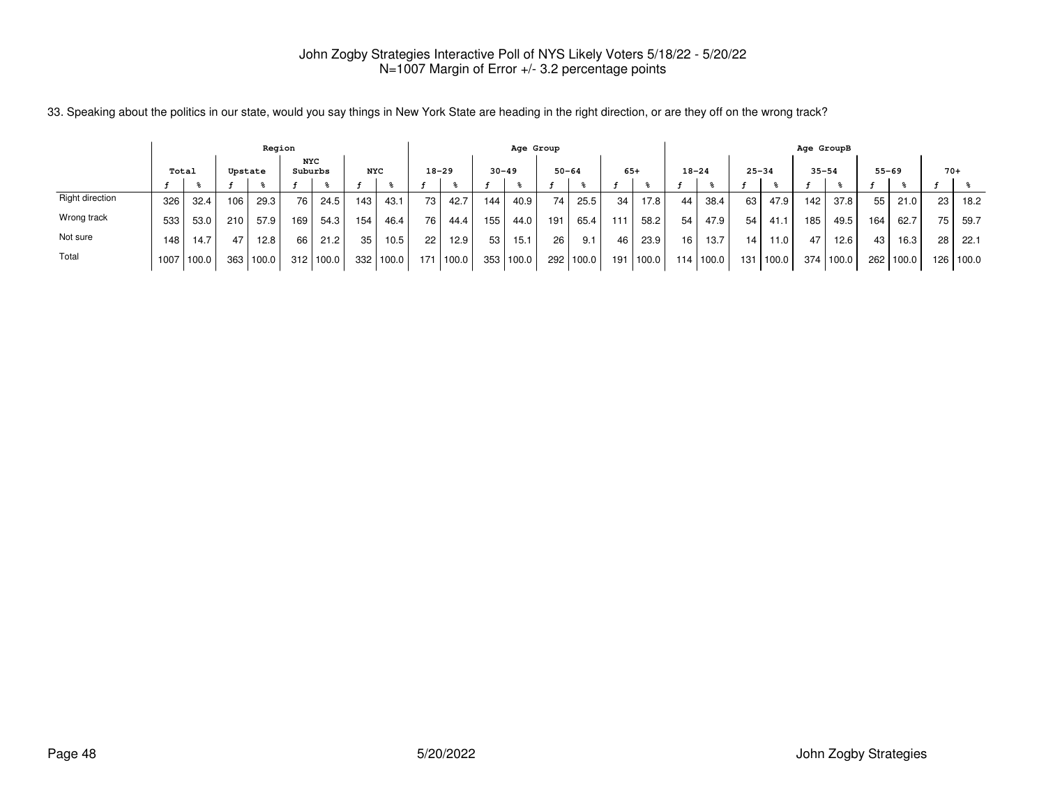John Zogby Strategies Interactive Poll of NYS Likely Voters 5/18/22 - 5/20/22
N=1007 Margin of Error +/- 3.2 percentage points

33. Speaking about the politics in our state, would you say things in New York State are heading in the right direction, or are they off on the wrong track?

| | Total | | Region | | | | | | Age Group | | | | | | | | Age GroupB | | | | | | | | | |
|---|---|---|---|---|---|---|---|---|---|---|---|---|---|---|---|---|---|---|---|---|---|---|---|---|---|---|
| | | | Upstate | | NYC Suburbs | | NYC | | 18-29 | | 30-49 | | 50-64 | | 65+ | | 18-24 | | 25-34 | | 35-54 | | 55-69 | | 70+ | |
| | f | % | f | % | f | % | f | % | f | % | f | % | f | % | f | % | f | % | f | % | f | % | f | % | f | % |
| Right direction | 326 | 32.4 | 106 | 29.3 | 76 | 24.5 | 143 | 43.1 | 73 | 42.7 | 144 | 40.9 | 74 | 25.5 | 34 | 17.8 | 44 | 38.4 | 63 | 47.9 | 142 | 37.8 | 55 | 21.0 | 23 | 18.2 |
| Wrong track | 533 | 53.0 | 210 | 57.9 | 169 | 54.3 | 154 | 46.4 | 76 | 44.4 | 155 | 44.0 | 191 | 65.4 | 111 | 58.2 | 54 | 47.9 | 54 | 41.1 | 185 | 49.5 | 164 | 62.7 | 75 | 59.7 |
| Not sure | 148 | 14.7 | 47 | 12.8 | 66 | 21.2 | 35 | 10.5 | 22 | 12.9 | 53 | 15.1 | 26 | 9.1 | 46 | 23.9 | 16 | 13.7 | 14 | 11.0 | 47 | 12.6 | 43 | 16.3 | 28 | 22.1 |
| Total | 1007 | 100.0 | 363 | 100.0 | 312 | 100.0 | 332 | 100.0 | 171 | 100.0 | 353 | 100.0 | 292 | 100.0 | 191 | 100.0 | 114 | 100.0 | 131 | 100.0 | 374 | 100.0 | 262 | 100.0 | 126 | 100.0 |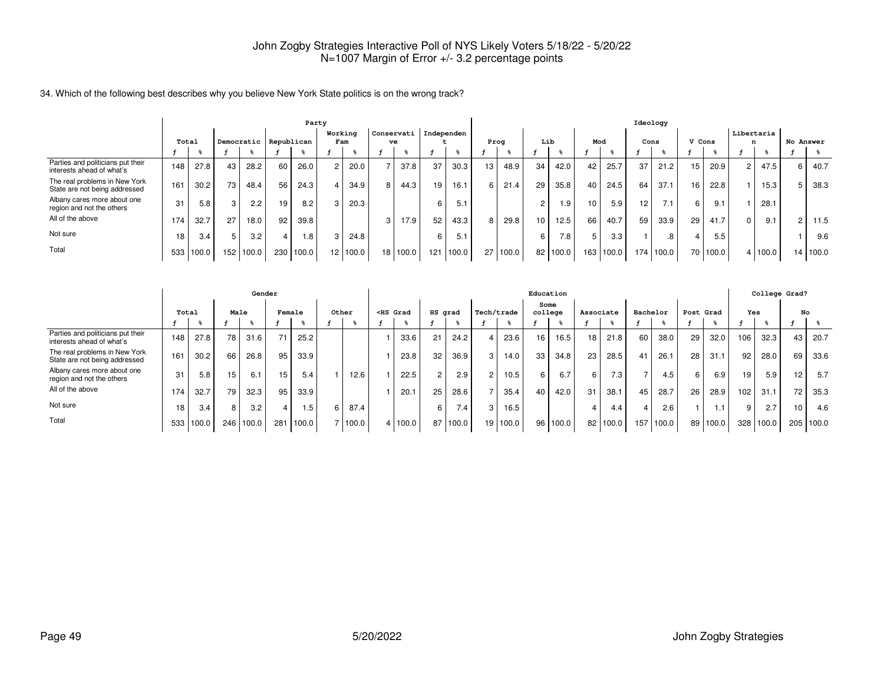John Zogby Strategies Interactive Poll of NYS Likely Voters 5/18/22 - 5/20/22
N=1007 Margin of Error +/- 3.2 percentage points

34. Which of the following best describes why you believe New York State politics is on the wrong track?

| | Party | | | | | | | | | | | | Ideology | | | | | | | | | | | | | |
|---|---|---|---|---|---|---|---|---|---|---|---|---|---|---|---|---|---|---|---|---|---|---|---|---|---|---|
| | Total | | Democratic | | Republican | | Working Fam | | Conservative | | Independent | | Prog | | Lib | | Mod | | Cons | | V Cons | | Libertarian | | No Answer | |
| | f | % | f | % | f | % | f | % | f | % | f | % | f | % | f | % | f | % | f | % | f | % | f | % | f | % |
| Parties and politicians put their interests ahead of what's | 148 | 27.8 | 43 | 28.2 | 60 | 26.0 | 2 | 20.0 | 7 | 37.8 | 37 | 30.3 | 13 | 48.9 | 34 | 42.0 | 42 | 25.7 | 37 | 21.2 | 15 | 20.9 | 2 | 47.5 | 6 | 40.7 |
| The real problems in New York State are not being addressed | 161 | 30.2 | 73 | 48.4 | 56 | 24.3 | 4 | 34.9 | 8 | 44.3 | 19 | 16.1 | 6 | 21.4 | 29 | 35.8 | 40 | 24.5 | 64 | 37.1 | 16 | 22.8 | 1 | 15.3 | 5 | 38.3 |
| Albany cares more about one region and not the others | 31 | 5.8 | 3 | 2.2 | 19 | 8.2 | 3 | 20.3 | | | 6 | 5.1 | | | 2 | 1.9 | 10 | 5.9 | 12 | 7.1 | 6 | 9.1 | 1 | 28.1 | | |
| All of the above | 174 | 32.7 | 27 | 18.0 | 92 | 39.8 | | | 3 | 17.9 | 52 | 43.3 | 8 | 29.8 | 10 | 12.5 | 66 | 40.7 | 59 | 33.9 | 29 | 41.7 | 0 | 9.1 | 2 | 11.5 |
| Not sure | 18 | 3.4 | 5 | 3.2 | 4 | 1.8 | 3 | 24.8 | | | 6 | 5.1 | | | 6 | 7.8 | 5 | 3.3 | 1 | .8 | 4 | 5.5 | | | 1 | 9.6 |
| Total | 533 | 100.0 | 152 | 100.0 | 230 | 100.0 | 12 | 100.0 | 18 | 100.0 | 121 | 100.0 | 27 | 100.0 | 82 | 100.0 | 163 | 100.0 | 174 | 100.0 | 70 | 100.0 | 4 | 100.0 | 14 | 100.0 |

| | Gender | | | | | | | | Education | | | | | | | | | | | | | | College Grad? | | | |
|---|---|---|---|---|---|---|---|---|---|---|---|---|---|---|---|---|---|---|---|---|---|---|---|---|---|---|
| | Total | | Male | | Female | | Other | | <HS Grad | | HS grad | | Tech/trade | | Some college | | Associate | | Bachelor | | Post Grad | | Yes | | No | |
| | f | % | f | % | f | % | f | % | f | % | f | % | f | % | f | % | f | % | f | % | f | % | f | % | f | % |
| Parties and politicians put their interests ahead of what's | 148 | 27.8 | 78 | 31.6 | 71 | 25.2 | | | 1 | 33.6 | 21 | 24.2 | 4 | 23.6 | 16 | 16.5 | 18 | 21.8 | 60 | 38.0 | 29 | 32.0 | 106 | 32.3 | 43 | 20.7 |
| The real problems in New York State are not being addressed | 161 | 30.2 | 66 | 26.8 | 95 | 33.9 | | | 1 | 23.8 | 32 | 36.9 | 3 | 14.0 | 33 | 34.8 | 23 | 28.5 | 41 | 26.1 | 28 | 31.1 | 92 | 28.0 | 69 | 33.6 |
| Albany cares more about one region and not the others | 31 | 5.8 | 15 | 6.1 | 15 | 5.4 | 1 | 12.6 | 1 | 22.5 | 2 | 2.9 | 2 | 10.5 | 6 | 6.7 | 6 | 7.3 | 7 | 4.5 | 6 | 6.9 | 19 | 5.9 | 12 | 5.7 |
| All of the above | 174 | 32.7 | 79 | 32.3 | 95 | 33.9 | | | 1 | 20.1 | 25 | 28.6 | 7 | 35.4 | 40 | 42.0 | 31 | 38.1 | 45 | 28.7 | 26 | 28.9 | 102 | 31.1 | 72 | 35.3 |
| Not sure | 18 | 3.4 | 8 | 3.2 | 4 | 1.5 | 6 | 87.4 | | | 6 | 7.4 | 3 | 16.5 | | | 4 | 4.4 | 4 | 2.6 | 1 | 1.1 | 9 | 2.7 | 10 | 4.6 |
| Total | 533 | 100.0 | 246 | 100.0 | 281 | 100.0 | 7 | 100.0 | 4 | 100.0 | 87 | 100.0 | 19 | 100.0 | 96 | 100.0 | 82 | 100.0 | 157 | 100.0 | 89 | 100.0 | 328 | 100.0 | 205 | 100.0 |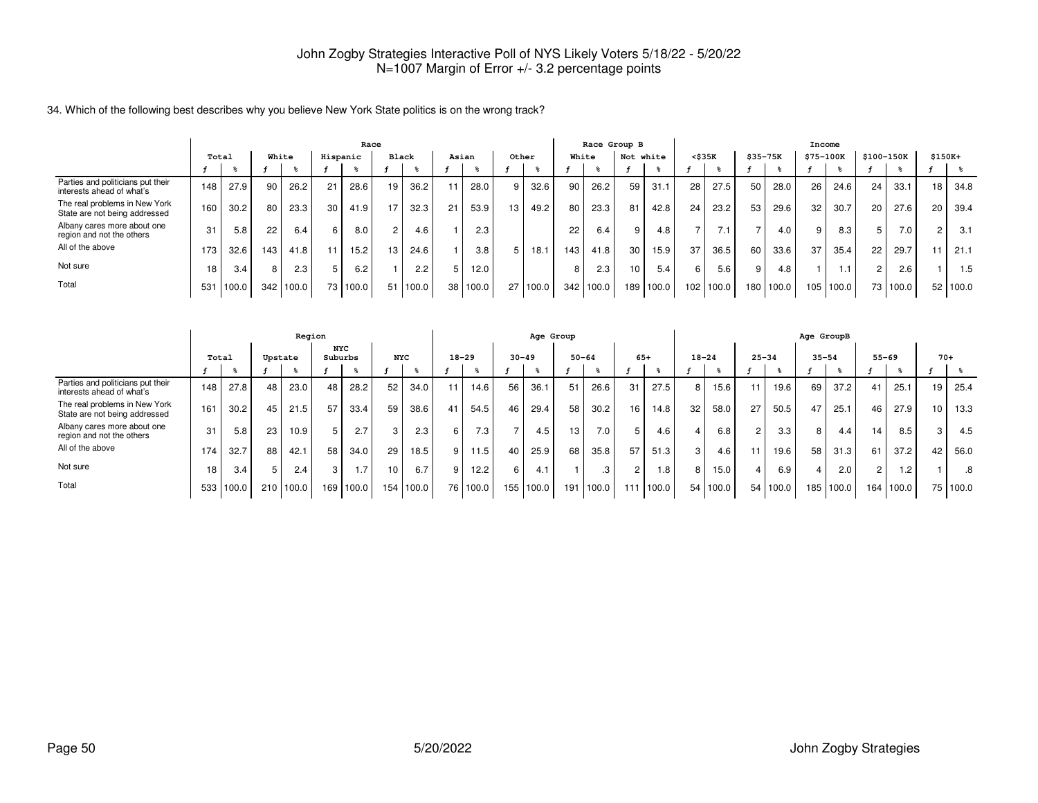John Zogby Strategies Interactive Poll of NYS Likely Voters 5/18/22 - 5/20/22
N=1007 Margin of Error +/- 3.2 percentage points

34. Which of the following best describes why you believe New York State politics is on the wrong track?

| | Total | | Race | | | | | | | | | | | | Race Group B | | | | Income | | | | | | | | | |
|---|---|---|---|---|---|---|---|---|---|---|---|---|---|---|---|---|---|---|---|---|---|---|---|---|---|---|---|---|
| | | | White | | Hispanic | | Black | | Asian | | Other | | | | White | | Not white | | <$35K | | $35-75K | | $75-100K | | $100-150K | | $150K+ | |
| | f | % | f | % | f | % | f | % | f | % | f | % | | | f | % | f | % | f | % | f | % | f | % | f | % | f | % |
| Parties and politicians put their interests ahead of what's | 148 | 27.9 | 90 | 26.2 | 21 | 28.6 | 19 | 36.2 | 11 | 28.0 | 9 | 32.6 | | | 90 | 26.2 | 59 | 31.1 | 28 | 27.5 | 50 | 28.0 | 26 | 24.6 | 24 | 33.1 | 18 | 34.8 |
| The real problems in New York State are not being addressed | 160 | 30.2 | 80 | 23.3 | 30 | 41.9 | 17 | 32.3 | 21 | 53.9 | 13 | 49.2 | | | 80 | 23.3 | 81 | 42.8 | 24 | 23.2 | 53 | 29.6 | 32 | 30.7 | 20 | 27.6 | 20 | 39.4 |
| Albany cares more about one region and not the others | 31 | 5.8 | 22 | 6.4 | 6 | 8.0 | 2 | 4.6 | 1 | 2.3 | | | | | 22 | 6.4 | 9 | 4.8 | 7 | 7.1 | 7 | 4.0 | 9 | 8.3 | 5 | 7.0 | 2 | 3.1 |
| All of the above | 173 | 32.6 | 143 | 41.8 | 11 | 15.2 | 13 | 24.6 | 1 | 3.8 | 5 | 18.1 | | | 143 | 41.8 | 30 | 15.9 | 37 | 36.5 | 60 | 33.6 | 37 | 35.4 | 22 | 29.7 | 11 | 21.1 |
| Not sure | 18 | 3.4 | 8 | 2.3 | 5 | 6.2 | 1 | 2.2 | 5 | 12.0 | | | | | 8 | 2.3 | 10 | 5.4 | 6 | 5.6 | 9 | 4.8 | 1 | 1.1 | 2 | 2.6 | 1 | 1.5 |
| Total | 531 | 100.0 | 342 | 100.0 | 73 | 100.0 | 51 | 100.0 | 38 | 100.0 | 27 | 100.0 | | | 342 | 100.0 | 189 | 100.0 | 102 | 100.0 | 180 | 100.0 | 105 | 100.0 | 73 | 100.0 | 52 | 100.0 |

| | Total | | Region | | | | | | Age Group | | | | | | | | Age GroupB | | | | | | | | | |
|---|---|---|---|---|---|---|---|---|---|---|---|---|---|---|---|---|---|---|---|---|---|---|---|---|---|---|
| | | | Upstate | | NYC Suburbs | | NYC | | 18-29 | | 30-49 | | 50-64 | | 65+ | | 18-24 | | 25-34 | | 35-54 | | 55-69 | | 70+ | |
| | f | % | f | % | f | % | f | % | f | % | f | % | f | % | f | % | f | % | f | % | f | % | f | % | f | % |
| Parties and politicians put their interests ahead of what's | 148 | 27.8 | 48 | 23.0 | 48 | 28.2 | 52 | 34.0 | 11 | 14.6 | 56 | 36.1 | 51 | 26.6 | 31 | 27.5 | 8 | 15.6 | 11 | 19.6 | 69 | 37.2 | 41 | 25.1 | 19 | 25.4 |
| The real problems in New York State are not being addressed | 161 | 30.2 | 45 | 21.5 | 57 | 33.4 | 59 | 38.6 | 41 | 54.5 | 46 | 29.4 | 58 | 30.2 | 16 | 14.8 | 32 | 58.0 | 27 | 50.5 | 47 | 25.1 | 46 | 27.9 | 10 | 13.3 |
| Albany cares more about one region and not the others | 31 | 5.8 | 23 | 10.9 | 5 | 2.7 | 3 | 2.3 | 6 | 7.3 | 7 | 4.5 | 13 | 7.0 | 5 | 4.6 | 4 | 6.8 | 2 | 3.3 | 8 | 4.4 | 14 | 8.5 | 3 | 4.5 |
| All of the above | 174 | 32.7 | 88 | 42.1 | 58 | 34.0 | 29 | 18.5 | 9 | 11.5 | 40 | 25.9 | 68 | 35.8 | 57 | 51.3 | 3 | 4.6 | 11 | 19.6 | 58 | 31.3 | 61 | 37.2 | 42 | 56.0 |
| Not sure | 18 | 3.4 | 5 | 2.4 | 3 | 1.7 | 10 | 6.7 | 9 | 12.2 | 6 | 4.1 | 1 | .3 | 2 | 1.8 | 8 | 15.0 | 4 | 6.9 | 4 | 2.0 | 2 | 1.2 | 1 | .8 |
| Total | 533 | 100.0 | 210 | 100.0 | 169 | 100.0 | 154 | 100.0 | 76 | 100.0 | 155 | 100.0 | 191 | 100.0 | 111 | 100.0 | 54 | 100.0 | 54 | 100.0 | 185 | 100.0 | 164 | 100.0 | 75 | 100.0 |